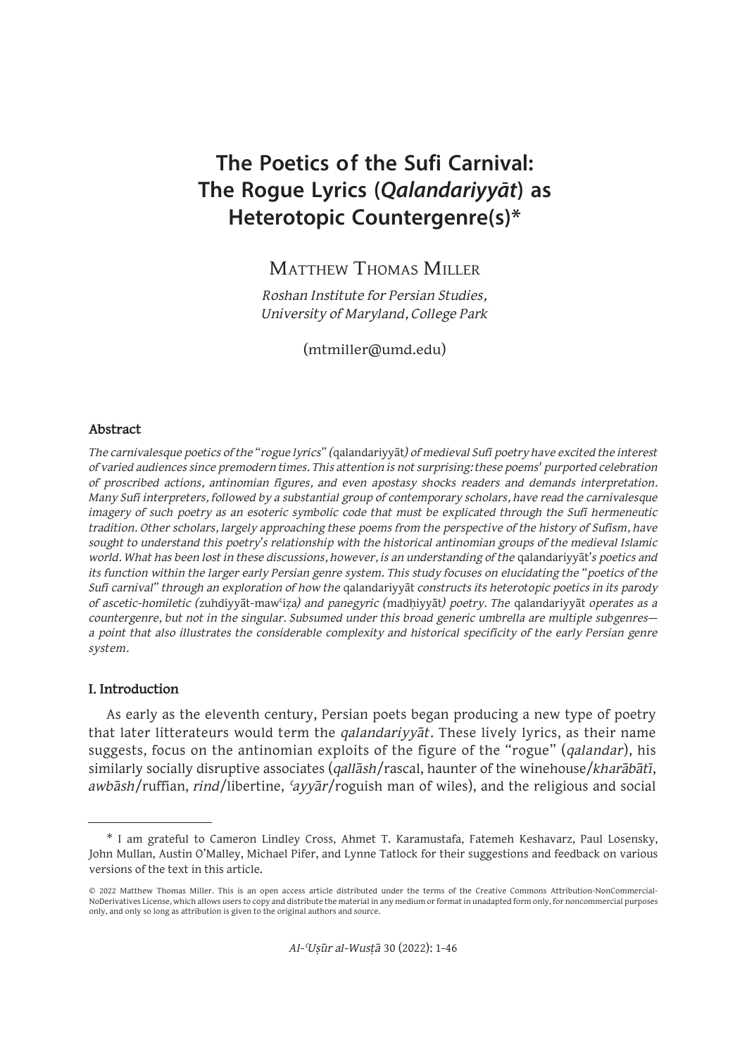# The Poetics of the Sufi Carnival: The Rogue Lyrics (*Qalandariyyāt*) as Heterotopic Countergenre(s)*

Matthew Thomas Miller

*Roshan Institute for Persian Studies, University of Maryland, College Park*

(mtmiller@umd.edu)

## Abstract

*The carnivalesque poetics of the "rogue lyrics" (*qalandariyyāt*) of medieval Sufi poetry have excited the interest of varied audiences since premodern times. This attention is not surprising: these poems' purported celebration of proscribed actions, antinomian figures, and even apostasy shocks readers and demands interpretation. Many Sufi interpreters, followed by a substantial group of contemporary scholars, have read the carnivalesque imagery of such poetry as an esoteric symbolic code that must be explicated through the Sufi hermeneutic tradition. Other scholars, largely approaching these poems from the perspective of the history of Sufism, have sought to understand this poetry's relationship with the historical antinomian groups of the medieval Islamic world. What has been lost in these discussions, however, is an understanding of the* qalandariyyāt*'s poetics and its function within the larger early Persian genre system. This study focuses on elucidating the "poetics of the Sufi carnival" through an exploration of how the* qalandariyyāt *constructs its heterotopic poetics in its parody of ascetic-homiletic (*zuhdiyyāt-mawʿiẓa*) and panegyric (*madḥiyyāt*) poetry. The* qalandariyyāt *operates as a countergenre, but not in the singular. Subsumed under this broad generic umbrella are multiple subgenres—a point that also illustrates the considerable complexity and historical specificity of the early Persian genre system.*

## I. Introduction

As early as the eleventh century, Persian poets began producing a new type of poetry that later litterateurs would term the *qalandariyyāt*. These lively lyrics, as their name suggests, focus on the antinomian exploits of the figure of the "rogue" (*qalandar*), his similarly socially disruptive associates (*qallāsh*/rascal, haunter of the winehouse/*kharābātī*, *awbāsh*/ruffian, *rind*/libertine, *ʿayyār*/roguish man of wiles), and the religious and social

---

\* I am grateful to Cameron Lindley Cross, Ahmet T. Karamustafa, Fatemeh Keshavarz, Paul Losensky, John Mullan, Austin O'Malley, Michael Pifer, and Lynne Tatlock for their suggestions and feedback on various versions of the text in this article.

© 2022 Matthew Thomas Miller. This is an open access article distributed under the terms of the Creative Commons Attribution-NonCommercial-NoDerivatives License, which allows users to copy and distribute the material in any medium or format in unadapted form only, for noncommercial purposes only, and only so long as attribution is given to the original authors and source.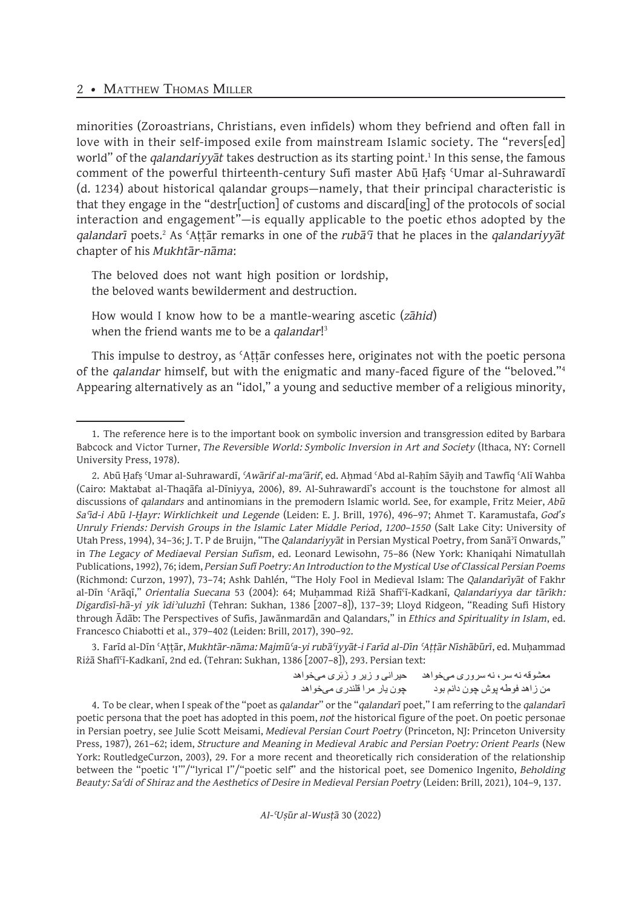minorities (Zoroastrians, Christians, even infidels) whom they befriend and often fall in love with in their self-imposed exile from mainstream Islamic society. The "revers[ed] world" of the *qalandariyyāt* takes destruction as its starting point.[1] In this sense, the famous comment of the powerful thirteenth-century Sufi master Abū Ḥafṣ ʿUmar al-Suhrawardī (d. 1234) about historical qalandar groups—namely, that their principal characteristic is that they engage in the "destr[uction] of customs and discard[ing] of the protocols of social interaction and engagement"—is equally applicable to the poetic ethos adopted by the *qalandarī* poets.[2] As ʿAṭṭār remarks in one of the *rubāʿī* that he places in the *qalandariyyāt* chapter of his *Mukhtār-nāma*:

> The beloved does not want high position or lordship,
> the beloved wants bewilderment and destruction.
>
> How would I know how to be a mantle-wearing ascetic (*zāhid*)
> when the friend wants me to be a *qalandar*![3]

This impulse to destroy, as ʿAṭṭār confesses here, originates not with the poetic persona of the *qalandar* himself, but with the enigmatic and many-faced figure of the "beloved."[4] Appearing alternatively as an "idol," a young and seductive member of a religious minority,

---

1. The reference here is to the important book on symbolic inversion and transgression edited by Barbara Babcock and Victor Turner, *The Reversible World: Symbolic Inversion in Art and Society* (Ithaca, NY: Cornell University Press, 1978).

2. Abū Ḥafṣ ʿUmar al-Suhrawardī, *ʿAwārif al-maʿārif*, ed. Aḥmad ʿAbd al-Raḥīm Sāyiḥ and Tawfīq ʿAlī Wahba (Cairo: Maktabat al-Thaqāfa al-Dīniyya, 2006), 89. Al-Suhrawardī's account is the touchstone for almost all discussions of *qalandars* and antinomians in the premodern Islamic world. See, for example, Fritz Meier, *Abū Saʿīd-i Abū l-Ḫayr: Wirklichkeit und Legende* (Leiden: E. J. Brill, 1976), 496–97; Ahmet T. Karamustafa, *God's Unruly Friends: Dervish Groups in the Islamic Later Middle Period, 1200–1550* (Salt Lake City: University of Utah Press, 1994), 34–36; J. T. P de Bruijn, "The *Qalandariyyāt* in Persian Mystical Poetry, from Sanāʾī Onwards," in *The Legacy of Mediaeval Persian Sufism*, ed. Leonard Lewisohn, 75–86 (New York: Khaniqahi Nimatullah Publications, 1992), 76; idem, *Persian Sufi Poetry: An Introduction to the Mystical Use of Classical Persian Poems* (Richmond: Curzon, 1997), 73–74; Ashk Dahlén, "The Holy Fool in Medieval Islam: The *Qalandarīyāt* of Fakhr al-Dīn ʿArāqī," *Orientalia Suecana* 53 (2004): 64; Muḥammad Riżā Shafīʿī-Kadkanī, *Qalandariyya dar tārīkh: Digardīsī-hā-yi yik īdiʾuluzhī* (Tehran: Sukhan, 1386 [2007–8]), 137–39; Lloyd Ridgeon, "Reading Sufi History through Ādāb: The Perspectives of Sufis, Jawānmardān and Qalandars," in *Ethics and Spirituality in Islam*, ed. Francesco Chiabotti et al., 379–402 (Leiden: Brill, 2017), 390–92.

3. Farīd al-Dīn ʿAṭṭār, *Mukhtār-nāma: Majmūʿa-yi rubāʿiyyāt-i Farīd al-Dīn ʿAṭṭār Nīshābūrī*, ed. Muḥammad Riżā Shafīʿī-Kadkanī, 2nd ed. (Tehran: Sukhan, 1386 [2007–8]), 293. Persian text:

معشوقه نه سر، نه سروری می‌خواهد    حیرانی و زیر و زَبَری می‌خواهد
من زاهد فوطه پوش چون دانم بود    چون یار مرا قلندری می‌خواهد

4. To be clear, when I speak of the "poet as *qalandar*" or the "*qalandarī* poet," I am referring to the *qalandarī* poetic persona that the poet has adopted in this poem, *not* the historical figure of the poet. On poetic personae in Persian poetry, see Julie Scott Meisami, *Medieval Persian Court Poetry* (Princeton, NJ: Princeton University Press, 1987), 261–62; idem, *Structure and Meaning in Medieval Arabic and Persian Poetry: Orient Pearls* (New York: RoutledgeCurzon, 2003), 29. For a more recent and theoretically rich consideration of the relationship between the "poetic 'I'"/"lyrical I"/"poetic self" and the historical poet, see Domenico Ingenito, *Beholding Beauty: Saʿdi of Shiraz and the Aesthetics of Desire in Medieval Persian Poetry* (Leiden: Brill, 2021), 104–9, 137.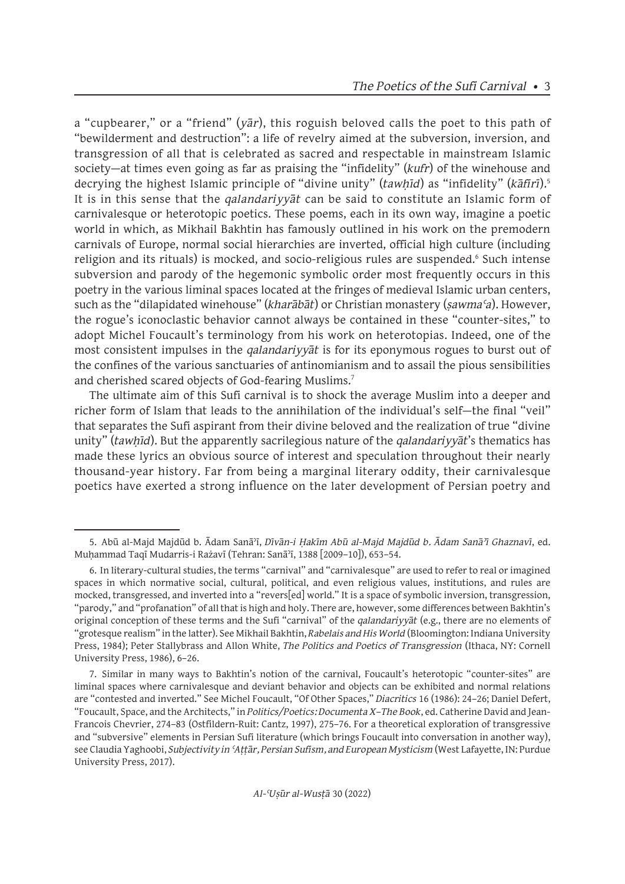a "cupbearer," or a "friend" (*yār*), this roguish beloved calls the poet to this path of "bewilderment and destruction": a life of revelry aimed at the subversion, inversion, and transgression of all that is celebrated as sacred and respectable in mainstream Islamic society—at times even going as far as praising the "infidelity" (*kufr*) of the winehouse and decrying the highest Islamic principle of "divine unity" (*tawḥīd*) as "infidelity" (*kāfirī*).[5] It is in this sense that the *qalandariyyāt* can be said to constitute an Islamic form of carnivalesque or heterotopic poetics. These poems, each in its own way, imagine a poetic world in which, as Mikhail Bakhtin has famously outlined in his work on the premodern carnivals of Europe, normal social hierarchies are inverted, official high culture (including religion and its rituals) is mocked, and socio-religious rules are suspended.[6] Such intense subversion and parody of the hegemonic symbolic order most frequently occurs in this poetry in the various liminal spaces located at the fringes of medieval Islamic urban centers, such as the "dilapidated winehouse" (*kharābāt*) or Christian monastery (*ṣawmaʿa*). However, the rogue's iconoclastic behavior cannot always be contained in these "counter-sites," to adopt Michel Foucault's terminology from his work on heterotopias. Indeed, one of the most consistent impulses in the *qalandariyyāt* is for its eponymous rogues to burst out of the confines of the various sanctuaries of antinomianism and to assail the pious sensibilities and cherished scared objects of God-fearing Muslims.[7]

The ultimate aim of this Sufi carnival is to shock the average Muslim into a deeper and richer form of Islam that leads to the annihilation of the individual's self—the final "veil" that separates the Sufi aspirant from their divine beloved and the realization of true "divine unity" (*tawḥīd*). But the apparently sacrilegious nature of the *qalandariyyāt*'s thematics has made these lyrics an obvious source of interest and speculation throughout their nearly thousand-year history. Far from being a marginal literary oddity, their carnivalesque poetics have exerted a strong influence on the later development of Persian poetry and

---

5. Abū al-Majd Majdūd b. Ādam Sanāʾī, *Dīvān-i Ḥakīm Abū al-Majd Majdūd b. Ādam Sanāʾī Ghaznavī*, ed. Muḥammad Taqī Mudarris-i Rażavī (Tehran: Sanāʾī, 1388 [2009–10]), 653–54.

6. In literary-cultural studies, the terms "carnival" and "carnivalesque" are used to refer to real or imagined spaces in which normative social, cultural, political, and even religious values, institutions, and rules are mocked, transgressed, and inverted into a "revers[ed] world." It is a space of symbolic inversion, transgression, "parody," and "profanation" of all that is high and holy. There are, however, some differences between Bakhtin's original conception of these terms and the Sufi "carnival" of the *qalandariyyāt* (e.g., there are no elements of "grotesque realism" in the latter). See Mikhail Bakhtin, *Rabelais and His World* (Bloomington: Indiana University Press, 1984); Peter Stallybrass and Allon White, *The Politics and Poetics of Transgression* (Ithaca, NY: Cornell University Press, 1986), 6–26.

7. Similar in many ways to Bakhtin's notion of the carnival, Foucault's heterotopic "counter-sites" are liminal spaces where carnivalesque and deviant behavior and objects can be exhibited and normal relations are "contested and inverted." See Michel Foucault, "Of Other Spaces," *Diacritics* 16 (1986): 24–26; Daniel Defert, "Foucault, Space, and the Architects," in *Politics/Poetics: Documenta X–The Book*, ed. Catherine David and Jean-Francois Chevrier, 274–83 (Ostfildern-Ruit: Cantz, 1997), 275–76. For a theoretical exploration of transgressive and "subversive" elements in Persian Sufi literature (which brings Foucault into conversation in another way), see Claudia Yaghoobi, *Subjectivity in ʿAṭṭār, Persian Sufism, and European Mysticism* (West Lafayette, IN: Purdue University Press, 2017).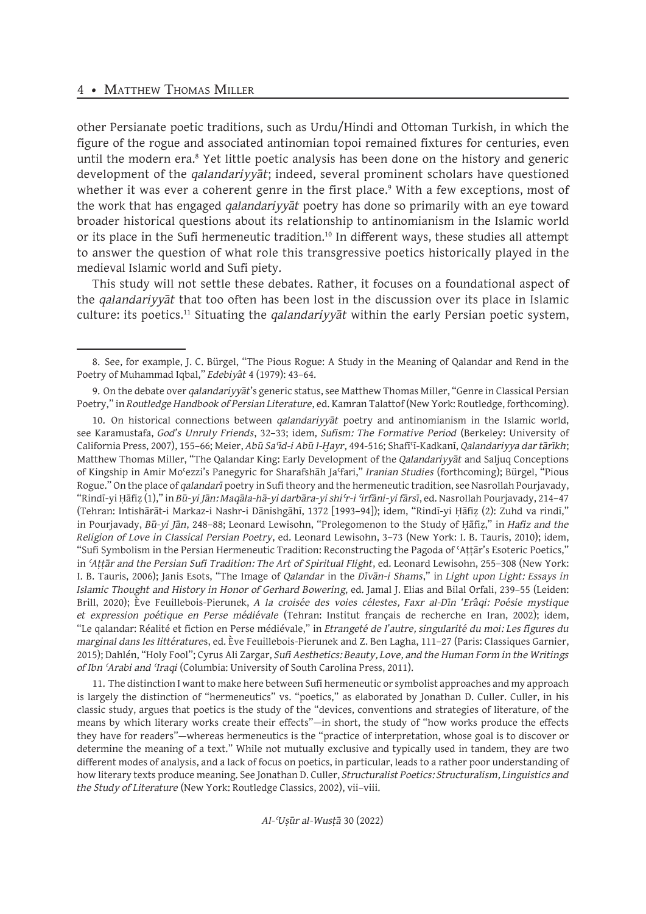other Persianate poetic traditions, such as Urdu/Hindi and Ottoman Turkish, in which the figure of the rogue and associated antinomian topoi remained fixtures for centuries, even until the modern era.[8] Yet little poetic analysis has been done on the history and generic development of the *qalandariyyāt*; indeed, several prominent scholars have questioned whether it was ever a coherent genre in the first place.[9] With a few exceptions, most of the work that has engaged *qalandariyyāt* poetry has done so primarily with an eye toward broader historical questions about its relationship to antinomianism in the Islamic world or its place in the Sufi hermeneutic tradition.[10] In different ways, these studies all attempt to answer the question of what role this transgressive poetics historically played in the medieval Islamic world and Sufi piety.

This study will not settle these debates. Rather, it focuses on a foundational aspect of the *qalandariyyāt* that too often has been lost in the discussion over its place in Islamic culture: its poetics.[11] Situating the *qalandariyyāt* within the early Persian poetic system,

---

8. See, for example, J. C. Bürgel, "The Pious Rogue: A Study in the Meaning of Qalandar and Rend in the Poetry of Muhammad Iqbal," *Edebiyât* 4 (1979): 43–64.

9. On the debate over *qalandariyyāt*'s generic status, see Matthew Thomas Miller, "Genre in Classical Persian Poetry," in *Routledge Handbook of Persian Literature*, ed. Kamran Talattof (New York: Routledge, forthcoming).

10. On historical connections between *qalandariyyāt* poetry and antinomianism in the Islamic world, see Karamustafa, *God's Unruly Friends*, 32–33; idem, *Sufism: The Formative Period* (Berkeley: University of California Press, 2007), 155–66; Meier, *Abū Saʿīd-i Abū l-Ḫayr*, 494-516; Shafīʿī-Kadkanī, *Qalandariyya dar tārīkh*; Matthew Thomas Miller, "The Qalandar King: Early Development of the *Qalandariyyāt* and Saljuq Conceptions of Kingship in Amir Moʿezzi's Panegyric for Sharafshāh Jaʿfari," *Iranian Studies* (forthcoming); Bürgel, "Pious Rogue." On the place of *qalandarī* poetry in Sufi theory and the hermeneutic tradition, see Nasrollah Pourjavady, "Rindī-yi Ḥāfiẓ (1)," in *Bū-yi Jān: Maqāla-hā-yi darbāra-yi shiʿr-i ʿirfānī-yi fārsī*, ed. Nasrollah Pourjavady, 214–47 (Tehran: Intishārāt-i Markaz-i Nashr-i Dānishgāhī, 1372 [1993–94]); idem, "Rindī-yi Ḥāfiẓ (2): Zuhd va rindī," in Pourjavady, *Bū-yi Jān*, 248–88; Leonard Lewisohn, "Prolegomenon to the Study of Ḥāfiẓ," in *Hafiz and the Religion of Love in Classical Persian Poetry*, ed. Leonard Lewisohn, 3–73 (New York: I. B. Tauris, 2010); idem, "Sufi Symbolism in the Persian Hermeneutic Tradition: Reconstructing the Pagoda of ʿAṭṭār's Esoteric Poetics," in *ʿAṭṭār and the Persian Sufi Tradition: The Art of Spiritual Flight*, ed. Leonard Lewisohn, 255–308 (New York: I. B. Tauris, 2006); Janis Esots, "The Image of *Qalandar* in the *Dīvān-i Shams*," in *Light upon Light: Essays in Islamic Thought and History in Honor of Gerhard Bowering*, ed. Jamal J. Elias and Bilal Orfali, 239–55 (Leiden: Brill, 2020); Ève Feuillebois-Pierunek, *A la croisée des voies célestes, Faxr al-Dīn 'Erâqi: Poésie mystique et expression poétique en Perse médiévale* (Tehran: Institut français de recherche en Iran, 2002); idem, "Le qalandar: Réalité et fiction en Perse médiévale," in *Etrangeté de l'autre, singularité du moi: Les figures du marginal dans les littératures*, ed. Ève Feuillebois-Pierunek and Z. Ben Lagha, 111–27 (Paris: Classiques Garnier, 2015); Dahlén, "Holy Fool"; Cyrus Ali Zargar, *Sufi Aesthetics: Beauty, Love, and the Human Form in the Writings of Ibn ʿArabi and ʿIraqi* (Columbia: University of South Carolina Press, 2011).

11. The distinction I want to make here between Sufi hermeneutic or symbolist approaches and my approach is largely the distinction of "hermeneutics" vs. "poetics," as elaborated by Jonathan D. Culler. Culler, in his classic study, argues that poetics is the study of the "devices, conventions and strategies of literature, of the means by which literary works create their effects"—in short, the study of "how works produce the effects they have for readers"—whereas hermeneutics is the "practice of interpretation, whose goal is to discover or determine the meaning of a text." While not mutually exclusive and typically used in tandem, they are two different modes of analysis, and a lack of focus on poetics, in particular, leads to a rather poor understanding of how literary texts produce meaning. See Jonathan D. Culler, *Structuralist Poetics: Structuralism, Linguistics and the Study of Literature* (New York: Routledge Classics, 2002), vii–viii.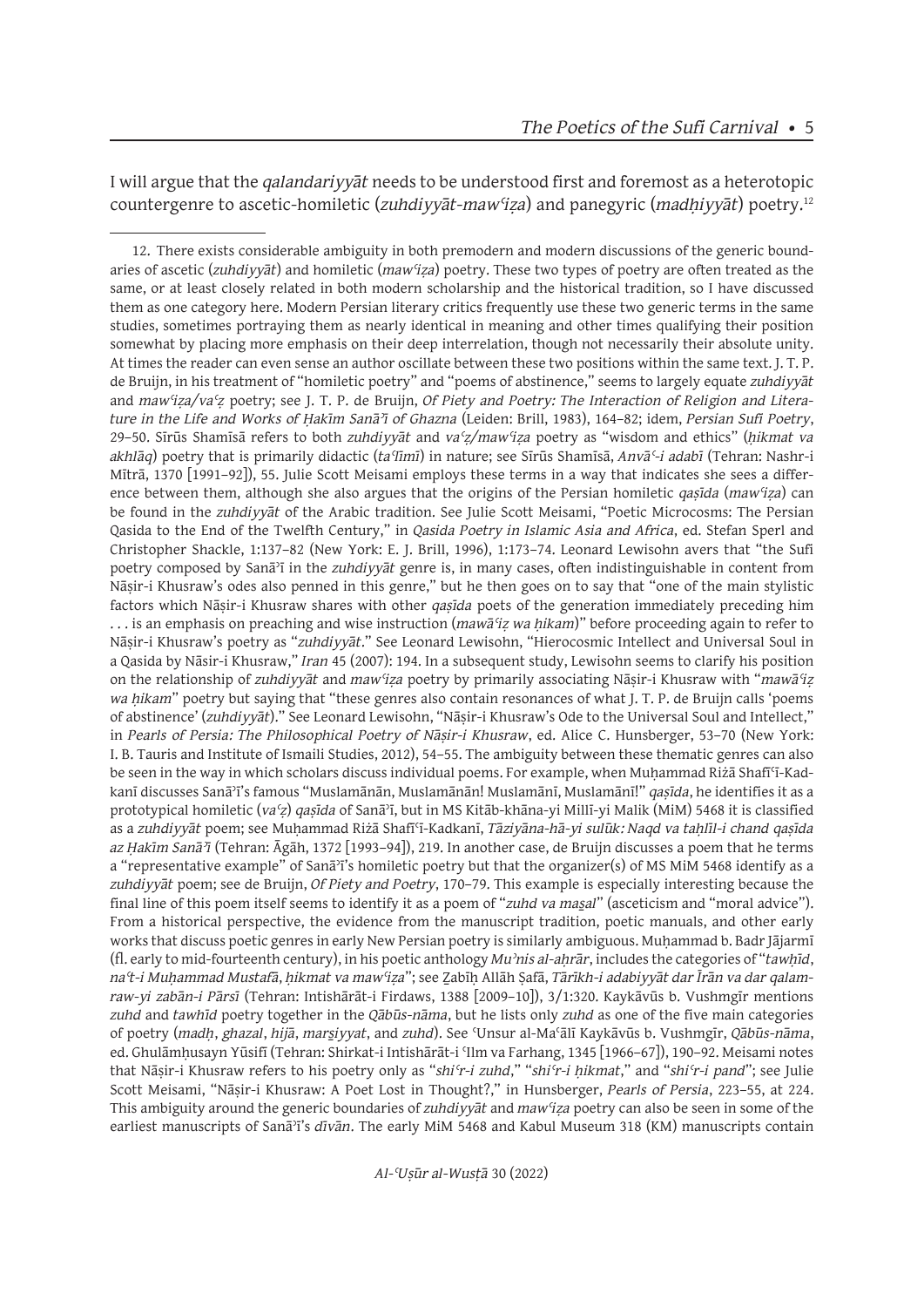I will argue that the *qalandariyyāt* needs to be understood first and foremost as a heterotopic countergenre to ascetic-homiletic (*zuhdiyyāt-mawʿiẓa*) and panegyric (*madḥiyyāt*) poetry.[12]

---

12. There exists considerable ambiguity in both premodern and modern discussions of the generic boundaries of ascetic (*zuhdiyyāt*) and homiletic (*mawʿiẓa*) poetry. These two types of poetry are often treated as the same, or at least closely related in both modern scholarship and the historical tradition, so I have discussed them as one category here. Modern Persian literary critics frequently use these two generic terms in the same studies, sometimes portraying them as nearly identical in meaning and other times qualifying their position somewhat by placing more emphasis on their deep interrelation, though not necessarily their absolute unity. At times the reader can even sense an author oscillate between these two positions within the same text. J. T. P. de Bruijn, in his treatment of "homiletic poetry" and "poems of abstinence," seems to largely equate *zuhdiyyāt* and *mawʿiẓa/vaʿẓ* poetry; see J. T. P. de Bruijn, *Of Piety and Poetry: The Interaction of Religion and Literature in the Life and Works of Ḥakīm Sanāʾī of Ghazna* (Leiden: Brill, 1983), 164–82; idem, *Persian Sufi Poetry*, 29–50. Sīrūs Shamīsā refers to both *zuhdiyyāt* and *vaʿẓ/mawʿiẓa* poetry as "wisdom and ethics" (*ḥikmat va akhlāq*) poetry that is primarily didactic (*taʿlīmī*) in nature; see Sīrūs Shamīsā, *Anvāʿ-i adabī* (Tehran: Nashr-i Mītrā, 1370 [1991–92]), 55. Julie Scott Meisami employs these terms in a way that indicates she sees a difference between them, although she also argues that the origins of the Persian homiletic *qaṣīda* (*mawʿiẓa*) can be found in the *zuhdiyyāt* of the Arabic tradition. See Julie Scott Meisami, "Poetic Microcosms: The Persian Qasida to the End of the Twelfth Century," in *Qasida Poetry in Islamic Asia and Africa*, ed. Stefan Sperl and Christopher Shackle, 1:137–82 (New York: E. J. Brill, 1996), 1:173–74. Leonard Lewisohn avers that "the Sufi poetry composed by Sanāʾī in the *zuhdiyyāt* genre is, in many cases, often indistinguishable in content from Nāṣir-i Khusraw's odes also penned in this genre," but he then goes on to say that "one of the main stylistic factors which Nāṣir-i Khusraw shares with other *qaṣīda* poets of the generation immediately preceding him . . . is an emphasis on preaching and wise instruction (*mawāʿiẓ wa ḥikam*)" before proceeding again to refer to Nāṣir-i Khusraw's poetry as "*zuhdiyyāt*." See Leonard Lewisohn, "Hierocosmic Intellect and Universal Soul in a Qasida by Nāsir-i Khusraw," *Iran* 45 (2007): 194. In a subsequent study, Lewisohn seems to clarify his position on the relationship of *zuhdiyyāt* and *mawʿiẓa* poetry by primarily associating Nāṣir-i Khusraw with "*mawāʿiẓ wa ḥikam*" poetry but saying that "these genres also contain resonances of what J. T. P. de Bruijn calls 'poems of abstinence' (*zuhdiyyāt*)." See Leonard Lewisohn, "Nāṣir-i Khusraw's Ode to the Universal Soul and Intellect," in *Pearls of Persia: The Philosophical Poetry of Nāṣir-i Khusraw*, ed. Alice C. Hunsberger, 53–70 (New York: I. B. Tauris and Institute of Ismaili Studies, 2012), 54–55. The ambiguity between these thematic genres can also be seen in the way in which scholars discuss individual poems. For example, when Muḥammad Riżā Shafīʿī-Kadkanī discusses Sanāʾī's famous "Muslamānān, Muslamānān! Muslamānī, Muslamānī!" *qaṣīda*, he identifies it as a prototypical homiletic (*vaʿẓ*) *qaṣīda* of Sanāʾī, but in MS Kitāb-khāna-yi Millī-yi Malik (MiM) 5468 it is classified as a *zuhdiyyāt* poem; see Muḥammad Riżā Shafīʿī-Kadkanī, *Tāziyāna-hā-yi sulūk: Naqd va taḥlīl-i chand qaṣīda az Ḥakīm Sanāʾī* (Tehran: Āgāh, 1372 [1993–94]), 219. In another case, de Bruijn discusses a poem that he terms a "representative example" of Sanāʾī's homiletic poetry but that the organizer(s) of MS MiM 5468 identify as a *zuhdiyyāt* poem; see de Bruijn, *Of Piety and Poetry*, 170–79. This example is especially interesting because the final line of this poem itself seems to identify it as a poem of "*zuhd va maṡal*" (asceticism and "moral advice"). From a historical perspective, the evidence from the manuscript tradition, poetic manuals, and other early works that discuss poetic genres in early New Persian poetry is similarly ambiguous. Muḥammad b. Badr Jājarmī (fl. early to mid-fourteenth century), in his poetic anthology *Muʾnis al-aḥrār*, includes the categories of "*tawḥīd*, *naʿt-i Muḥammad Mustafā*, *ḥikmat va mawʿiẓa*"; see Ẕabīḥ Allāh Ṣafā, *Tārīkh-i adabiyyāt dar Īrān va dar qalamraw-yi zabān-i Pārsī* (Tehran: Intishārāt-i Firdaws, 1388 [2009–10]), 3/1:320. Kaykāvūs b. Vushmgīr mentions *zuhd* and *tawḥīd* poetry together in the *Qābūs-nāma*, but he lists only *zuhd* as one of the five main categories of poetry (*madḥ*, *ghazal*, *hijā*, *marṡiyyat*, and *zuhd*). See ʿUnsur al-Maʿālī Kaykāvūs b. Vushmgīr, *Qābūs-nāma*, ed. Ghulāmḥusayn Yūsifī (Tehran: Shirkat-i Intishārāt-i ʿIlm va Farhang, 1345 [1966–67]), 190–92. Meisami notes that Nāṣir-i Khusraw refers to his poetry only as "*shiʿr-i zuhd*," "*shiʿr-i ḥikmat*," and "*shiʿr-i pand*"; see Julie Scott Meisami, "Nāṣir-i Khusraw: A Poet Lost in Thought?," in Hunsberger, *Pearls of Persia*, 223–55, at 224. This ambiguity around the generic boundaries of *zuhdiyyāt* and *mawʿiẓa* poetry can also be seen in some of the earliest manuscripts of Sanāʾī's *dīvān*. The early MiM 5468 and Kabul Museum 318 (KM) manuscripts contain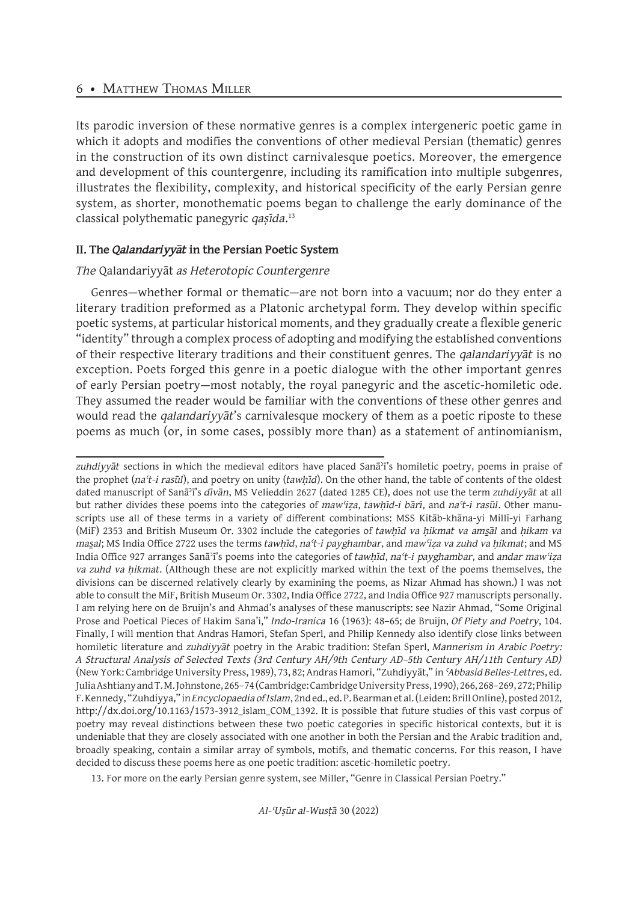Its parodic inversion of these normative genres is a complex intergeneric poetic game in which it adopts and modifies the conventions of other medieval Persian (thematic) genres in the construction of its own distinct carnivalesque poetics. Moreover, the emergence and development of this countergenre, including its ramification into multiple subgenres, illustrates the flexibility, complexity, and historical specificity of the early Persian genre system, as shorter, monothematic poems began to challenge the early dominance of the classical polythematic panegyric *qaṣīda*.[13]

## II. The *Qalandariyyāt* in the Persian Poetic System

### *The* Qalandariyyāt *as Heterotopic Countergenre*

Genres—whether formal or thematic—are not born into a vacuum; nor do they enter a literary tradition preformed as a Platonic archetypal form. They develop within specific poetic systems, at particular historical moments, and they gradually create a flexible generic "identity" through a complex process of adopting and modifying the established conventions of their respective literary traditions and their constituent genres. The *qalandariyyāt* is no exception. Poets forged this genre in a poetic dialogue with the other important genres of early Persian poetry—most notably, the royal panegyric and the ascetic-homiletic ode. They assumed the reader would be familiar with the conventions of these other genres and would read the *qalandariyyāt*'s carnivalesque mockery of them as a poetic riposte to these poems as much (or, in some cases, possibly more than) as a statement of antinomianism,

---

*zuhdiyyāt* sections in which the medieval editors have placed Sanāʾī's homiletic poetry, poems in praise of the prophet (*naʿt-i rasūl*), and poetry on unity (*tawḥīd*). On the other hand, the table of contents of the oldest dated manuscript of Sanāʾī's *dīvān*, MS Velieddin 2627 (dated 1285 CE), does not use the term *zuhdiyyāt* at all but rather divides these poems into the categories of *mawʿiẓa*, *tawḥīd-i bārī*, and *naʿt-i rasūl*. Other manuscripts use all of these terms in a variety of different combinations: MSS Kitāb-khāna-yi Millī-yi Farhang (MiF) 2353 and British Museum Or. 3302 include the categories of *tawḥīd va ḥikmat va amsāl* and *ḥikam va masal*; MS India Office 2722 uses the terms *tawḥīd*, *naʿt-i payghambar*, and *mawʿiẓa va zuhd va ḥikmat*; and MS India Office 927 arranges Sanāʾī's poems into the categories of *tawḥīd*, *naʿt-i payghambar*, and *andar mawʿiẓa va zuhd va ḥikmat*. (Although these are not explicitly marked within the text of the poems themselves, the divisions can be discerned relatively clearly by examining the poems, as Nizar Ahmad has shown.) I was not able to consult the MiF, British Museum Or. 3302, India Office 2722, and India Office 927 manuscripts personally. I am relying here on de Bruijn's and Ahmad's analyses of these manuscripts: see Nazir Ahmad, "Some Original Prose and Poetical Pieces of Hakim Sana'i," *Indo-Iranica* 16 (1963): 48–65; de Bruijn, *Of Piety and Poetry*, 104. Finally, I will mention that Andras Hamori, Stefan Sperl, and Philip Kennedy also identify close links between homiletic literature and *zuhdiyyāt* poetry in the Arabic tradition: Stefan Sperl, *Mannerism in Arabic Poetry: A Structural Analysis of Selected Texts (3rd Century AH/9th Century AD–5th Century AH/11th Century AD)* (New York: Cambridge University Press, 1989), 73, 82; Andras Hamori, "Zuhdiyyāt," in *ʿAbbasid Belles-Lettres*, ed. Julia Ashtiany and T. M. Johnstone, 265–74 (Cambridge: Cambridge University Press, 1990), 266, 268–269, 272; Philip F. Kennedy, "Zuhdiyya," in *Encyclopaedia of Islam*, 2nd ed., ed. P. Bearman et al. (Leiden: Brill Online), posted 2012, http://dx.doi.org/10.1163/1573-3912_islam_COM_1392. It is possible that future studies of this vast corpus of poetry may reveal distinctions between these two poetic categories in specific historical contexts, but it is undeniable that they are closely associated with one another in both the Persian and the Arabic tradition and, broadly speaking, contain a similar array of symbols, motifs, and thematic concerns. For this reason, I have decided to discuss these poems here as one poetic tradition: ascetic-homiletic poetry.

13. For more on the early Persian genre system, see Miller, "Genre in Classical Persian Poetry."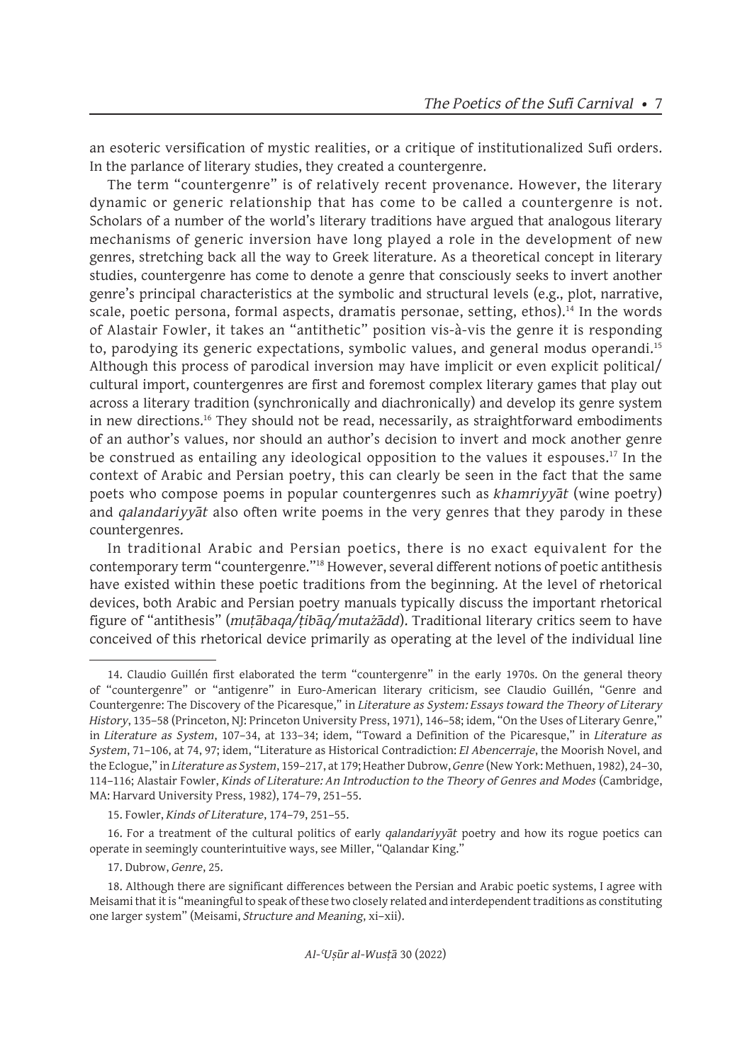an esoteric versification of mystic realities, or a critique of institutionalized Sufi orders. In the parlance of literary studies, they created a countergenre.

The term "countergenre" is of relatively recent provenance. However, the literary dynamic or generic relationship that has come to be called a countergenre is not. Scholars of a number of the world's literary traditions have argued that analogous literary mechanisms of generic inversion have long played a role in the development of new genres, stretching back all the way to Greek literature. As a theoretical concept in literary studies, countergenre has come to denote a genre that consciously seeks to invert another genre's principal characteristics at the symbolic and structural levels (e.g., plot, narrative, scale, poetic persona, formal aspects, dramatis personae, setting, ethos).[14] In the words of Alastair Fowler, it takes an "antithetic" position vis-à-vis the genre it is responding to, parodying its generic expectations, symbolic values, and general modus operandi.[15] Although this process of parodical inversion may have implicit or even explicit political/cultural import, countergenres are first and foremost complex literary games that play out across a literary tradition (synchronically and diachronically) and develop its genre system in new directions.[16] They should not be read, necessarily, as straightforward embodiments of an author's values, nor should an author's decision to invert and mock another genre be construed as entailing any ideological opposition to the values it espouses.[17] In the context of Arabic and Persian poetry, this can clearly be seen in the fact that the same poets who compose poems in popular countergenres such as *khamriyyāt* (wine poetry) and *qalandariyyāt* also often write poems in the very genres that they parody in these countergenres.

In traditional Arabic and Persian poetics, there is no exact equivalent for the contemporary term "countergenre."[18] However, several different notions of poetic antithesis have existed within these poetic traditions from the beginning. At the level of rhetorical devices, both Arabic and Persian poetry manuals typically discuss the important rhetorical figure of "antithesis" (*muṭābaqa/ṭibāq/mutażādd*). Traditional literary critics seem to have conceived of this rhetorical device primarily as operating at the level of the individual line

---

14. Claudio Guillén first elaborated the term "countergenre" in the early 1970s. On the general theory of "countergenre" or "antigenre" in Euro-American literary criticism, see Claudio Guillén, "Genre and Countergenre: The Discovery of the Picaresque," in *Literature as System: Essays toward the Theory of Literary History*, 135–58 (Princeton, NJ: Princeton University Press, 1971), 146–58; idem, "On the Uses of Literary Genre," in *Literature as System*, 107–34, at 133–34; idem, "Toward a Definition of the Picaresque," in *Literature as System*, 71–106, at 74, 97; idem, "Literature as Historical Contradiction: *El Abencerraje*, the Moorish Novel, and the Eclogue," in *Literature as System*, 159–217, at 179; Heather Dubrow, *Genre* (New York: Methuen, 1982), 24–30, 114–116; Alastair Fowler, *Kinds of Literature: An Introduction to the Theory of Genres and Modes* (Cambridge, MA: Harvard University Press, 1982), 174–79, 251–55.

15. Fowler, *Kinds of Literature*, 174–79, 251–55.

16. For a treatment of the cultural politics of early *qalandariyyāt* poetry and how its rogue poetics can operate in seemingly counterintuitive ways, see Miller, "Qalandar King."

17. Dubrow, *Genre*, 25.

18. Although there are significant differences between the Persian and Arabic poetic systems, I agree with Meisami that it is "meaningful to speak of these two closely related and interdependent traditions as constituting one larger system" (Meisami, *Structure and Meaning*, xi–xii).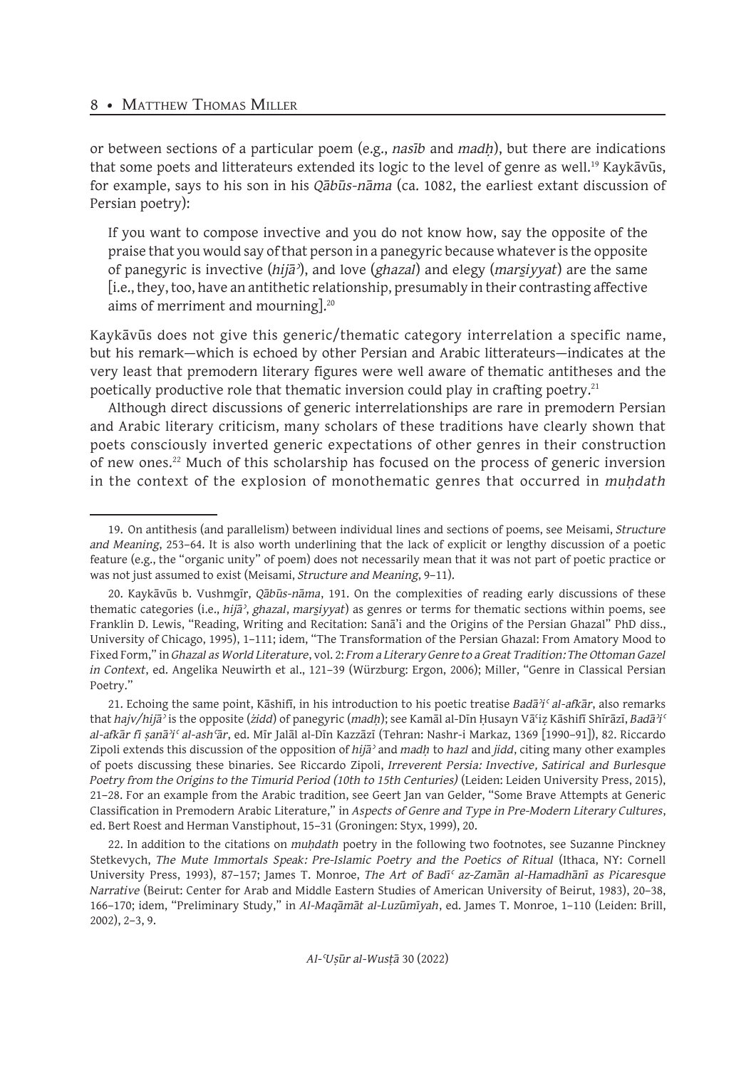or between sections of a particular poem (e.g., *nasīb* and *madḥ*), but there are indications that some poets and litterateurs extended its logic to the level of genre as well.[19] Kaykāvūs, for example, says to his son in his *Qābūs-nāma* (ca. 1082, the earliest extant discussion of Persian poetry):

> If you want to compose invective and you do not know how, say the opposite of the praise that you would say of that person in a panegyric because whatever is the opposite of panegyric is invective (*hijāʾ*), and love (*ghazal*) and elegy (*marṡiyyat*) are the same [i.e., they, too, have an antithetic relationship, presumably in their contrasting affective aims of merriment and mourning].[20]

Kaykāvūs does not give this generic/thematic category interrelation a specific name, but his remark—which is echoed by other Persian and Arabic litterateurs—indicates at the very least that premodern literary figures were well aware of thematic antitheses and the poetically productive role that thematic inversion could play in crafting poetry.[21]

Although direct discussions of generic interrelationships are rare in premodern Persian and Arabic literary criticism, many scholars of these traditions have clearly shown that poets consciously inverted generic expectations of other genres in their construction of new ones.[22] Much of this scholarship has focused on the process of generic inversion in the context of the explosion of monothematic genres that occurred in *muḥdath*

---

19. On antithesis (and parallelism) between individual lines and sections of poems, see Meisami, *Structure and Meaning*, 253–64. It is also worth underlining that the lack of explicit or lengthy discussion of a poetic feature (e.g., the "organic unity" of poem) does not necessarily mean that it was not part of poetic practice or was not just assumed to exist (Meisami, *Structure and Meaning*, 9–11).

20. Kaykāvūs b. Vushmgīr, *Qābūs-nāma*, 191. On the complexities of reading early discussions of these thematic categories (i.e., *hijāʾ*, *ghazal*, *marṡiyyat*) as genres or terms for thematic sections within poems, see Franklin D. Lewis, "Reading, Writing and Recitation: Sanāʾi and the Origins of the Persian Ghazal" PhD diss., University of Chicago, 1995), 1–111; idem, "The Transformation of the Persian Ghazal: From Amatory Mood to Fixed Form," in *Ghazal as World Literature*, vol. 2: *From a Literary Genre to a Great Tradition: The Ottoman Gazel in Context*, ed. Angelika Neuwirth et al., 121–39 (Würzburg: Ergon, 2006); Miller, "Genre in Classical Persian Poetry."

21. Echoing the same point, Kāshifī, in his introduction to his poetic treatise *Badāʾiʿ al-afkār*, also remarks that *hajv/hijāʾ* is the opposite (*żidd*) of panegyric (*madḥ*); see Kamāl al-Dīn Ḥusayn Vāʿiẓ Kāshifī Shīrāzī, *Badāʾiʿ al-afkār fī ṣanāʾiʿ al-ashʿār*, ed. Mīr Jalāl al-Dīn Kazzāzī (Tehran: Nashr-i Markaz, 1369 [1990–91]), 82. Riccardo Zipoli extends this discussion of the opposition of *hijāʾ* and *madḥ* to *hazl* and *jidd*, citing many other examples of poets discussing these binaries. See Riccardo Zipoli, *Irreverent Persia: Invective, Satirical and Burlesque Poetry from the Origins to the Timurid Period (10th to 15th Centuries)* (Leiden: Leiden University Press, 2015), 21–28. For an example from the Arabic tradition, see Geert Jan van Gelder, "Some Brave Attempts at Generic Classification in Premodern Arabic Literature," in *Aspects of Genre and Type in Pre-Modern Literary Cultures*, ed. Bert Roest and Herman Vanstiphout, 15–31 (Groningen: Styx, 1999), 20.

22. In addition to the citations on *muḥdath* poetry in the following two footnotes, see Suzanne Pinckney Stetkevych, *The Mute Immortals Speak: Pre-Islamic Poetry and the Poetics of Ritual* (Ithaca, NY: Cornell University Press, 1993), 87–157; James T. Monroe, *The Art of Badīʿ az-Zamān al-Hamadhānī as Picaresque Narrative* (Beirut: Center for Arab and Middle Eastern Studies of American University of Beirut, 1983), 20–38, 166–170; idem, "Preliminary Study," in *Al-Maqāmāt al-Luzūmīyah*, ed. James T. Monroe, 1–110 (Leiden: Brill, 2002), 2–3, 9.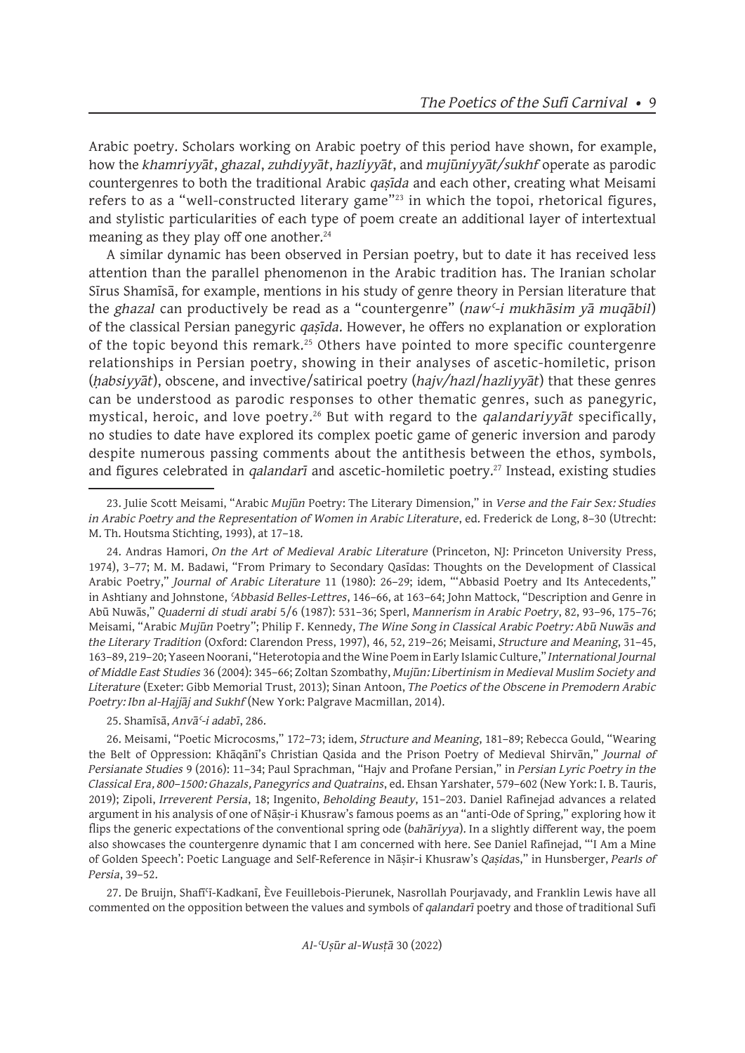Arabic poetry. Scholars working on Arabic poetry of this period have shown, for example, how the *khamriyyāt*, *ghazal*, *zuhdiyyāt*, *hazliyyāt*, and *mujūniyyāt/sukhf* operate as parodic countergenres to both the traditional Arabic *qaṣīda* and each other, creating what Meisami refers to as a "well-constructed literary game"[23] in which the topoi, rhetorical figures, and stylistic particularities of each type of poem create an additional layer of intertextual meaning as they play off one another.[24]

A similar dynamic has been observed in Persian poetry, but to date it has received less attention than the parallel phenomenon in the Arabic tradition has. The Iranian scholar Sīrus Shamīsā, for example, mentions in his study of genre theory in Persian literature that the *ghazal* can productively be read as a "countergenre" (*nawʿ-i mukhāsim yā muqābil*) of the classical Persian panegyric *qaṣīda*. However, he offers no explanation or exploration of the topic beyond this remark.[25] Others have pointed to more specific countergenre relationships in Persian poetry, showing in their analyses of ascetic-homiletic, prison (*ḥabsiyyāt*), obscene, and invective/satirical poetry (*hajv/hazl/hazliyyāt*) that these genres can be understood as parodic responses to other thematic genres, such as panegyric, mystical, heroic, and love poetry.[26] But with regard to the *qalandariyyāt* specifically, no studies to date have explored its complex poetic game of generic inversion and parody despite numerous passing comments about the antithesis between the ethos, symbols, and figures celebrated in *qalandarī* and ascetic-homiletic poetry.[27] Instead, existing studies

---

23. Julie Scott Meisami, "Arabic *Mujūn* Poetry: The Literary Dimension," in *Verse and the Fair Sex: Studies in Arabic Poetry and the Representation of Women in Arabic Literature*, ed. Frederick de Long, 8–30 (Utrecht: M. Th. Houtsma Stichting, 1993), at 17–18.

24. Andras Hamori, *On the Art of Medieval Arabic Literature* (Princeton, NJ: Princeton University Press, 1974), 3–77; M. M. Badawi, "From Primary to Secondary Qasīdas: Thoughts on the Development of Classical Arabic Poetry," *Journal of Arabic Literature* 11 (1980): 26–29; idem, "'Abbasid Poetry and Its Antecedents," in Ashtiany and Johnstone, *ʿAbbasid Belles-Lettres*, 146–66, at 163–64; John Mattock, "Description and Genre in Abū Nuwās," *Quaderni di studi arabi* 5/6 (1987): 531–36; Sperl, *Mannerism in Arabic Poetry*, 82, 93–96, 175–76; Meisami, "Arabic *Mujūn* Poetry"; Philip F. Kennedy, *The Wine Song in Classical Arabic Poetry: Abū Nuwās and the Literary Tradition* (Oxford: Clarendon Press, 1997), 46, 52, 219–26; Meisami, *Structure and Meaning*, 31–45, 163–89, 219–20; Yaseen Noorani, "Heterotopia and the Wine Poem in Early Islamic Culture," *International Journal of Middle East Studies* 36 (2004): 345–66; Zoltan Szombathy, *Mujūn: Libertinism in Medieval Muslim Society and Literature* (Exeter: Gibb Memorial Trust, 2013); Sinan Antoon, *The Poetics of the Obscene in Premodern Arabic Poetry: Ibn al-Hajjāj and Sukhf* (New York: Palgrave Macmillan, 2014).

25. Shamīsā, *Anvāʿ-i adabī*, 286.

26. Meisami, "Poetic Microcosms," 172–73; idem, *Structure and Meaning*, 181–89; Rebecca Gould, "Wearing the Belt of Oppression: Khāqānī's Christian Qasida and the Prison Poetry of Medieval Shirvān," *Journal of Persianate Studies* 9 (2016): 11–34; Paul Sprachman, "Hajv and Profane Persian," in *Persian Lyric Poetry in the Classical Era, 800–1500: Ghazals, Panegyrics and Quatrains*, ed. Ehsan Yarshater, 579–602 (New York: I. B. Tauris, 2019); Zipoli, *Irreverent Persia*, 18; Ingenito, *Beholding Beauty*, 151–203. Daniel Rafinejad advances a related argument in his analysis of one of Nāṣir-i Khusraw's famous poems as an "anti-Ode of Spring," exploring how it flips the generic expectations of the conventional spring ode (*bahāriyya*). In a slightly different way, the poem also showcases the countergenre dynamic that I am concerned with here. See Daniel Rafinejad, "'I Am a Mine of Golden Speech': Poetic Language and Self-Reference in Nāṣir-i Khusraw's *Qaṣīda*s," in Hunsberger, *Pearls of Persia*, 39–52.

27. De Bruijn, Shafīʿī-Kadkanī, Ève Feuillebois-Pierunek, Nasrollah Pourjavady, and Franklin Lewis have all commented on the opposition between the values and symbols of *qalandarī* poetry and those of traditional Sufi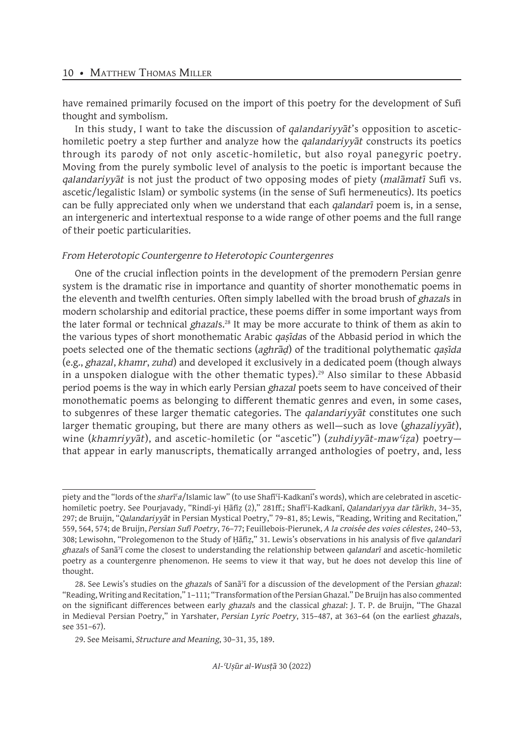have remained primarily focused on the import of this poetry for the development of Sufi thought and symbolism.

In this study, I want to take the discussion of *qalandariyyāt*'s opposition to ascetic-homiletic poetry a step further and analyze how the *qalandariyyāt* constructs its poetics through its parody of not only ascetic-homiletic, but also royal panegyric poetry. Moving from the purely symbolic level of analysis to the poetic is important because the *qalandariyyāt* is not just the product of two opposing modes of piety (*malāmatī* Sufi vs. ascetic/legalistic Islam) or symbolic systems (in the sense of Sufi hermeneutics). Its poetics can be fully appreciated only when we understand that each *qalandarī* poem is, in a sense, an intergeneric and intertextual response to a wide range of other poems and the full range of their poetic particularities.

### *From Heterotopic Countergenre to Heterotopic Countergenres*

One of the crucial inflection points in the development of the premodern Persian genre system is the dramatic rise in importance and quantity of shorter monothematic poems in the eleventh and twelfth centuries. Often simply labelled with the broad brush of *ghazal*s in modern scholarship and editorial practice, these poems differ in some important ways from the later formal or technical *ghazal*s.[28] It may be more accurate to think of them as akin to the various types of short monothematic Arabic *qaṣīda*s of the Abbasid period in which the poets selected one of the thematic sections (*aghrāḍ*) of the traditional polythematic *qaṣīda* (e.g., *ghazal*, *khamr*, *zuhd*) and developed it exclusively in a dedicated poem (though always in a unspoken dialogue with the other thematic types).[29] Also similar to these Abbasid period poems is the way in which early Persian *ghazal* poets seem to have conceived of their monothematic poems as belonging to different thematic genres and even, in some cases, to subgenres of these larger thematic categories. The *qalandariyyāt* constitutes one such larger thematic grouping, but there are many others as well—such as love (*ghazaliyyāt*), wine (*khamriyyāt*), and ascetic-homiletic (or "ascetic") (*zuhdiyyāt-mawʿiẓa*) poetry—that appear in early manuscripts, thematically arranged anthologies of poetry, and, less

---

piety and the "lords of the *sharīʿa*/Islamic law" (to use Shafīʿī-Kadkanī's words), which are celebrated in ascetic-homiletic poetry. See Pourjavady, "Rindī-yi Ḥāfiẓ (2)," 281ff.; Shafīʿī-Kadkanī, *Qalandariyya dar tārīkh*, 34–35, 297; de Bruijn, "*Qalandariyyāt* in Persian Mystical Poetry," 79–81, 85; Lewis, "Reading, Writing and Recitation," 559, 564, 574; de Bruijn, *Persian Sufi Poetry*, 76–77; Feuillebois-Pierunek, *A la croisée des voies célestes*, 240–53, 308; Lewisohn, "Prolegomenon to the Study of Ḥāfiẓ," 31. Lewis's observations in his analysis of five *qalandarī ghazal*s of Sanāʾī come the closest to understanding the relationship between *qalandarī* and ascetic-homiletic poetry as a countergenre phenomenon. He seems to view it that way, but he does not develop this line of thought.

28. See Lewis's studies on the *ghazal*s of Sanāʾī for a discussion of the development of the Persian *ghazal*: "Reading, Writing and Recitation," 1–111; "Transformation of the Persian Ghazal." De Bruijn has also commented on the significant differences between early *ghazal*s and the classical *ghazal*: J. T. P. de Bruijn, "The Ghazal in Medieval Persian Poetry," in Yarshater, *Persian Lyric Poetry*, 315–487, at 363–64 (on the earliest *ghazal*s, see 351–67).

29. See Meisami, *Structure and Meaning*, 30–31, 35, 189.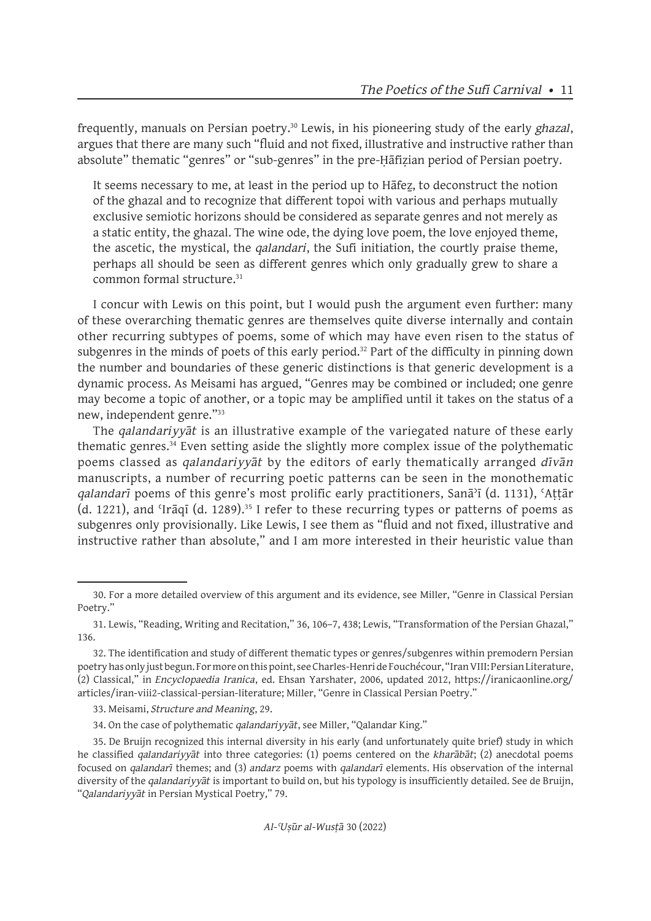frequently, manuals on Persian poetry.[30] Lewis, in his pioneering study of the early *ghazal*, argues that there are many such "fluid and not fixed, illustrative and instructive rather than absolute" thematic "genres" or "sub-genres" in the pre-Ḥāfiẓian period of Persian poetry.

> It seems necessary to me, at least in the period up to Hāfeẓ, to deconstruct the notion of the ghazal and to recognize that different topoi with various and perhaps mutually exclusive semiotic horizons should be considered as separate genres and not merely as a static entity, the ghazal. The wine ode, the dying love poem, the love enjoyed theme, the ascetic, the mystical, the *qalandari*, the Sufi initiation, the courtly praise theme, perhaps all should be seen as different genres which only gradually grew to share a common formal structure.[31]

I concur with Lewis on this point, but I would push the argument even further: many of these overarching thematic genres are themselves quite diverse internally and contain other recurring subtypes of poems, some of which may have even risen to the status of subgenres in the minds of poets of this early period.[32] Part of the difficulty in pinning down the number and boundaries of these generic distinctions is that generic development is a dynamic process. As Meisami has argued, "Genres may be combined or included; one genre may become a topic of another, or a topic may be amplified until it takes on the status of a new, independent genre."[33]

The *qalandariyyāt* is an illustrative example of the variegated nature of these early thematic genres.[34] Even setting aside the slightly more complex issue of the polythematic poems classed as *qalandariyyāt* by the editors of early thematically arranged *dīvān* manuscripts, a number of recurring poetic patterns can be seen in the monothematic *qalandarī* poems of this genre's most prolific early practitioners, Sanāʾī (d. 1131), ʿAṭṭār (d. 1221), and ʿIrāqī (d. 1289).[35] I refer to these recurring types or patterns of poems as subgenres only provisionally. Like Lewis, I see them as "fluid and not fixed, illustrative and instructive rather than absolute," and I am more interested in their heuristic value than

---

30. For a more detailed overview of this argument and its evidence, see Miller, "Genre in Classical Persian Poetry."

31. Lewis, "Reading, Writing and Recitation," 36, 106–7, 438; Lewis, "Transformation of the Persian Ghazal," 136.

32. The identification and study of different thematic types or genres/subgenres within premodern Persian poetry has only just begun. For more on this point, see Charles-Henri de Fouchécour, "Iran VIII: Persian Literature, (2) Classical," in *Encyclopaedia Iranica*, ed. Ehsan Yarshater, 2006, updated 2012, https://iranicaonline.org/articles/iran-viii2-classical-persian-literature; Miller, "Genre in Classical Persian Poetry."

33. Meisami, *Structure and Meaning*, 29.

34. On the case of polythematic *qalandariyyāt*, see Miller, "Qalandar King."

35. De Bruijn recognized this internal diversity in his early (and unfortunately quite brief) study in which he classified *qalandariyyāt* into three categories: (1) poems centered on the *kharābāt*; (2) anecdotal poems focused on *qalandarī* themes; and (3) *andarz* poems with *qalandarī* elements. His observation of the internal diversity of the *qalandariyyāt* is important to build on, but his typology is insufficiently detailed. See de Bruijn, "*Qalandariyyāt* in Persian Mystical Poetry," 79.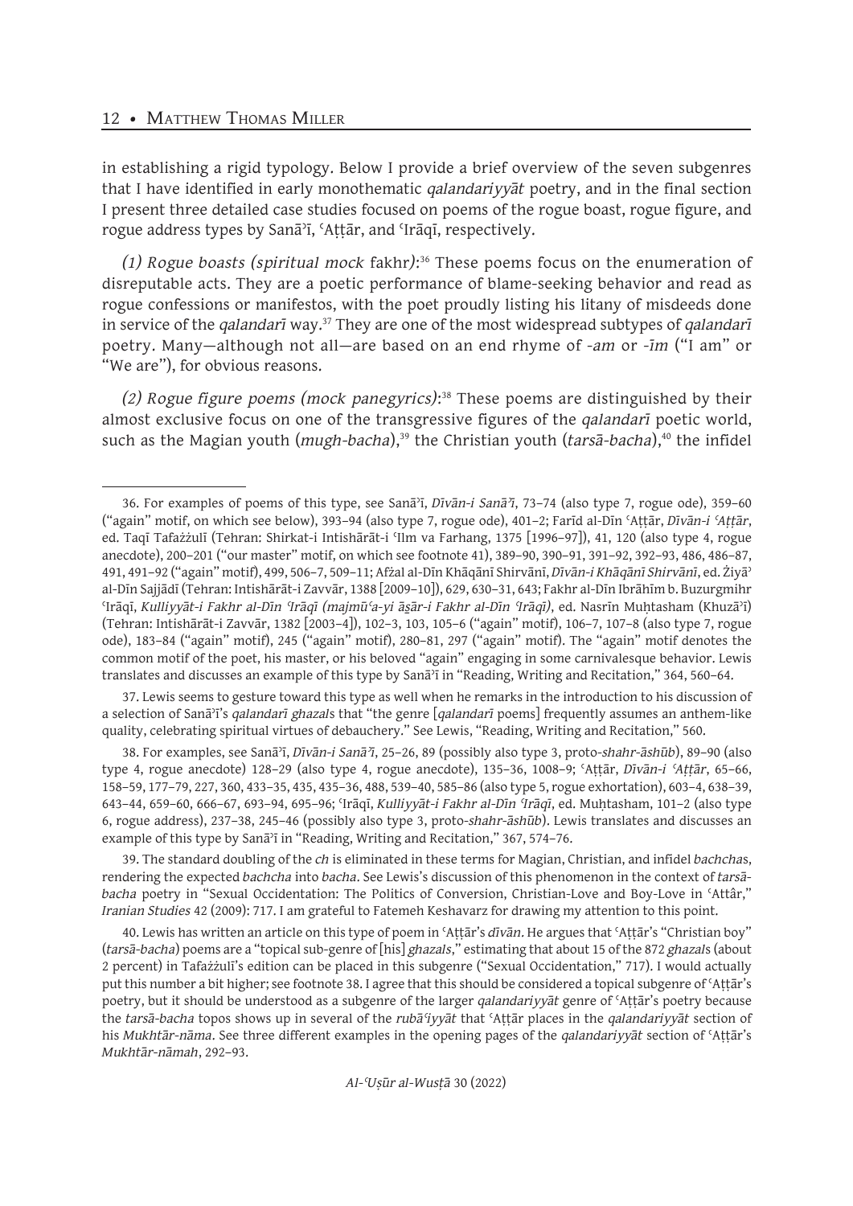in establishing a rigid typology. Below I provide a brief overview of the seven subgenres that I have identified in early monothematic *qalandariyyāt* poetry, and in the final section I present three detailed case studies focused on poems of the rogue boast, rogue figure, and rogue address types by Sanāʾī, ʿAṭṭār, and ʿIrāqī, respectively.

*(1) Rogue boasts (spiritual mock* fakhr*):*[36] These poems focus on the enumeration of disreputable acts. They are a poetic performance of blame-seeking behavior and read as rogue confessions or manifestos, with the poet proudly listing his litany of misdeeds done in service of the *qalandarī* way.[37] They are one of the most widespread subtypes of *qalandarī* poetry. Many—although not all—are based on an end rhyme of *-am* or *-īm* ("I am" or "We are"), for obvious reasons.

*(2) Rogue figure poems (mock panegyrics):*[38] These poems are distinguished by their almost exclusive focus on one of the transgressive figures of the *qalandarī* poetic world, such as the Magian youth (*mugh-bacha*),[39] the Christian youth (*tarsā-bacha*),[40] the infidel

---

36. For examples of poems of this type, see Sanāʾī, *Dīvān-i Sanāʾī*, 73–74 (also type 7, rogue ode), 359–60 ("again" motif, on which see below), 393–94 (also type 7, rogue ode), 401–2; Farīd al-Dīn ʿAṭṭār, *Dīvān-i ʿAṭṭār*, ed. Taqī Tafażżulī (Tehran: Shirkat-i Intishārāt-i ʿIlm va Farhang, 1375 [1996–97]), 41, 120 (also type 4, rogue anecdote), 200–201 ("our master" motif, on which see footnote 41), 389–90, 390–91, 391–92, 392–93, 486, 486–87, 491, 491–92 ("again" motif), 499, 506–7, 509–11; Afżal al-Dīn Khāqānī Shirvānī, *Dīvān-i Khāqānī Shirvānī*, ed. Żiyāʾ al-Dīn Sajjādī (Tehran: Intishārāt-i Zavvār, 1388 [2009–10]), 629, 630–31, 643; Fakhr al-Dīn Ibrāhīm b. Buzurgmihr ʿIrāqī, *Kulliyyāt-i Fakhr al-Dīn ʿIrāqī (majmūʿa-yi āṣār-i Fakhr al-Dīn ʿIrāqī)*, ed. Nasrīn Muḥtasham (Khuzāʾī) (Tehran: Intishārāt-i Zavvār, 1382 [2003–4]), 102–3, 103, 105–6 ("again" motif), 106–7, 107–8 (also type 7, rogue ode), 183–84 ("again" motif), 245 ("again" motif), 280–81, 297 ("again" motif). The "again" motif denotes the common motif of the poet, his master, or his beloved "again" engaging in some carnivalesque behavior. Lewis translates and discusses an example of this type by Sanāʾī in "Reading, Writing and Recitation," 364, 560–64.

37. Lewis seems to gesture toward this type as well when he remarks in the introduction to his discussion of a selection of Sanāʾī's *qalandarī ghazal*s that "the genre [*qalandarī* poems] frequently assumes an anthem-like quality, celebrating spiritual virtues of debauchery." See Lewis, "Reading, Writing and Recitation," 560.

38. For examples, see Sanāʾī, *Dīvān-i Sanāʾī*, 25–26, 89 (possibly also type 3, proto-*shahr-āshūb*), 89–90 (also type 4, rogue anecdote) 128–29 (also type 4, rogue anecdote), 135–36, 1008–9; ʿAṭṭār, *Dīvān-i ʿAṭṭār*, 65–66, 158–59, 177–79, 227, 360, 433–35, 435, 435–36, 488, 539–40, 585–86 (also type 5, rogue exhortation), 603–4, 638–39, 643–44, 659–60, 666–67, 693–94, 695–96; ʿIrāqī, *Kulliyyāt-i Fakhr al-Dīn ʿIrāqī*, ed. Muḥtasham, 101–2 (also type 6, rogue address), 237–38, 245–46 (possibly also type 3, proto-*shahr-āshūb*). Lewis translates and discusses an example of this type by Sanāʾī in "Reading, Writing and Recitation," 367, 574–76.

39. The standard doubling of the *ch* is eliminated in these terms for Magian, Christian, and infidel *bachcha*s, rendering the expected *bachcha* into *bacha*. See Lewis's discussion of this phenomenon in the context of *tarsā-bacha* poetry in "Sexual Occidentation: The Politics of Conversion, Christian-Love and Boy-Love in ʿAttâr," *Iranian Studies* 42 (2009): 717. I am grateful to Fatemeh Keshavarz for drawing my attention to this point.

40. Lewis has written an article on this type of poem in ʿAṭṭār's *dīvān*. He argues that ʿAṭṭār's "Christian boy" (*tarsā-bacha*) poems are a "topical sub-genre of [his] *ghazals*," estimating that about 15 of the 872 *ghazal*s (about 2 percent) in Tafażżulī's edition can be placed in this subgenre ("Sexual Occidentation," 717). I would actually put this number a bit higher; see footnote 38. I agree that this should be considered a topical subgenre of ʿAṭṭār's poetry, but it should be understood as a subgenre of the larger *qalandariyyāt* genre of ʿAṭṭār's poetry because the *tarsā-bacha* topos shows up in several of the *rubāʿiyyāt* that ʿAṭṭār places in the *qalandariyyāt* section of his *Mukhtār-nāma*. See three different examples in the opening pages of the *qalandariyyāt* section of ʿAṭṭār's *Mukhtār-nāmah*, 292–93.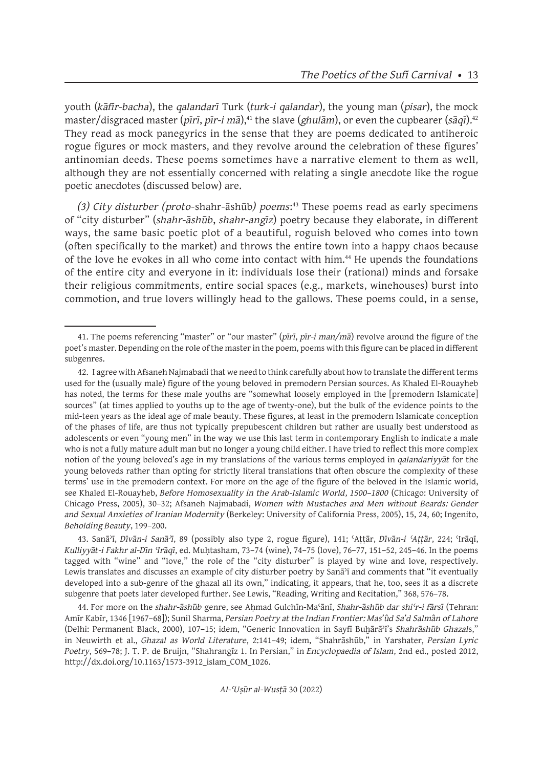youth (*kāfir-bacha*), the *qalandarī* Turk (*turk-i qalandar*), the young man (*pisar*), the mock master/disgraced master (*pīrī*, *pīr-i mā*),[41] the slave (*ghulām*), or even the cupbearer (*sāqī*).[42] They read as mock panegyrics in the sense that they are poems dedicated to antiheroic rogue figures or mock masters, and they revolve around the celebration of these figures' antinomian deeds. These poems sometimes have a narrative element to them as well, although they are not essentially concerned with relating a single anecdote like the rogue poetic anecdotes (discussed below) are.

*(3) City disturber (proto-*shahr-āshūb*) poems:*[43] These poems read as early specimens of "city disturber" (*shahr-āshūb*, *shahr-angīz*) poetry because they elaborate, in different ways, the same basic poetic plot of a beautiful, roguish beloved who comes into town (often specifically to the market) and throws the entire town into a happy chaos because of the love he evokes in all who come into contact with him.[44] He upends the foundations of the entire city and everyone in it: individuals lose their (rational) minds and forsake their religious commitments, entire social spaces (e.g., markets, winehouses) burst into commotion, and true lovers willingly head to the gallows. These poems could, in a sense,

---

41. The poems referencing "master" or "our master" (*pīrī*, *pīr-i man/mā*) revolve around the figure of the poet's master. Depending on the role of the master in the poem, poems with this figure can be placed in different subgenres.

42. I agree with Afsaneh Najmabadi that we need to think carefully about how to translate the different terms used for the (usually male) figure of the young beloved in premodern Persian sources. As Khaled El-Rouayheb has noted, the terms for these male youths are "somewhat loosely employed in the [premodern Islamicate] sources" (at times applied to youths up to the age of twenty-one), but the bulk of the evidence points to the mid-teen years as the ideal age of male beauty. These figures, at least in the premodern Islamicate conception of the phases of life, are thus not typically prepubescent children but rather are usually best understood as adolescents or even "young men" in the way we use this last term in contemporary English to indicate a male who is not a fully mature adult man but no longer a young child either. I have tried to reflect this more complex notion of the young beloved's age in my translations of the various terms employed in *qalandariyyāt* for the young beloveds rather than opting for strictly literal translations that often obscure the complexity of these terms' use in the premodern context. For more on the age of the figure of the beloved in the Islamic world, see Khaled El-Rouayheb, *Before Homosexuality in the Arab-Islamic World, 1500–1800* (Chicago: University of Chicago Press, 2005), 30–32; Afsaneh Najmabadi, *Women with Mustaches and Men without Beards: Gender and Sexual Anxieties of Iranian Modernity* (Berkeley: University of California Press, 2005), 15, 24, 60; Ingenito, *Beholding Beauty*, 199–200.

43. Sanāʾī, *Dīvān-i Sanāʾī*, 89 (possibly also type 2, rogue figure), 141; ʿAṭṭār, *Dīvān-i ʿAṭṭār*, 224; ʿIrāqī, *Kulliyyāt-i Fakhr al-Dīn ʿIrāqī*, ed. Muḥtasham, 73–74 (wine), 74–75 (love), 76–77, 151–52, 245–46. In the poems tagged with "wine" and "love," the role of the "city disturber" is played by wine and love, respectively. Lewis translates and discusses an example of city disturber poetry by Sanāʾī and comments that "it eventually developed into a sub-genre of the ghazal all its own," indicating, it appears, that he, too, sees it as a discrete subgenre that poets later developed further. See Lewis, "Reading, Writing and Recitation," 368, 576–78.

44. For more on the *shahr-āshūb* genre, see Aḥmad Gulchīn-Maʿānī, *Shahr-āshūb dar shiʿr-i fārsī* (Tehran: Amīr Kabīr, 1346 [1967–68]); Sunil Sharma, *Persian Poetry at the Indian Frontier: Mas'ûd Sa'd Salmân of Lahore* (Delhi: Permanent Black, 2000), 107–15; idem, "Generic Innovation in Sayfī Buḫārāʾī's *Shahrāshūb Ghazal*s," in Neuwirth et al., *Ghazal as World Literature*, 2:141–49; idem, "Shahrāshūb," in Yarshater, *Persian Lyric Poetry*, 569–78; J. T. P. de Bruijn, "Shahrangīz 1. In Persian," in *Encyclopaedia of Islam*, 2nd ed., posted 2012, http://dx.doi.org/10.1163/1573-3912_islam_COM_1026.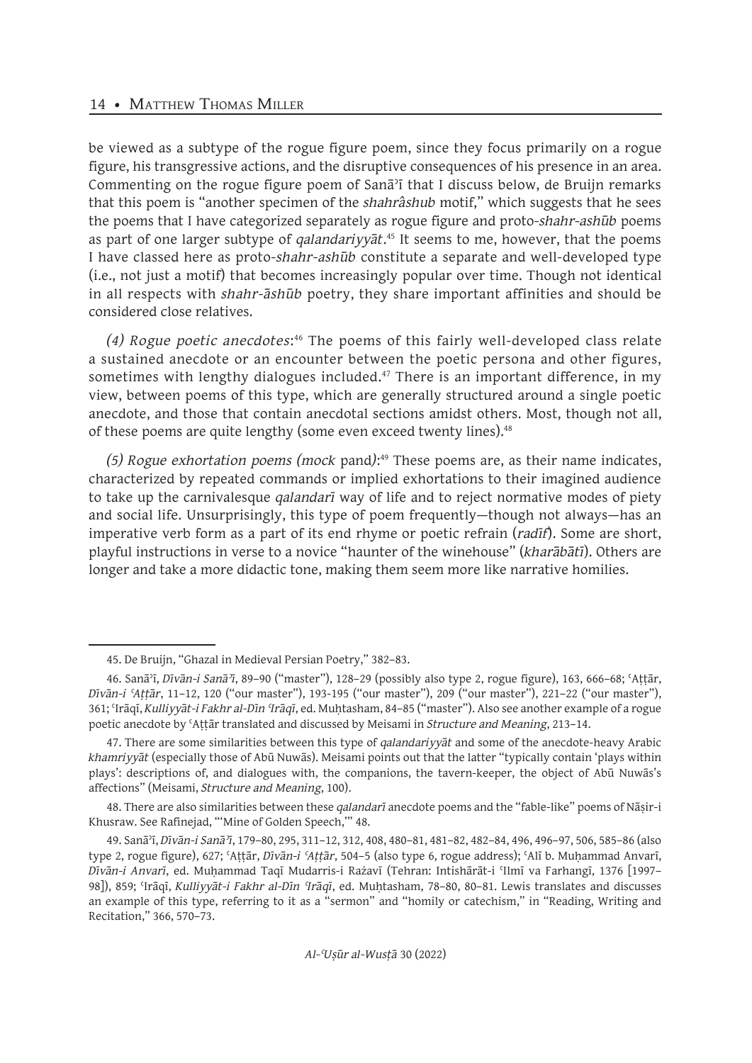be viewed as a subtype of the rogue figure poem, since they focus primarily on a rogue figure, his transgressive actions, and the disruptive consequences of his presence in an area. Commenting on the rogue figure poem of Sanāʾī that I discuss below, de Bruijn remarks that this poem is "another specimen of the *shahrâshub* motif," which suggests that he sees the poems that I have categorized separately as rogue figure and proto-*shahr-ashūb* poems as part of one larger subtype of *qalandariyyāt*.[45] It seems to me, however, that the poems I have classed here as proto-*shahr-ashūb* constitute a separate and well-developed type (i.e., not just a motif) that becomes increasingly popular over time. Though not identical in all respects with *shahr-āshūb* poetry, they share important affinities and should be considered close relatives.

*(4) Rogue poetic anecdotes*:[46] The poems of this fairly well-developed class relate a sustained anecdote or an encounter between the poetic persona and other figures, sometimes with lengthy dialogues included.[47] There is an important difference, in my view, between poems of this type, which are generally structured around a single poetic anecdote, and those that contain anecdotal sections amidst others. Most, though not all, of these poems are quite lengthy (some even exceed twenty lines).[48]

*(5) Rogue exhortation poems (mock* pand*)*:[49] These poems are, as their name indicates, characterized by repeated commands or implied exhortations to their imagined audience to take up the carnivalesque *qalandarī* way of life and to reject normative modes of piety and social life. Unsurprisingly, this type of poem frequently—though not always—has an imperative verb form as a part of its end rhyme or poetic refrain (*radīf*). Some are short, playful instructions in verse to a novice "haunter of the winehouse" (*kharābātī*). Others are longer and take a more didactic tone, making them seem more like narrative homilies.

---

45. De Bruijn, "Ghazal in Medieval Persian Poetry," 382–83.

46. Sanāʾī, *Dīvān-i Sanāʾī*, 89–90 ("master"), 128–29 (possibly also type 2, rogue figure), 163, 666–68; ʿAṭṭār, *Dīvān-i ʿAṭṭār*, 11–12, 120 ("our master"), 193-195 ("our master"), 209 ("our master"), 221–22 ("our master"), 361; ʿIrāqī, *Kulliyyāt-i Fakhr al-Dīn ʿIrāqī*, ed. Muḥtasham, 84–85 ("master"). Also see another example of a rogue poetic anecdote by ʿAṭṭār translated and discussed by Meisami in *Structure and Meaning*, 213–14.

47. There are some similarities between this type of *qalandariyyāt* and some of the anecdote-heavy Arabic *khamriyyāt* (especially those of Abū Nuwās). Meisami points out that the latter "typically contain 'plays within plays': descriptions of, and dialogues with, the companions, the tavern-keeper, the object of Abū Nuwās's affections" (Meisami, *Structure and Meaning*, 100).

48. There are also similarities between these *qalandarī* anecdote poems and the "fable-like" poems of Nāṣir-i Khusraw. See Rafinejad, "'Mine of Golden Speech,'" 48.

49. Sanāʾī, *Dīvān-i Sanāʾī*, 179–80, 295, 311–12, 312, 408, 480–81, 481–82, 482–84, 496, 496–97, 506, 585–86 (also type 2, rogue figure), 627; ʿAṭṭār, *Dīvān-i ʿAṭṭār*, 504–5 (also type 6, rogue address); ʿAlī b. Muḥammad Anvarī, *Dīvān-i Anvarī*, ed. Muḥammad Taqī Mudarris-i Rażavī (Tehran: Intishārāt-i ʿIlmī va Farhangī, 1376 [1997–98]), 859; ʿIrāqī, *Kulliyyāt-i Fakhr al-Dīn ʿIrāqī*, ed. Muḥtasham, 78–80, 80–81. Lewis translates and discusses an example of this type, referring to it as a "sermon" and "homily or catechism," in "Reading, Writing and Recitation," 366, 570–73.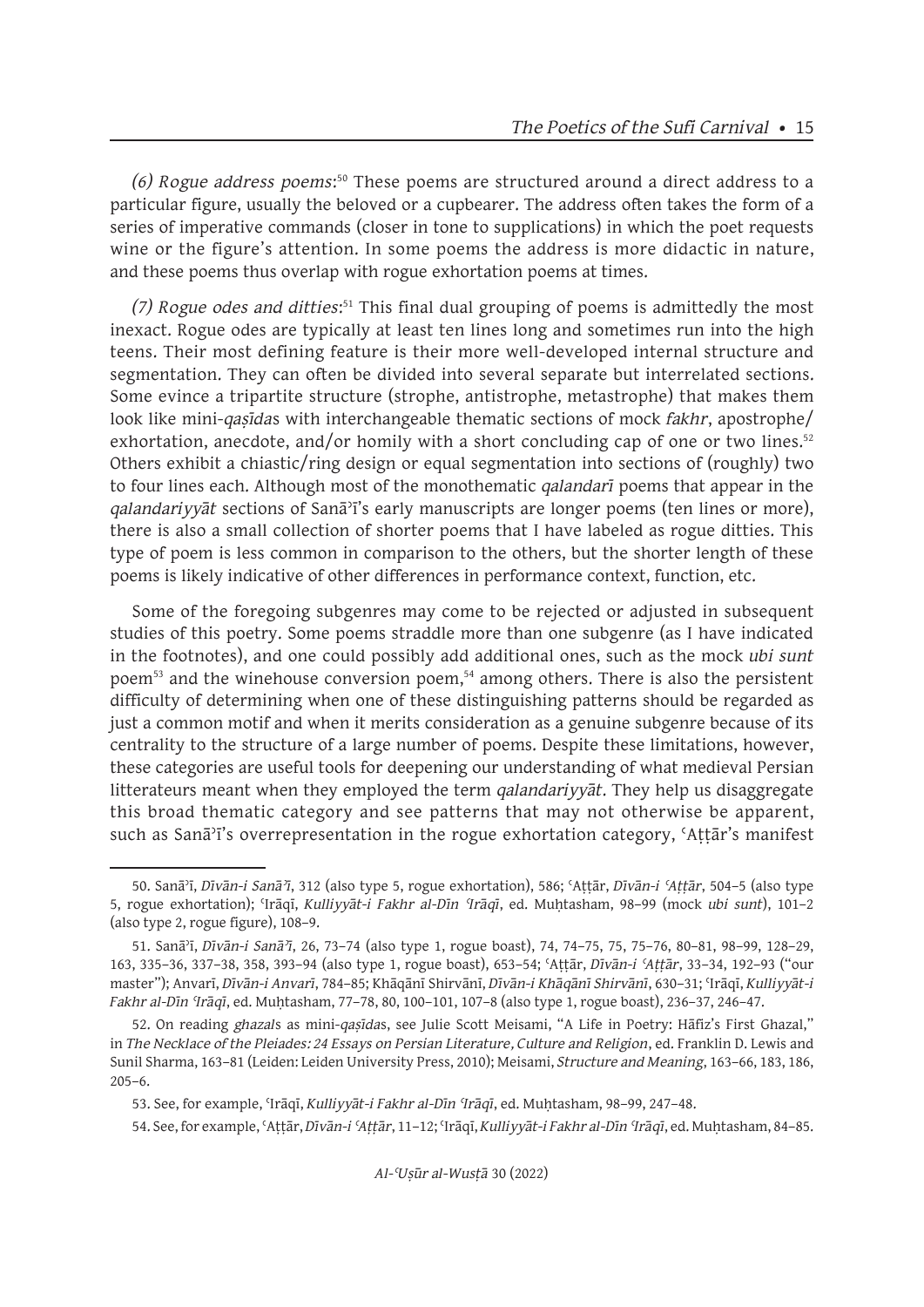*(6) Rogue address poems:*[50] These poems are structured around a direct address to a particular figure, usually the beloved or a cupbearer. The address often takes the form of a series of imperative commands (closer in tone to supplications) in which the poet requests wine or the figure's attention. In some poems the address is more didactic in nature, and these poems thus overlap with rogue exhortation poems at times.

*(7) Rogue odes and ditties:*[51] This final dual grouping of poems is admittedly the most inexact. Rogue odes are typically at least ten lines long and sometimes run into the high teens. Their most defining feature is their more well-developed internal structure and segmentation. They can often be divided into several separate but interrelated sections. Some evince a tripartite structure (strophe, antistrophe, metastrophe) that makes them look like mini-*qaṣīda*s with interchangeable thematic sections of mock *fakhr*, apostrophe/exhortation, anecdote, and/or homily with a short concluding cap of one or two lines.[52] Others exhibit a chiastic/ring design or equal segmentation into sections of (roughly) two to four lines each. Although most of the monothematic *qalandarī* poems that appear in the *qalandariyyāt* sections of Sanāʾī's early manuscripts are longer poems (ten lines or more), there is also a small collection of shorter poems that I have labeled as rogue ditties. This type of poem is less common in comparison to the others, but the shorter length of these poems is likely indicative of other differences in performance context, function, etc.

Some of the foregoing subgenres may come to be rejected or adjusted in subsequent studies of this poetry. Some poems straddle more than one subgenre (as I have indicated in the footnotes), and one could possibly add additional ones, such as the mock *ubi sunt* poem[53] and the winehouse conversion poem,[54] among others. There is also the persistent difficulty of determining when one of these distinguishing patterns should be regarded as just a common motif and when it merits consideration as a genuine subgenre because of its centrality to the structure of a large number of poems. Despite these limitations, however, these categories are useful tools for deepening our understanding of what medieval Persian litterateurs meant when they employed the term *qalandariyyāt*. They help us disaggregate this broad thematic category and see patterns that may not otherwise be apparent, such as Sanāʾī's overrepresentation in the rogue exhortation category, ʿAṭṭār's manifest

---

50. Sanāʾī, *Dīvān-i Sanāʾī*, 312 (also type 5, rogue exhortation), 586; ʿAṭṭār, *Dīvān-i ʿAṭṭār*, 504–5 (also type 5, rogue exhortation); ʿIrāqī, *Kulliyyāt-i Fakhr al-Dīn ʿIrāqī*, ed. Muḥtasham, 98–99 (mock *ubi sunt*), 101–2 (also type 2, rogue figure), 108–9.

51. Sanāʾī, *Dīvān-i Sanāʾī*, 26, 73–74 (also type 1, rogue boast), 74, 74–75, 75, 75–76, 80–81, 98–99, 128–29, 163, 335–36, 337–38, 358, 393–94 (also type 1, rogue boast), 653–54; ʿAṭṭār, *Dīvān-i ʿAṭṭār*, 33–34, 192–93 ("our master"); Anvarī, *Dīvān-i Anvarī*, 784–85; Khāqānī Shirvānī, *Dīvān-i Khāqānī Shirvānī*, 630–31; ʿIrāqī, *Kulliyyāt-i Fakhr al-Dīn ʿIrāqī*, ed. Muḥtasham, 77–78, 80, 100–101, 107–8 (also type 1, rogue boast), 236–37, 246–47.

52. On reading *ghazal*s as mini-*qaṣīda*s, see Julie Scott Meisami, "A Life in Poetry: Hāfiz's First Ghazal," in *The Necklace of the Pleiades: 24 Essays on Persian Literature, Culture and Religion*, ed. Franklin D. Lewis and Sunil Sharma, 163–81 (Leiden: Leiden University Press, 2010); Meisami, *Structure and Meaning*, 163–66, 183, 186, 205–6.

53. See, for example, ʿIrāqī, *Kulliyyāt-i Fakhr al-Dīn ʿIrāqī*, ed. Muḥtasham, 98–99, 247–48.

54. See, for example, ʿAṭṭār, *Dīvān-i ʿAṭṭār*, 11–12; ʿIrāqī, *Kulliyyāt-i Fakhr al-Dīn ʿIrāqī*, ed. Muḥtasham, 84–85.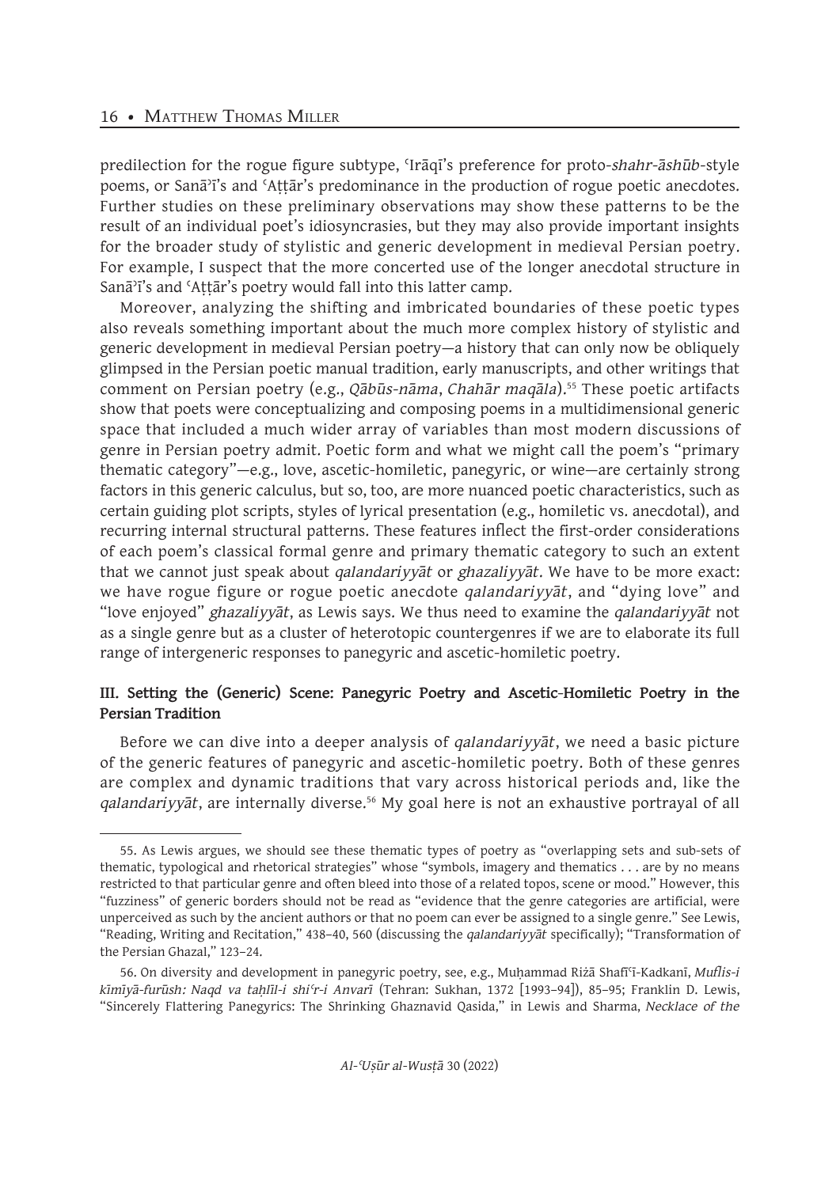predilection for the rogue figure subtype, ʿIrāqī's preference for proto-*shahr-āshūb*-style poems, or Sanāʾī's and ʿAṭṭār's predominance in the production of rogue poetic anecdotes. Further studies on these preliminary observations may show these patterns to be the result of an individual poet's idiosyncrasies, but they may also provide important insights for the broader study of stylistic and generic development in medieval Persian poetry. For example, I suspect that the more concerted use of the longer anecdotal structure in Sanāʾī's and ʿAṭṭār's poetry would fall into this latter camp.

Moreover, analyzing the shifting and imbricated boundaries of these poetic types also reveals something important about the much more complex history of stylistic and generic development in medieval Persian poetry—a history that can only now be obliquely glimpsed in the Persian poetic manual tradition, early manuscripts, and other writings that comment on Persian poetry (e.g., *Qābūs-nāma*, *Chahār maqāla*).[55] These poetic artifacts show that poets were conceptualizing and composing poems in a multidimensional generic space that included a much wider array of variables than most modern discussions of genre in Persian poetry admit. Poetic form and what we might call the poem's "primary thematic category"—e.g., love, ascetic-homiletic, panegyric, or wine—are certainly strong factors in this generic calculus, but so, too, are more nuanced poetic characteristics, such as certain guiding plot scripts, styles of lyrical presentation (e.g., homiletic vs. anecdotal), and recurring internal structural patterns. These features inflect the first-order considerations of each poem's classical formal genre and primary thematic category to such an extent that we cannot just speak about *qalandariyyāt* or *ghazaliyyāt*. We have to be more exact: we have rogue figure or rogue poetic anecdote *qalandariyyāt*, and "dying love" and "love enjoyed" *ghazaliyyāt*, as Lewis says. We thus need to examine the *qalandariyyāt* not as a single genre but as a cluster of heterotopic countergenres if we are to elaborate its full range of intergeneric responses to panegyric and ascetic-homiletic poetry.

### III. Setting the (Generic) Scene: Panegyric Poetry and Ascetic-Homiletic Poetry in the Persian Tradition

Before we can dive into a deeper analysis of *qalandariyyāt*, we need a basic picture of the generic features of panegyric and ascetic-homiletic poetry. Both of these genres are complex and dynamic traditions that vary across historical periods and, like the *qalandariyyāt*, are internally diverse.[56] My goal here is not an exhaustive portrayal of all

---

55. As Lewis argues, we should see these thematic types of poetry as "overlapping sets and sub-sets of thematic, typological and rhetorical strategies" whose "symbols, imagery and thematics . . . are by no means restricted to that particular genre and often bleed into those of a related topos, scene or mood." However, this "fuzziness" of generic borders should not be read as "evidence that the genre categories are artificial, were unperceived as such by the ancient authors or that no poem can ever be assigned to a single genre." See Lewis, "Reading, Writing and Recitation," 438–40, 560 (discussing the *qalandariyyāt* specifically); "Transformation of the Persian Ghazal," 123–24.

56. On diversity and development in panegyric poetry, see, e.g., Muḥammad Riżā Shafīʿī-Kadkanī, *Muflis-i kīmīyā-furūsh: Naqd va taḥlīl-i shiʿr-i Anvarī* (Tehran: Sukhan, 1372 [1993–94]), 85–95; Franklin D. Lewis, "Sincerely Flattering Panegyrics: The Shrinking Ghaznavid Qasida," in Lewis and Sharma, *Necklace of the*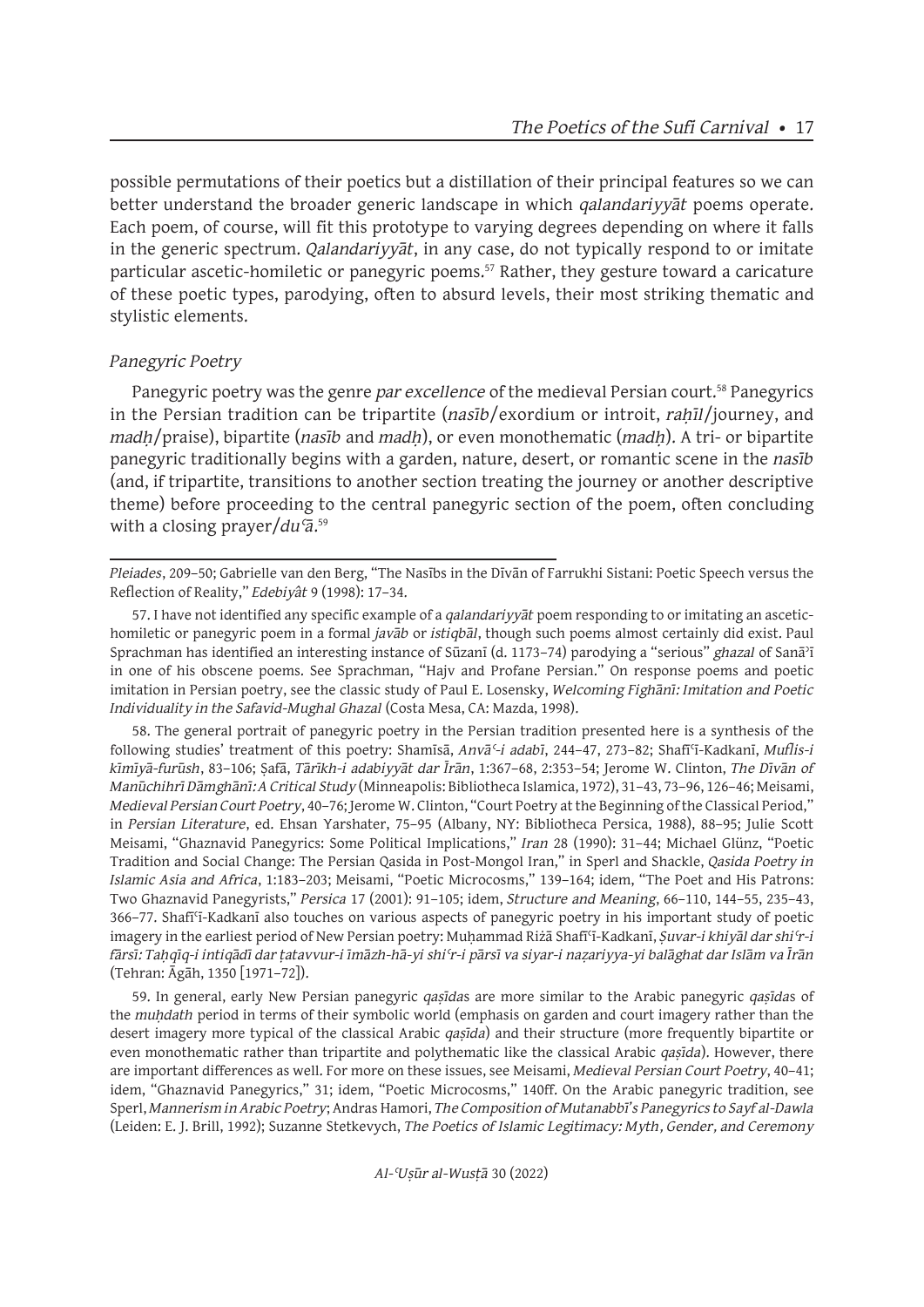possible permutations of their poetics but a distillation of their principal features so we can better understand the broader generic landscape in which *qalandariyyāt* poems operate. Each poem, of course, will fit this prototype to varying degrees depending on where it falls in the generic spectrum. *Qalandariyyāt*, in any case, do not typically respond to or imitate particular ascetic-homiletic or panegyric poems.[57] Rather, they gesture toward a caricature of these poetic types, parodying, often to absurd levels, their most striking thematic and stylistic elements.

### *Panegyric Poetry*

Panegyric poetry was the genre *par excellence* of the medieval Persian court.[58] Panegyrics in the Persian tradition can be tripartite (*nasīb*/exordium or introit, *raḥīl*/journey, and *madḥ*/praise), bipartite (*nasīb* and *madḥ*), or even monothematic (*madḥ*). A tri- or bipartite panegyric traditionally begins with a garden, nature, desert, or romantic scene in the *nasīb* (and, if tripartite, transitions to another section treating the journey or another descriptive theme) before proceeding to the central panegyric section of the poem, often concluding with a closing prayer/*duʿā*.[59]

---

*Pleiades*, 209–50; Gabrielle van den Berg, "The Nasībs in the Dīvān of Farrukhi Sistani: Poetic Speech versus the Reflection of Reality," *Edebiyât* 9 (1998): 17–34.

57. I have not identified any specific example of a *qalandariyyāt* poem responding to or imitating an ascetic-homiletic or panegyric poem in a formal *javāb* or *istiqbāl*, though such poems almost certainly did exist. Paul Sprachman has identified an interesting instance of Sūzanī (d. 1173–74) parodying a "serious" *ghazal* of Sanāʾī in one of his obscene poems. See Sprachman, "Hajv and Profane Persian." On response poems and poetic imitation in Persian poetry, see the classic study of Paul E. Losensky, *Welcoming Fighānī: Imitation and Poetic Individuality in the Safavid-Mughal Ghazal* (Costa Mesa, CA: Mazda, 1998).

58. The general portrait of panegyric poetry in the Persian tradition presented here is a synthesis of the following studies' treatment of this poetry: Shamīsā, *Anvāʿ-i adabī*, 244–47, 273–82; Shafīʿī-Kadkanī, *Muflis-i kīmīyā-furūsh*, 83–106; Ṣafā, *Tārīkh-i adabiyyāt dar Īrān*, 1:367–68, 2:353–54; Jerome W. Clinton, *The Dīvān of Manūchihrī Dāmghānī: A Critical Study* (Minneapolis: Bibliotheca Islamica, 1972), 31–43, 73–96, 126–46; Meisami, *Medieval Persian Court Poetry*, 40–76; Jerome W. Clinton, "Court Poetry at the Beginning of the Classical Period," in *Persian Literature*, ed. Ehsan Yarshater, 75–95 (Albany, NY: Bibliotheca Persica, 1988), 88–95; Julie Scott Meisami, "Ghaznavid Panegyrics: Some Political Implications," *Iran* 28 (1990): 31–44; Michael Glünz, "Poetic Tradition and Social Change: The Persian Qasida in Post-Mongol Iran," in Sperl and Shackle, *Qasida Poetry in Islamic Asia and Africa*, 1:183–203; Meisami, "Poetic Microcosms," 139–164; idem, "The Poet and His Patrons: Two Ghaznavid Panegyrists," *Persica* 17 (2001): 91–105; idem, *Structure and Meaning*, 66–110, 144–55, 235–43, 366–77. Shafīʿī-Kadkanī also touches on various aspects of panegyric poetry in his important study of poetic imagery in the earliest period of New Persian poetry: Muḥammad Riżā Shafīʿī-Kadkanī, *Ṣuvar-i khiyāl dar shiʿr-i fārsī: Taḥqīq-i intiqādī dar ṭatavvur-i īmāzh-hā-yi shiʿr-i pārsī va siyar-i naẓariyya-yi balāghat dar Islām va Īrān* (Tehran: Āgāh, 1350 [1971–72]).

59. In general, early New Persian panegyric *qaṣīda*s are more similar to the Arabic panegyric *qaṣīda*s of the *muḥdath* period in terms of their symbolic world (emphasis on garden and court imagery rather than the desert imagery more typical of the classical Arabic *qaṣīda*) and their structure (more frequently bipartite or even monothematic rather than tripartite and polythematic like the classical Arabic *qaṣīda*). However, there are important differences as well. For more on these issues, see Meisami, *Medieval Persian Court Poetry*, 40–41; idem, "Ghaznavid Panegyrics," 31; idem, "Poetic Microcosms," 140ff. On the Arabic panegyric tradition, see Sperl, *Mannerism in Arabic Poetry*; Andras Hamori, *The Composition of Mutanabbī's Panegyrics to Sayf al-Dawla* (Leiden: E. J. Brill, 1992); Suzanne Stetkevych, *The Poetics of Islamic Legitimacy: Myth, Gender, and Ceremony*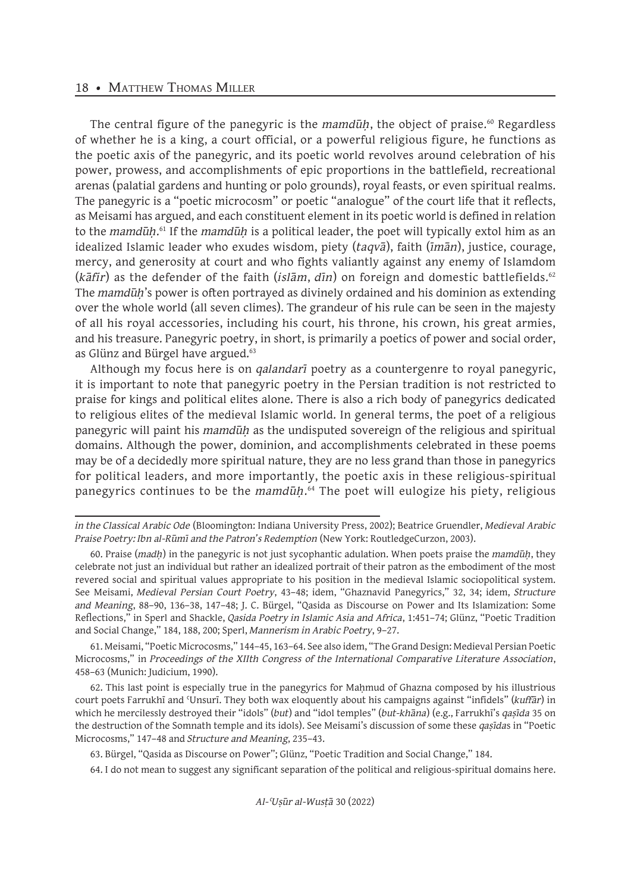The central figure of the panegyric is the *mamdūḥ*, the object of praise.[60] Regardless of whether he is a king, a court official, or a powerful religious figure, he functions as the poetic axis of the panegyric, and its poetic world revolves around celebration of his power, prowess, and accomplishments of epic proportions in the battlefield, recreational arenas (palatial gardens and hunting or polo grounds), royal feasts, or even spiritual realms. The panegyric is a "poetic microcosm" or poetic "analogue" of the court life that it reflects, as Meisami has argued, and each constituent element in its poetic world is defined in relation to the *mamdūḥ*.[61] If the *mamdūḥ* is a political leader, the poet will typically extol him as an idealized Islamic leader who exudes wisdom, piety (*taqvā*), faith (*īmān*), justice, courage, mercy, and generosity at court and who fights valiantly against any enemy of Islamdom (*kāfir*) as the defender of the faith (*islām*, *dīn*) on foreign and domestic battlefields.[62] The *mamdūḥ*'s power is often portrayed as divinely ordained and his dominion as extending over the whole world (all seven climes). The grandeur of his rule can be seen in the majesty of all his royal accessories, including his court, his throne, his crown, his great armies, and his treasure. Panegyric poetry, in short, is primarily a poetics of power and social order, as Glünz and Bürgel have argued.[63]

Although my focus here is on *qalandarī* poetry as a countergenre to royal panegyric, it is important to note that panegyric poetry in the Persian tradition is not restricted to praise for kings and political elites alone. There is also a rich body of panegyrics dedicated to religious elites of the medieval Islamic world. In general terms, the poet of a religious panegyric will paint his *mamdūḥ* as the undisputed sovereign of the religious and spiritual domains. Although the power, dominion, and accomplishments celebrated in these poems may be of a decidedly more spiritual nature, they are no less grand than those in panegyrics for political leaders, and more importantly, the poetic axis in these religious-spiritual panegyrics continues to be the *mamdūḥ*.[64] The poet will eulogize his piety, religious

---

*in the Classical Arabic Ode* (Bloomington: Indiana University Press, 2002); Beatrice Gruendler, *Medieval Arabic Praise Poetry: Ibn al-Rūmī and the Patron's Redemption* (New York: RoutledgeCurzon, 2003).

60. Praise (*madḥ*) in the panegyric is not just sycophantic adulation. When poets praise the *mamdūḥ*, they celebrate not just an individual but rather an idealized portrait of their patron as the embodiment of the most revered social and spiritual values appropriate to his position in the medieval Islamic sociopolitical system. See Meisami, *Medieval Persian Court Poetry*, 43–48; idem, "Ghaznavid Panegyrics," 32, 34; idem, *Structure and Meaning*, 88–90, 136–38, 147–48; J. C. Bürgel, "Qasida as Discourse on Power and Its Islamization: Some Reflections," in Sperl and Shackle, *Qasida Poetry in Islamic Asia and Africa*, 1:451–74; Glünz, "Poetic Tradition and Social Change," 184, 188, 200; Sperl, *Mannerism in Arabic Poetry*, 9–27.

61. Meisami, "Poetic Microcosms," 144–45, 163–64. See also idem, "The Grand Design: Medieval Persian Poetic Microcosms," in *Proceedings of the XIIth Congress of the International Comparative Literature Association*, 458–63 (Munich: Judicium, 1990).

62. This last point is especially true in the panegyrics for Maḥmud of Ghazna composed by his illustrious court poets Farrukhī and ʿUnṣurī. They both wax eloquently about his campaigns against "infidels" (*kuffār*) in which he mercilessly destroyed their "idols" (*but*) and "idol temples" (*but-khāna*) (e.g., Farrukhī's *qaṣīda* 35 on the destruction of the Somnath temple and its idols). See Meisami's discussion of some these *qaṣīda*s in "Poetic Microcosms," 147–48 and *Structure and Meaning*, 235–43.

63. Bürgel, "Qasida as Discourse on Power"; Glünz, "Poetic Tradition and Social Change," 184.

64. I do not mean to suggest any significant separation of the political and religious-spiritual domains here.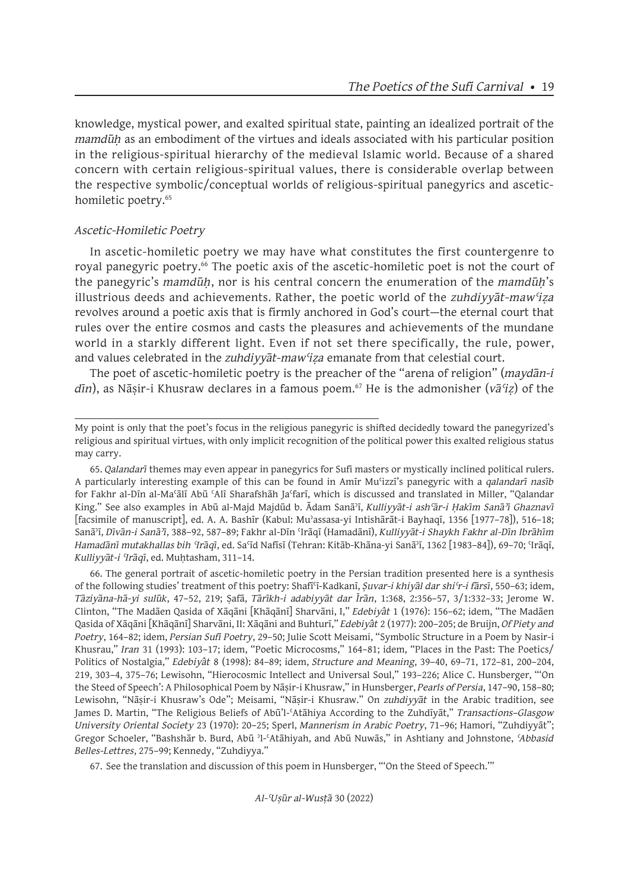knowledge, mystical power, and exalted spiritual state, painting an idealized portrait of the *mamdūḥ* as an embodiment of the virtues and ideals associated with his particular position in the religious-spiritual hierarchy of the medieval Islamic world. Because of a shared concern with certain religious-spiritual values, there is considerable overlap between the respective symbolic/conceptual worlds of religious-spiritual panegyrics and ascetic-homiletic poetry.[65]

### *Ascetic-Homiletic Poetry*

In ascetic-homiletic poetry we may have what constitutes the first countergenre to royal panegyric poetry.[66] The poetic axis of the ascetic-homiletic poet is not the court of the panegyric's *mamdūḥ*, nor is his central concern the enumeration of the *mamdūḥ*'s illustrious deeds and achievements. Rather, the poetic world of the *zuhdiyyāt-mawʿiẓa* revolves around a poetic axis that is firmly anchored in God's court—the eternal court that rules over the entire cosmos and casts the pleasures and achievements of the mundane world in a starkly different light. Even if not set there specifically, the rule, power, and values celebrated in the *zuhdiyyāt-mawʿiẓa* emanate from that celestial court.

The poet of ascetic-homiletic poetry is the preacher of the "arena of religion" (*maydān-i dīn*), as Nāṣir-i Khusraw declares in a famous poem.[67] He is the admonisher (*vāʿiẓ*) of the

---

My point is only that the poet's focus in the religious panegyric is shifted decidedly toward the panegyrized's religious and spiritual virtues, with only implicit recognition of the political power this exalted religious status may carry.

65. *Qalandarī* themes may even appear in panegyrics for Sufi masters or mystically inclined political rulers. A particularly interesting example of this can be found in Amīr Muʿizzī's panegyric with a *qalandarī nasīb* for Fakhr al-Dīn al-Maʿālī Abū ʿAlī Sharafshāh Jaʿfarī, which is discussed and translated in Miller, "Qalandar King." See also examples in Abū al-Majd Majdūd b. Ādam Sanāʾī, *Kulliyyāt-i ashʿār-i Ḥakīm Sanāʾī Ghaznavī* [facsimile of manuscript], ed. A. A. Bashīr (Kabul: Muʾassasa-yi Intishārāt-i Bayhaqī, 1356 [1977–78]), 516–18; Sanāʾī, *Dīvān-i Sanāʾī*, 388–92, 587–89; Fakhr al-Dīn ʿIrāqī (Hamadānī), *Kulliyyāt-i Shaykh Fakhr al-Dīn Ibrāhīm Hamadānī mutakhallas bih ʿIrāqī*, ed. Saʿīd Nafīsī (Tehran: Kitāb-Khāna-yi Sanāʾī, 1362 [1983–84]), 69–70; ʿIrāqī, *Kulliyyāt-i ʿIrāqī*, ed. Muḥtasham, 311–14.

66. The general portrait of ascetic-homiletic poetry in the Persian tradition presented here is a synthesis of the following studies' treatment of this poetry: Shafīʿī-Kadkanī, *Ṣuvar-i khiyāl dar shiʿr-i fārsī*, 550–63; idem, *Tāziyāna-hā-yi sulūk*, 47–52, 219; Ṣafā, *Tārīkh-i adabiyyāt dar Īrān*, 1:368, 2:356–57, 3/1:332–33; Jerome W. Clinton, "The Madāen Qasida of Xāqāni [Khāqānī] Sharvāni, I," *Edebiyât* 1 (1976): 156–62; idem, "The Madāen Qasida of Xāqāni [Khāqānī] Sharvāni, II: Xāqāni and Buhturī," *Edebiyât* 2 (1977): 200–205; de Bruijn, *Of Piety and Poetry*, 164–82; idem, *Persian Sufi Poetry*, 29–50; Julie Scott Meisami, "Symbolic Structure in a Poem by Nasir-i Khusrau," *Iran* 31 (1993): 103–17; idem, "Poetic Microcosms," 164–81; idem, "Places in the Past: The Poetics/Politics of Nostalgia," *Edebiyât* 8 (1998): 84–89; idem, *Structure and Meaning*, 39–40, 69–71, 172–81, 200–204, 219, 303–4, 375–76; Lewisohn, "Hierocosmic Intellect and Universal Soul," 193–226; Alice C. Hunsberger, "'On the Steed of Speech': A Philosophical Poem by Nāṣir-i Khusraw," in Hunsberger, *Pearls of Persia*, 147–90, 158–80; Lewisohn, "Nāṣir-i Khusraw's Ode"; Meisami, "Nāṣir-i Khusraw." On *zuhdiyyāt* in the Arabic tradition, see James D. Martin, "The Religious Beliefs of Abū'l-ʿAtāhiya According to the Zuhdīyāt," *Transactions–Glasgow University Oriental Society* 23 (1970): 20–25; Sperl, *Mannerism in Arabic Poetry*, 71–96; Hamori, "Zuhdiyyāt"; Gregor Schoeler, "Bashshār b. Burd, Abū ʾl-ʿAtāhiyah, and Abū Nuwās," in Ashtiany and Johnstone, *ʿAbbasid Belles-Lettres*, 275–99; Kennedy, "Zuhdiyya."

67. See the translation and discussion of this poem in Hunsberger, "'On the Steed of Speech.'"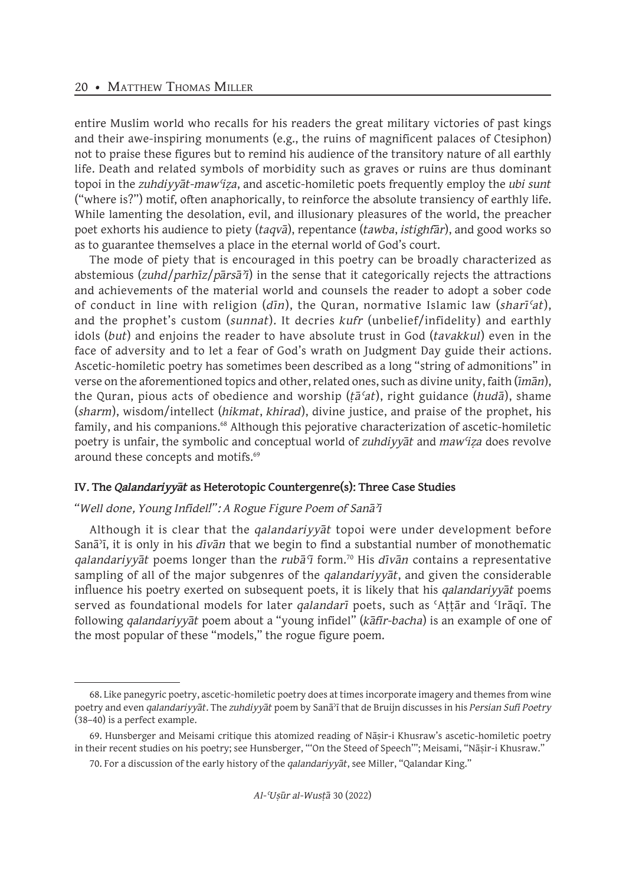entire Muslim world who recalls for his readers the great military victories of past kings and their awe-inspiring monuments (e.g., the ruins of magnificent palaces of Ctesiphon) not to praise these figures but to remind his audience of the transitory nature of all earthly life. Death and related symbols of morbidity such as graves or ruins are thus dominant topoi in the *zuhdiyyāt-mawʿiẓa*, and ascetic-homiletic poets frequently employ the *ubi sunt* ("where is?") motif, often anaphorically, to reinforce the absolute transiency of earthly life. While lamenting the desolation, evil, and illusionary pleasures of the world, the preacher poet exhorts his audience to piety (*taqvā*), repentance (*tawba*, *istighfār*), and good works so as to guarantee themselves a place in the eternal world of God's court.

The mode of piety that is encouraged in this poetry can be broadly characterized as abstemious (*zuhd*/*parhīz*/*pārsāʾī*) in the sense that it categorically rejects the attractions and achievements of the material world and counsels the reader to adopt a sober code of conduct in line with religion (*dīn*), the Quran, normative Islamic law (*sharīʿat*), and the prophet's custom (*sunnat*). It decries *kufr* (unbelief/infidelity) and earthly idols (*but*) and enjoins the reader to have absolute trust in God (*tavakkul*) even in the face of adversity and to let a fear of God's wrath on Judgment Day guide their actions. Ascetic-homiletic poetry has sometimes been described as a long "string of admonitions" in verse on the aforementioned topics and other, related ones, such as divine unity, faith (*īmān*), the Quran, pious acts of obedience and worship (*ṭāʿat*), right guidance (*hudā*), shame (*sharm*), wisdom/intellect (*hikmat*, *khirad*), divine justice, and praise of the prophet, his family, and his companions.[68] Although this pejorative characterization of ascetic-homiletic poetry is unfair, the symbolic and conceptual world of *zuhdiyyāt* and *mawʿiẓa* does revolve around these concepts and motifs.[69]

### IV. The *Qalandariyyāt* as Heterotopic Countergenre(s): Three Case Studies

#### *"Well done, Young Infidel!": A Rogue Figure Poem of Sanāʾī*

Although it is clear that the *qalandariyyāt* topoi were under development before Sanāʾī, it is only in his *dīvān* that we begin to find a substantial number of monothematic *qalandariyyāt* poems longer than the *rubāʿī* form.[70] His *dīvān* contains a representative sampling of all of the major subgenres of the *qalandariyyāt*, and given the considerable influence his poetry exerted on subsequent poets, it is likely that his *qalandariyyāt* poems served as foundational models for later *qalandarī* poets, such as ʿAṭṭār and ʿIrāqī. The following *qalandariyyāt* poem about a "young infidel" (*kāfir-bacha*) is an example of one of the most popular of these "models," the rogue figure poem.

---

68. Like panegyric poetry, ascetic-homiletic poetry does at times incorporate imagery and themes from wine poetry and even *qalandariyyāt*. The *zuhdiyyāt* poem by Sanāʾī that de Bruijn discusses in his *Persian Sufi Poetry* (38–40) is a perfect example.

69. Hunsberger and Meisami critique this atomized reading of Nāṣir-i Khusraw's ascetic-homiletic poetry in their recent studies on his poetry; see Hunsberger, "'On the Steed of Speech'"; Meisami, "Nāṣir-i Khusraw."

70. For a discussion of the early history of the *qalandariyyāt*, see Miller, "Qalandar King."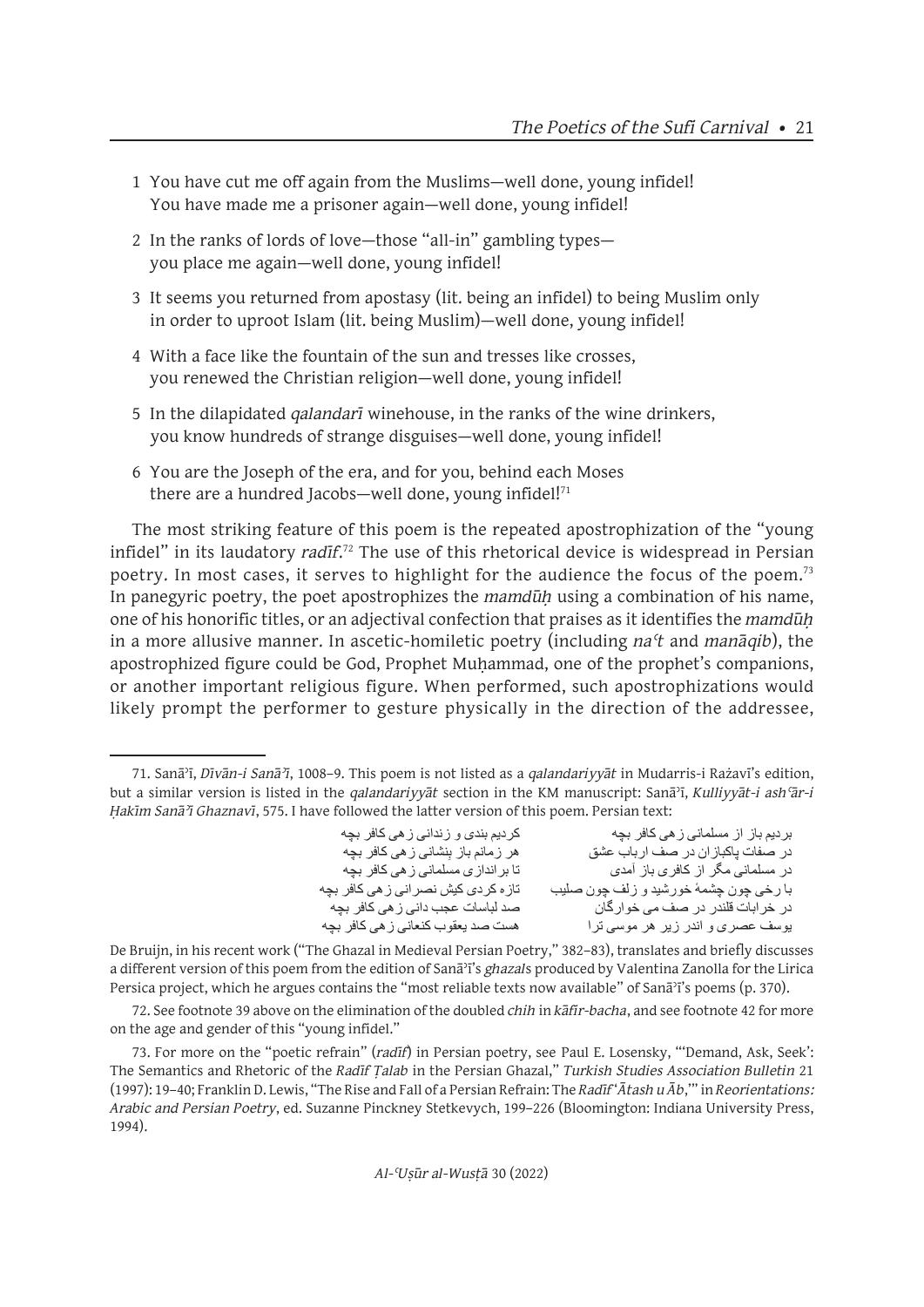1 You have cut me off again from the Muslims—well done, young infidel!
  You have made me a prisoner again—well done, young infidel!

2 In the ranks of lords of love—those "all-in" gambling types—
  you place me again—well done, young infidel!

3 It seems you returned from apostasy (lit. being an infidel) to being Muslim only
  in order to uproot Islam (lit. being Muslim)—well done, young infidel!

4 With a face like the fountain of the sun and tresses like crosses,
  you renewed the Christian religion—well done, young infidel!

5 In the dilapidated *qalandarī* winehouse, in the ranks of the wine drinkers,
  you know hundreds of strange disguises—well done, young infidel!

6 You are the Joseph of the era, and for you, behind each Moses
  there are a hundred Jacobs—well done, young infidel![71]

The most striking feature of this poem is the repeated apostrophization of the "young infidel" in its laudatory *radīf*.[72] The use of this rhetorical device is widespread in Persian poetry. In most cases, it serves to highlight for the audience the focus of the poem.[73] In panegyric poetry, the poet apostrophizes the *mamdūḥ* using a combination of his name, one of his honorific titles, or an adjectival confection that praises as it identifies the *mamdūḥ* in a more allusive manner. In ascetic-homiletic poetry (including *naʿt* and *manāqib*), the apostrophized figure could be God, Prophet Muḥammad, one of the prophet's companions, or another important religious figure. When performed, such apostrophizations would likely prompt the performer to gesture physically in the direction of the addressee,

---

71. Sanāʾī, *Dīvān-i Sanāʾī*, 1008–9. This poem is not listed as a *qalandariyyāt* in Mudarris-i Rażavī's edition, but a similar version is listed in the *qalandariyyāt* section in the KM manuscript: Sanāʾī, *Kulliyyāt-i ashʿār-i Ḥakīm Sanāʾī Ghaznavī*, 575. I have followed the latter version of this poem. Persian text:

بردیم باز از مسلمانی زهی کافر بچه　　کردیم بندی و زندانی زهی کافر بچه
در صفات پاکبازان در صف ارباب عشق　　هر زمانم باز بنشانی زهی کافر بچه
در مسلمانی مگر از کافری باز آمدی　　تا براندازی مسلمانی زهی کافر بچه
با رخی چون چشمهٔ خورشید و زلف چون صلیب　　تازه کردی کیش نصرانی زهی کافر بچه
در خرابات قلندر در صف می خوارگان　　صد لباسات عجب دانی زهی کافر بچه
یوسف عصری و اندر زیر هر موسی ترا　　هست صد یعقوب کنعانی زهی کافر بچه

De Bruijn, in his recent work ("The Ghazal in Medieval Persian Poetry," 382–83), translates and briefly discusses a different version of this poem from the edition of Sanāʾī's *ghazal*s produced by Valentina Zanolla for the Lirica Persica project, which he argues contains the "most reliable texts now available" of Sanāʾī's poems (p. 370).

72. See footnote 39 above on the elimination of the doubled *chih* in *kāfir-bacha*, and see footnote 42 for more on the age and gender of this "young infidel."

73. For more on the "poetic refrain" (*radīf*) in Persian poetry, see Paul E. Losensky, "'Demand, Ask, Seek': The Semantics and Rhetoric of the *Radīf Ṭalab* in the Persian Ghazal," *Turkish Studies Association Bulletin* 21 (1997): 19–40; Franklin D. Lewis, "The Rise and Fall of a Persian Refrain: The *Radīf 'Ātash u Āb*,'" in *Reorientations: Arabic and Persian Poetry*, ed. Suzanne Pinckney Stetkevych, 199–226 (Bloomington: Indiana University Press, 1994).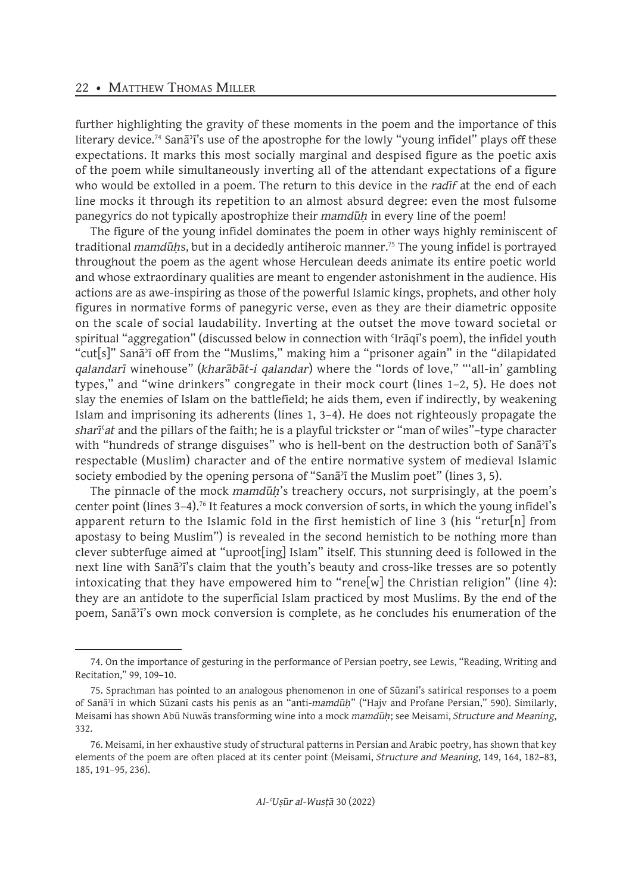further highlighting the gravity of these moments in the poem and the importance of this literary device.[74] Sanāʾī's use of the apostrophe for the lowly "young infidel" plays off these expectations. It marks this most socially marginal and despised figure as the poetic axis of the poem while simultaneously inverting all of the attendant expectations of a figure who would be extolled in a poem. The return to this device in the *radīf* at the end of each line mocks it through its repetition to an almost absurd degree: even the most fulsome panegyrics do not typically apostrophize their *mamdūḥ* in every line of the poem!

The figure of the young infidel dominates the poem in other ways highly reminiscent of traditional *mamdūḥ*s, but in a decidedly antiheroic manner.[75] The young infidel is portrayed throughout the poem as the agent whose Herculean deeds animate its entire poetic world and whose extraordinary qualities are meant to engender astonishment in the audience. His actions are as awe-inspiring as those of the powerful Islamic kings, prophets, and other holy figures in normative forms of panegyric verse, even as they are their diametric opposite on the scale of social laudability. Inverting at the outset the move toward societal or spiritual "aggregation" (discussed below in connection with ʿIrāqī's poem), the infidel youth "cut[s]" Sanāʾī off from the "Muslims," making him a "prisoner again" in the "dilapidated *qalandarī* winehouse" (*kharābāt-i qalandar*) where the "lords of love," "'all-in' gambling types," and "wine drinkers" congregate in their mock court (lines 1–2, 5). He does not slay the enemies of Islam on the battlefield; he aids them, even if indirectly, by weakening Islam and imprisoning its adherents (lines 1, 3–4). He does not righteously propagate the *sharīʿat* and the pillars of the faith; he is a playful trickster or "man of wiles"–type character with "hundreds of strange disguises" who is hell-bent on the destruction both of Sanāʾī's respectable (Muslim) character and of the entire normative system of medieval Islamic society embodied by the opening persona of "Sanāʾī the Muslim poet" (lines 3, 5).

The pinnacle of the mock *mamdūḥ*'s treachery occurs, not surprisingly, at the poem's center point (lines 3–4).[76] It features a mock conversion of sorts, in which the young infidel's apparent return to the Islamic fold in the first hemistich of line 3 (his "retur[n] from apostasy to being Muslim") is revealed in the second hemistich to be nothing more than clever subterfuge aimed at "uproot[ing] Islam" itself. This stunning deed is followed in the next line with Sanāʾī's claim that the youth's beauty and cross-like tresses are so potently intoxicating that they have empowered him to "rene[w] the Christian religion" (line 4): they are an antidote to the superficial Islam practiced by most Muslims. By the end of the poem, Sanāʾī's own mock conversion is complete, as he concludes his enumeration of the

---

74. On the importance of gesturing in the performance of Persian poetry, see Lewis, "Reading, Writing and Recitation," 99, 109–10.

75. Sprachman has pointed to an analogous phenomenon in one of Sūzanī's satirical responses to a poem of Sanāʾī in which Sūzanī casts his penis as an "anti-*mamdūḥ*" ("Hajv and Profane Persian," 590). Similarly, Meisami has shown Abū Nuwās transforming wine into a mock *mamdūḥ*; see Meisami, *Structure and Meaning*, 332.

76. Meisami, in her exhaustive study of structural patterns in Persian and Arabic poetry, has shown that key elements of the poem are often placed at its center point (Meisami, *Structure and Meaning*, 149, 164, 182–83, 185, 191–95, 236).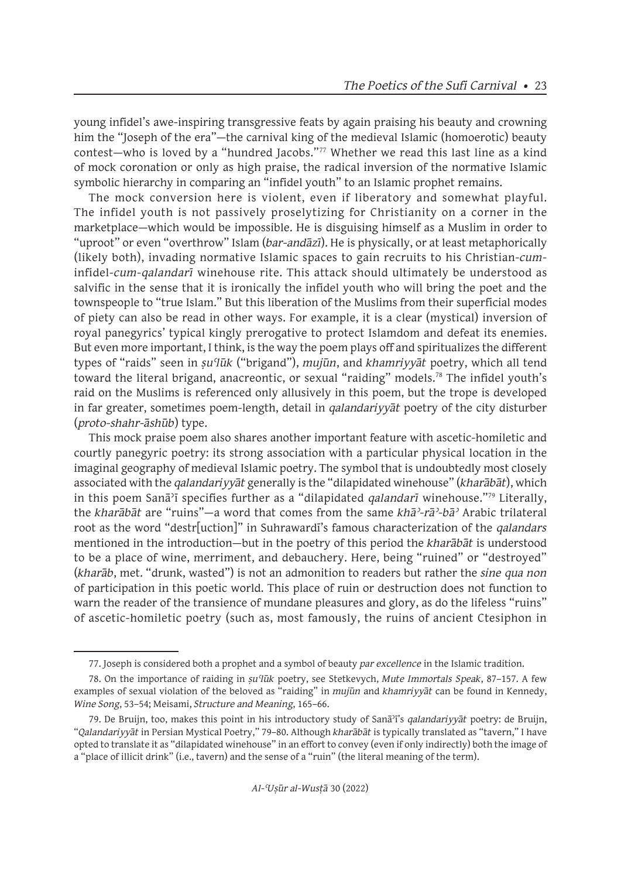young infidel's awe-inspiring transgressive feats by again praising his beauty and crowning him the "Joseph of the era"—the carnival king of the medieval Islamic (homoerotic) beauty contest—who is loved by a "hundred Jacobs."[77] Whether we read this last line as a kind of mock coronation or only as high praise, the radical inversion of the normative Islamic symbolic hierarchy in comparing an "infidel youth" to an Islamic prophet remains.

The mock conversion here is violent, even if liberatory and somewhat playful. The infidel youth is not passively proselytizing for Christianity on a corner in the marketplace—which would be impossible. He is disguising himself as a Muslim in order to "uproot" or even "overthrow" Islam (*bar-andāzī*). He is physically, or at least metaphorically (likely both), invading normative Islamic spaces to gain recruits to his Christian-*cum*-infidel-*cum-qalandarī* winehouse rite. This attack should ultimately be understood as salvific in the sense that it is ironically the infidel youth who will bring the poet and the townspeople to "true Islam." But this liberation of the Muslims from their superficial modes of piety can also be read in other ways. For example, it is a clear (mystical) inversion of royal panegyrics' typical kingly prerogative to protect Islamdom and defeat its enemies. But even more important, I think, is the way the poem plays off and spiritualizes the different types of "raids" seen in *ṣuʿlūk* ("brigand"), *mujūn*, and *khamriyyāt* poetry, which all tend toward the literal brigand, anacreontic, or sexual "raiding" models.[78] The infidel youth's raid on the Muslims is referenced only allusively in this poem, but the trope is developed in far greater, sometimes poem-length, detail in *qalandariyyāt* poetry of the city disturber (*proto-shahr-āshūb*) type.

This mock praise poem also shares another important feature with ascetic-homiletic and courtly panegyric poetry: its strong association with a particular physical location in the imaginal geography of medieval Islamic poetry. The symbol that is undoubtedly most closely associated with the *qalandariyyāt* generally is the "dilapidated winehouse" (*kharābāt*), which in this poem Sanāʾī specifies further as a "dilapidated *qalandarī* winehouse."[79] Literally, the *kharābāt* are "ruins"—a word that comes from the same *khāʾ-rāʾ-bāʾ* Arabic trilateral root as the word "destr[uction]" in Suhrawardī's famous characterization of the *qalandars* mentioned in the introduction—but in the poetry of this period the *kharābāt* is understood to be a place of wine, merriment, and debauchery. Here, being "ruined" or "destroyed" (*kharāb*, met. "drunk, wasted") is not an admonition to readers but rather the *sine qua non* of participation in this poetic world. This place of ruin or destruction does not function to warn the reader of the transience of mundane pleasures and glory, as do the lifeless "ruins" of ascetic-homiletic poetry (such as, most famously, the ruins of ancient Ctesiphon in

---

77. Joseph is considered both a prophet and a symbol of beauty *par excellence* in the Islamic tradition.

78. On the importance of raiding in *ṣuʿlūk* poetry, see Stetkevych, *Mute Immortals Speak*, 87–157. A few examples of sexual violation of the beloved as "raiding" in *mujūn* and *khamriyyāt* can be found in Kennedy, *Wine Song*, 53–54; Meisami, *Structure and Meaning*, 165–66.

79. De Bruijn, too, makes this point in his introductory study of Sanāʾī's *qalandariyyāt* poetry: de Bruijn, "*Qalandariyyāt* in Persian Mystical Poetry," 79–80. Although *kharābāt* is typically translated as "tavern," I have opted to translate it as "dilapidated winehouse" in an effort to convey (even if only indirectly) both the image of a "place of illicit drink" (i.e., tavern) and the sense of a "ruin" (the literal meaning of the term).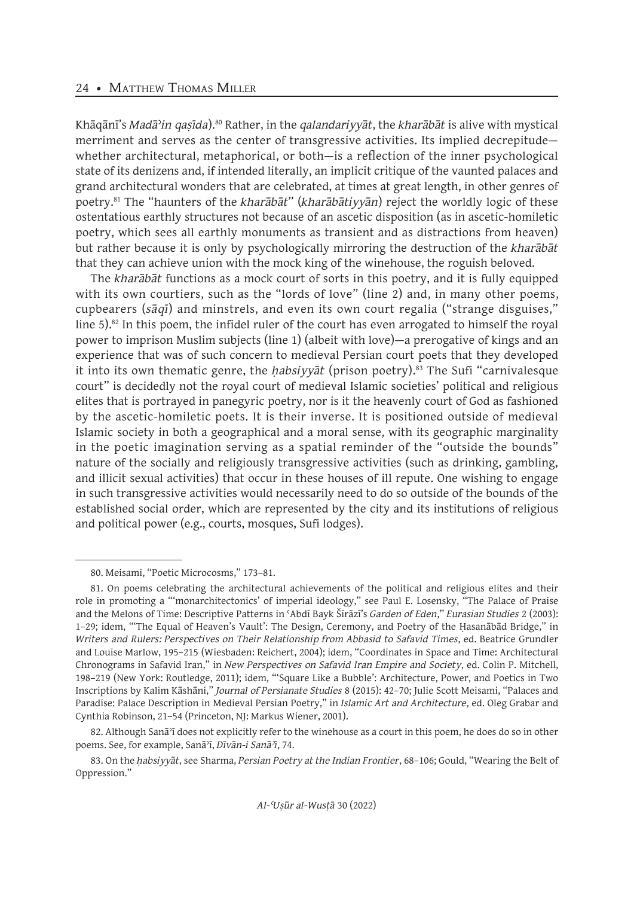Khāqānī's *Madāʾin qaṣīda*).[80] Rather, in the *qalandariyyāt*, the *kharābāt* is alive with mystical merriment and serves as the center of transgressive activities. Its implied decrepitude—whether architectural, metaphorical, or both—is a reflection of the inner psychological state of its denizens and, if intended literally, an implicit critique of the vaunted palaces and grand architectural wonders that are celebrated, at times at great length, in other genres of poetry.[81] The "haunters of the *kharābāt*" (*kharābātiyyān*) reject the worldly logic of these ostentatious earthly structures not because of an ascetic disposition (as in ascetic-homiletic poetry, which sees all earthly monuments as transient and as distractions from heaven) but rather because it is only by psychologically mirroring the destruction of the *kharābāt* that they can achieve union with the mock king of the winehouse, the roguish beloved.

The *kharābāt* functions as a mock court of sorts in this poetry, and it is fully equipped with its own courtiers, such as the "lords of love" (line 2) and, in many other poems, cupbearers (*sāqī*) and minstrels, and even its own court regalia ("strange disguises," line 5).[82] In this poem, the infidel ruler of the court has even arrogated to himself the royal power to imprison Muslim subjects (line 1) (albeit with love)—a prerogative of kings and an experience that was of such concern to medieval Persian court poets that they developed it into its own thematic genre, the *ḥabsiyyāt* (prison poetry).[83] The Sufi "carnivalesque court" is decidedly not the royal court of medieval Islamic societies' political and religious elites that is portrayed in panegyric poetry, nor is it the heavenly court of God as fashioned by the ascetic-homiletic poets. It is their inverse. It is positioned outside of medieval Islamic society in both a geographical and a moral sense, with its geographic marginality in the poetic imagination serving as a spatial reminder of the "outside the bounds" nature of the socially and religiously transgressive activities (such as drinking, gambling, and illicit sexual activities) that occur in these houses of ill repute. One wishing to engage in such transgressive activities would necessarily need to do so outside of the bounds of the established social order, which are represented by the city and its institutions of religious and political power (e.g., courts, mosques, Sufi lodges).

---

80. Meisami, "Poetic Microcosms," 173–81.

81. On poems celebrating the architectural achievements of the political and religious elites and their role in promoting a "'monarchitectonics' of imperial ideology," see Paul E. Losensky, "The Palace of Praise and the Melons of Time: Descriptive Patterns in ʿAbdī Bayk Šīrāzī's *Garden of Eden*," *Eurasian Studies* 2 (2003): 1–29; idem, "'The Equal of Heaven's Vault': The Design, Ceremony, and Poetry of the Ḥasanābād Bridge," in *Writers and Rulers: Perspectives on Their Relationship from Abbasid to Safavid Times*, ed. Beatrice Grundler and Louise Marlow, 195–215 (Wiesbaden: Reichert, 2004); idem, "Coordinates in Space and Time: Architectural Chronograms in Safavid Iran," in *New Perspectives on Safavid Iran Empire and Society*, ed. Colin P. Mitchell, 198–219 (New York: Routledge, 2011); idem, "'Square Like a Bubble': Architecture, Power, and Poetics in Two Inscriptions by Kalim Kāshānī," *Journal of Persianate Studies* 8 (2015): 42–70; Julie Scott Meisami, "Palaces and Paradise: Palace Description in Medieval Persian Poetry," in *Islamic Art and Architecture*, ed. Oleg Grabar and Cynthia Robinson, 21–54 (Princeton, NJ: Markus Wiener, 2001).

82. Although Sanāʾī does not explicitly refer to the winehouse as a court in this poem, he does do so in other poems. See, for example, Sanāʾī, *Dīvān-i Sanāʾī*, 74.

83. On the *ḥabsiyyāt*, see Sharma, *Persian Poetry at the Indian Frontier*, 68–106; Gould, "Wearing the Belt of Oppression."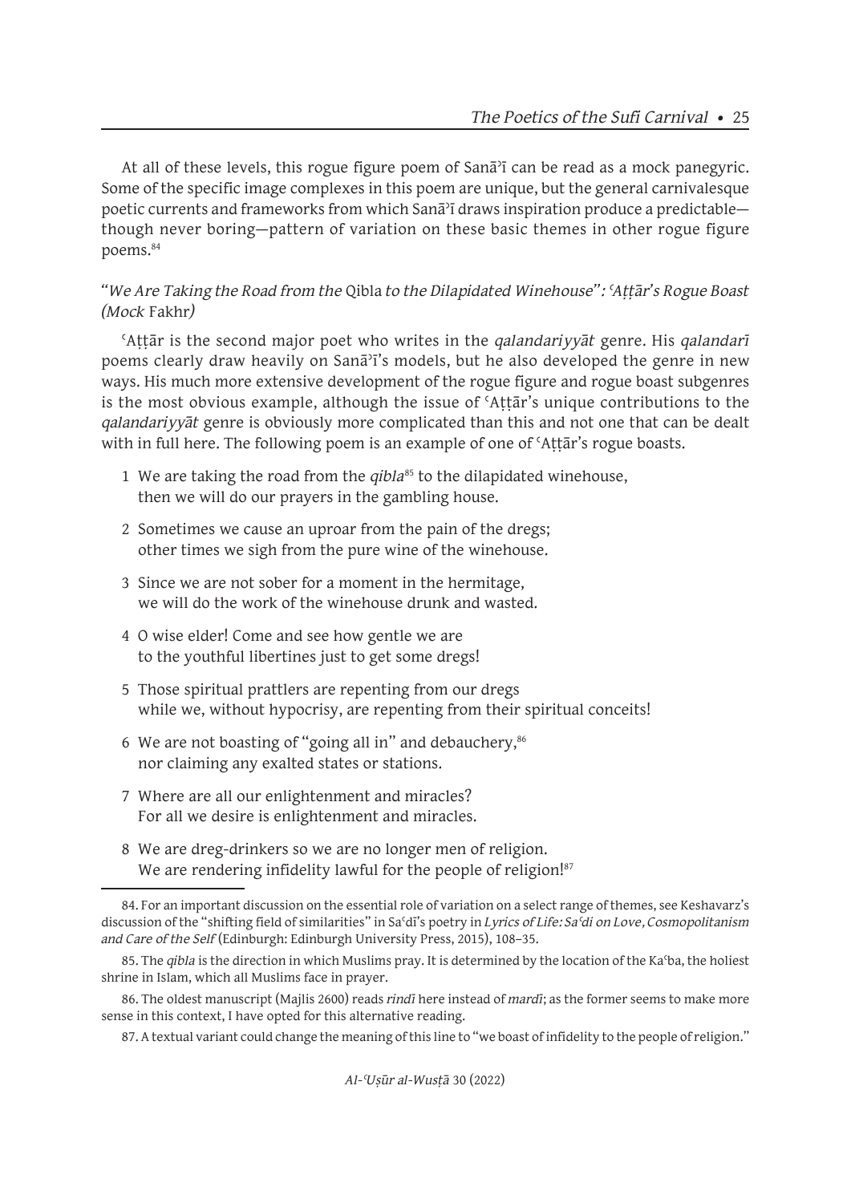At all of these levels, this rogue figure poem of Sanāʾī can be read as a mock panegyric. Some of the specific image complexes in this poem are unique, but the general carnivalesque poetic currents and frameworks from which Sanāʾī draws inspiration produce a predictable—though never boring—pattern of variation on these basic themes in other rogue figure poems.[84]

### *"We Are Taking the Road from the* Qibla *to the Dilapidated Winehouse": ʿAṭṭār's Rogue Boast (Mock* Fakhr*)*

ʿAṭṭār is the second major poet who writes in the *qalandariyyāt* genre. His *qalandarī* poems clearly draw heavily on Sanāʾī's models, but he also developed the genre in new ways. His much more extensive development of the rogue figure and rogue boast subgenres is the most obvious example, although the issue of ʿAṭṭār's unique contributions to the *qalandariyyāt* genre is obviously more complicated than this and not one that can be dealt with in full here. The following poem is an example of one of ʿAṭṭār's rogue boasts.

1 We are taking the road from the *qibla*[85] to the dilapidated winehouse,
then we will do our prayers in the gambling house.

2 Sometimes we cause an uproar from the pain of the dregs;
other times we sigh from the pure wine of the winehouse.

3 Since we are not sober for a moment in the hermitage,
we will do the work of the winehouse drunk and wasted.

4 O wise elder! Come and see how gentle we are
to the youthful libertines just to get some dregs!

5 Those spiritual prattlers are repenting from our dregs
while we, without hypocrisy, are repenting from their spiritual conceits!

6 We are not boasting of "going all in" and debauchery,[86]
nor claiming any exalted states or stations.

7 Where are all our enlightenment and miracles?
For all we desire is enlightenment and miracles.

8 We are dreg-drinkers so we are no longer men of religion.
We are rendering infidelity lawful for the people of religion![87]

---

84. For an important discussion on the essential role of variation on a select range of themes, see Keshavarz's discussion of the "shifting field of similarities" in Saʿdī's poetry in *Lyrics of Life: Saʿdi on Love, Cosmopolitanism and Care of the Self* (Edinburgh: Edinburgh University Press, 2015), 108–35.

85. The *qibla* is the direction in which Muslims pray. It is determined by the location of the Kaʿba, the holiest shrine in Islam, which all Muslims face in prayer.

86. The oldest manuscript (Majlis 2600) reads *rindī* here instead of *mardī*; as the former seems to make more sense in this context, I have opted for this alternative reading.

87. A textual variant could change the meaning of this line to "we boast of infidelity to the people of religion."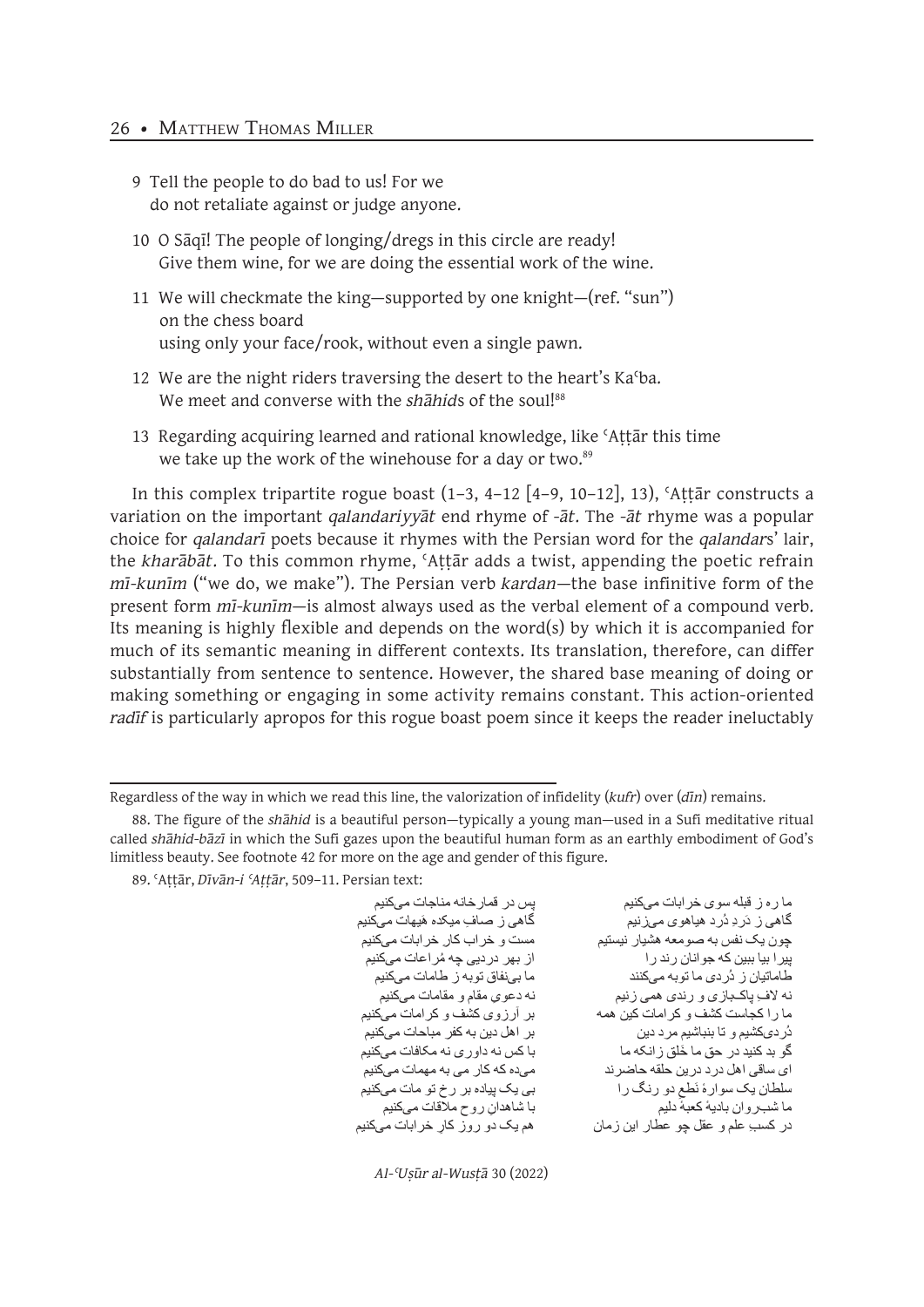9 Tell the people to do bad to us! For we
 do not retaliate against or judge anyone.

10 O Sāqī! The people of longing/dregs in this circle are ready!
 Give them wine, for we are doing the essential work of the wine.

11 We will checkmate the king—supported by one knight—(ref. "sun")
 on the chess board
 using only your face/rook, without even a single pawn.

12 We are the night riders traversing the desert to the heart's Kaʿba.
 We meet and converse with the *shāhid*s of the soul![88]

13 Regarding acquiring learned and rational knowledge, like ʿAṭṭār this time
 we take up the work of the winehouse for a day or two.[89]

In this complex tripartite rogue boast (1–3, 4–12 [4–9, 10–12], 13), ʿAṭṭār constructs a variation on the important *qalandariyyāt* end rhyme of *-āt*. The *-āt* rhyme was a popular choice for *qalandarī* poets because it rhymes with the Persian word for the *qalandar*s' lair, the *kharābāt*. To this common rhyme, ʿAṭṭār adds a twist, appending the poetic refrain *mī-kunīm* ("we do, we make"). The Persian verb *kardan*—the base infinitive form of the present form *mī-kunīm*—is almost always used as the verbal element of a compound verb. Its meaning is highly flexible and depends on the word(s) by which it is accompanied for much of its semantic meaning in different contexts. Its translation, therefore, can differ substantially from sentence to sentence. However, the shared base meaning of doing or making something or engaging in some activity remains constant. This action-oriented *radīf* is particularly apropos for this rogue boast poem since it keeps the reader ineluctably

---

Regardless of the way in which we read this line, the valorization of infidelity (*kufr*) over (*dīn*) remains.

88. The figure of the *shāhid* is a beautiful person—typically a young man—used in a Sufi meditative ritual called *shāhid-bāzī* in which the Sufi gazes upon the beautiful human form as an earthly embodiment of God's limitless beauty. See footnote 42 for more on the age and gender of this figure.

89. ʿAṭṭār, *Dīvān-i ʿAṭṭār*, 509–11. Persian text:

ما ره ز قبله سوی خرابات می‌کنیم — پس در قمارخانه مناجات می‌کنیم
گاهی ز دَرد دُرد هیاهوی می‌زنیم — گاهی ز صافِ میکده هیهات می‌کنیم
چون یک نفس به صومعه هشیار نیستیم — مست و خراب کار خرابات می‌کنیم
پیرا بیا ببین که جوانان رند را — از بهر دردیی چه مُراعات می‌کنیم
طاماتیان ز دُردی ما توبه می‌کنند — ما بی‌نفاق توبه ز طامات می‌کنیم
نه لافِ پاکبازی و رندی همی زنیم — نه دعوی مقام و مقامات می‌کنیم
ما را کجاست کشف و کرامات کین همه — بر آرزوی کشف و کرامات می‌کنیم
دُردی‌کشیم و تا بنباشیم مرد دین — بر اهل دین به کفر مباحات می‌کنیم
گو بد کنید در حق ما خَلق زانکه ما — با کس نه داوری نه مکافات می‌کنیم
ای ساقی اهل درد درین حلقه حاضرند — می‌ده که کار می به مهمات می‌کنیم
سلطان یک سوارهٔ نَطع دو رنگ را — بی یک پیاده بر رخ تو مات می‌کنیم
ما شبروان بادیهٔ کعبهٔ دلیم — با شاهدانِ روح ملاقات می‌کنیم
در کسب علم و عقل چو عطار این زمان — هم یک دو روز کار خرابات می‌کنیم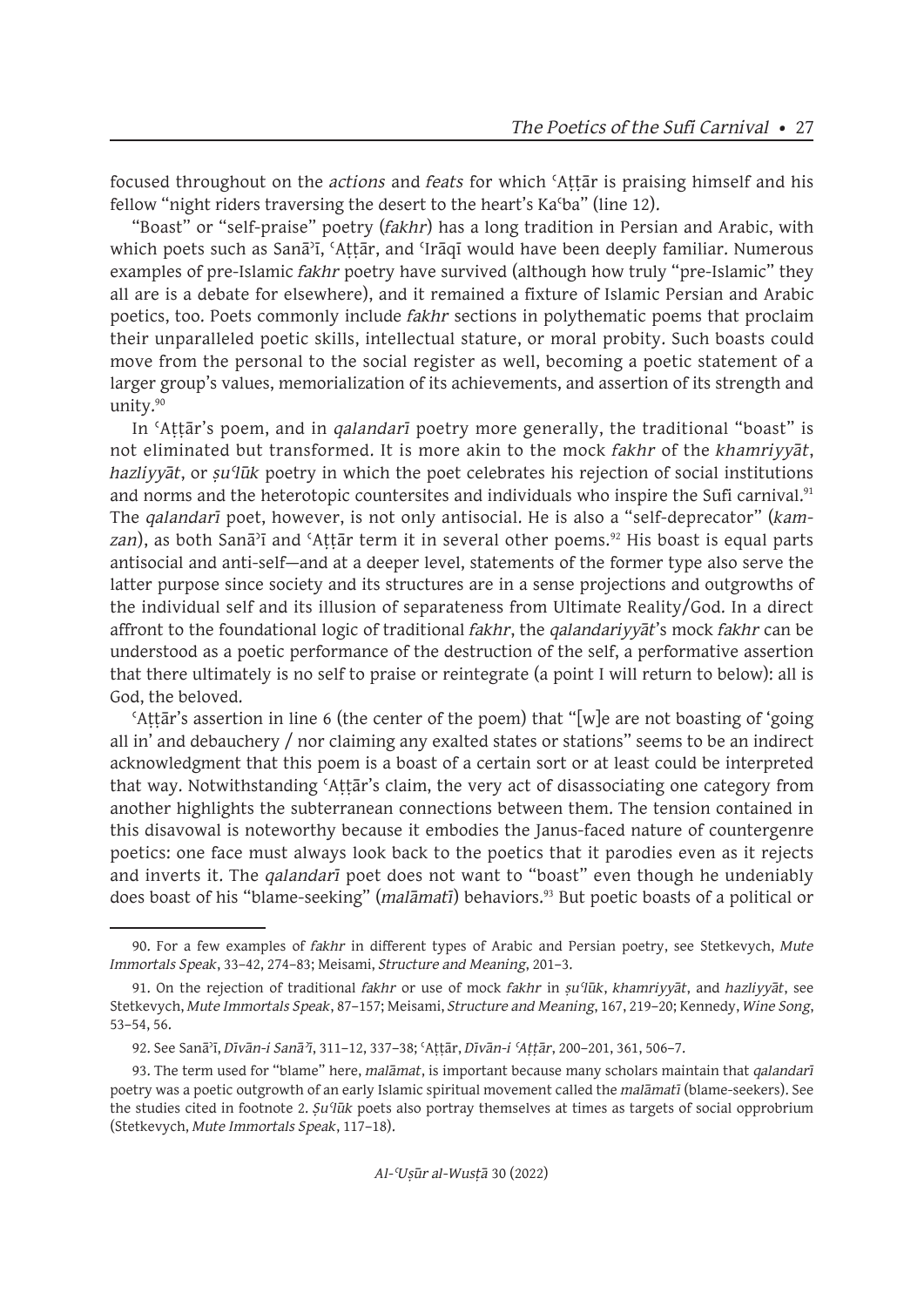focused throughout on the *actions* and *feats* for which ʿAṭṭār is praising himself and his fellow "night riders traversing the desert to the heart's Kaʿba" (line 12).

"Boast" or "self-praise" poetry (*fakhr*) has a long tradition in Persian and Arabic, with which poets such as Sanāʾī, ʿAṭṭār, and ʿIrāqī would have been deeply familiar. Numerous examples of pre-Islamic *fakhr* poetry have survived (although how truly "pre-Islamic" they all are is a debate for elsewhere), and it remained a fixture of Islamic Persian and Arabic poetics, too. Poets commonly include *fakhr* sections in polythematic poems that proclaim their unparalleled poetic skills, intellectual stature, or moral probity. Such boasts could move from the personal to the social register as well, becoming a poetic statement of a larger group's values, memorialization of its achievements, and assertion of its strength and unity.[90]

In ʿAṭṭār's poem, and in *qalandarī* poetry more generally, the traditional "boast" is not eliminated but transformed. It is more akin to the mock *fakhr* of the *khamriyyāt*, *hazliyyāt*, or *ṣuʿlūk* poetry in which the poet celebrates his rejection of social institutions and norms and the heterotopic countersites and individuals who inspire the Sufi carnival.[91] The *qalandarī* poet, however, is not only antisocial. He is also a "self-deprecator" (*kamzan*), as both Sanāʾī and ʿAṭṭār term it in several other poems.[92] His boast is equal parts antisocial and anti-self—and at a deeper level, statements of the former type also serve the latter purpose since society and its structures are in a sense projections and outgrowths of the individual self and its illusion of separateness from Ultimate Reality/God. In a direct affront to the foundational logic of traditional *fakhr*, the *qalandariyyāt*'s mock *fakhr* can be understood as a poetic performance of the destruction of the self, a performative assertion that there ultimately is no self to praise or reintegrate (a point I will return to below): all is God, the beloved.

ʿAṭṭār's assertion in line 6 (the center of the poem) that "[w]e are not boasting of 'going all in' and debauchery / nor claiming any exalted states or stations" seems to be an indirect acknowledgment that this poem is a boast of a certain sort or at least could be interpreted that way. Notwithstanding ʿAṭṭār's claim, the very act of disassociating one category from another highlights the subterranean connections between them. The tension contained in this disavowal is noteworthy because it embodies the Janus-faced nature of countergenre poetics: one face must always look back to the poetics that it parodies even as it rejects and inverts it. The *qalandarī* poet does not want to "boast" even though he undeniably does boast of his "blame-seeking" (*malāmatī*) behaviors.[93] But poetic boasts of a political or

---

90. For a few examples of *fakhr* in different types of Arabic and Persian poetry, see Stetkevych, *Mute Immortals Speak*, 33–42, 274–83; Meisami, *Structure and Meaning*, 201–3.

91. On the rejection of traditional *fakhr* or use of mock *fakhr* in *ṣuʿlūk*, *khamriyyāt*, and *hazliyyāt*, see Stetkevych, *Mute Immortals Speak*, 87–157; Meisami, *Structure and Meaning*, 167, 219–20; Kennedy, *Wine Song*, 53–54, 56.

92. See Sanāʾī, *Dīvān-i Sanāʾī*, 311–12, 337–38; ʿAṭṭār, *Dīvān-i ʿAṭṭār*, 200–201, 361, 506–7.

93. The term used for "blame" here, *malāmat*, is important because many scholars maintain that *qalandarī* poetry was a poetic outgrowth of an early Islamic spiritual movement called the *malāmatī* (blame-seekers). See the studies cited in footnote 2. *Ṣuʿlūk* poets also portray themselves at times as targets of social opprobrium (Stetkevych, *Mute Immortals Speak*, 117–18).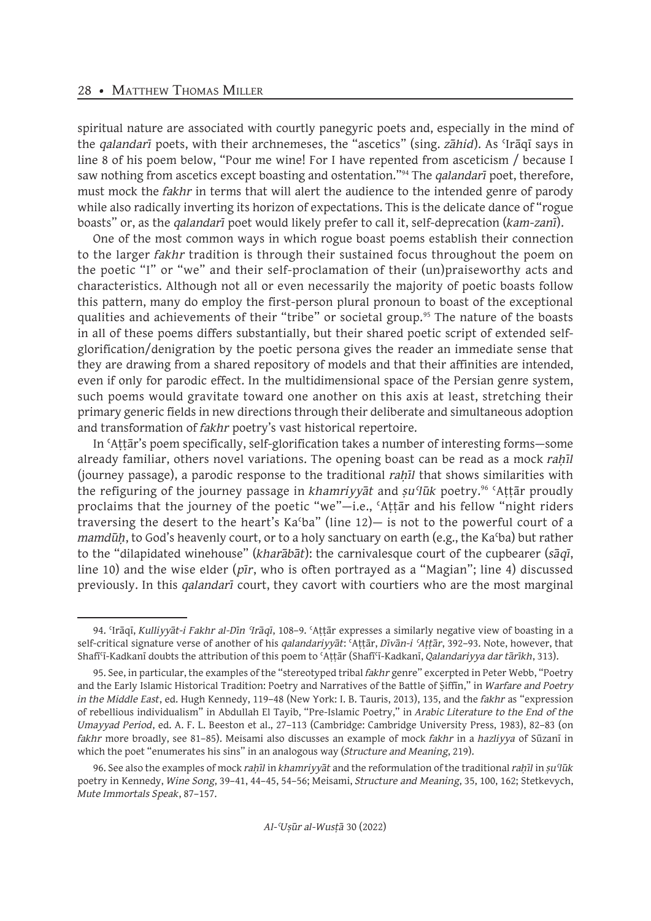spiritual nature are associated with courtly panegyric poets and, especially in the mind of the *qalandarī* poets, with their archnemeses, the "ascetics" (sing. *zāhid*). As ʿIrāqī says in line 8 of his poem below, "Pour me wine! For I have repented from asceticism / because I saw nothing from ascetics except boasting and ostentation."[94] The *qalandarī* poet, therefore, must mock the *fakhr* in terms that will alert the audience to the intended genre of parody while also radically inverting its horizon of expectations. This is the delicate dance of "rogue boasts" or, as the *qalandarī* poet would likely prefer to call it, self-deprecation (*kam-zanī*).

One of the most common ways in which rogue boast poems establish their connection to the larger *fakhr* tradition is through their sustained focus throughout the poem on the poetic "I" or "we" and their self-proclamation of their (un)praiseworthy acts and characteristics. Although not all or even necessarily the majority of poetic boasts follow this pattern, many do employ the first-person plural pronoun to boast of the exceptional qualities and achievements of their "tribe" or societal group.[95] The nature of the boasts in all of these poems differs substantially, but their shared poetic script of extended self-glorification/denigration by the poetic persona gives the reader an immediate sense that they are drawing from a shared repository of models and that their affinities are intended, even if only for parodic effect. In the multidimensional space of the Persian genre system, such poems would gravitate toward one another on this axis at least, stretching their primary generic fields in new directions through their deliberate and simultaneous adoption and transformation of *fakhr* poetry's vast historical repertoire.

In ʿAṭṭār's poem specifically, self-glorification takes a number of interesting forms—some already familiar, others novel variations. The opening boast can be read as a mock *raḥīl* (journey passage), a parodic response to the traditional *raḥīl* that shows similarities with the refiguring of the journey passage in *khamriyyāt* and *ṣuʿlūk* poetry.[96] ʿAṭṭār proudly proclaims that the journey of the poetic "we"—i.e., ʿAṭṭār and his fellow "night riders traversing the desert to the heart's Kaʿba" (line 12)— is not to the powerful court of a *mamdūḥ*, to God's heavenly court, or to a holy sanctuary on earth (e.g., the Kaʿba) but rather to the "dilapidated winehouse" (*kharābāt*): the carnivalesque court of the cupbearer (*sāqī*, line 10) and the wise elder (*pīr*, who is often portrayed as a "Magian"; line 4) discussed previously. In this *qalandarī* court, they cavort with courtiers who are the most marginal

---

94. ʿIrāqī, *Kulliyyāt-i Fakhr al-Dīn ʿIrāqī*, 108–9. ʿAṭṭār expresses a similarly negative view of boasting in a self-critical signature verse of another of his *qalandariyyāt*: ʿAṭṭār, *Dīvān-i ʿAṭṭār*, 392–93. Note, however, that Shafīʿī-Kadkanī doubts the attribution of this poem to ʿAṭṭār (Shafīʿī-Kadkanī, *Qalandariyya dar tārīkh*, 313).

95. See, in particular, the examples of the "stereotyped tribal *fakhr* genre" excerpted in Peter Webb, "Poetry and the Early Islamic Historical Tradition: Poetry and Narratives of the Battle of Ṣiffīn," in *Warfare and Poetry in the Middle East*, ed. Hugh Kennedy, 119–48 (New York: I. B. Tauris, 2013), 135, and the *fakhr* as "expression of rebellious individualism" in Abdullah El Tayib, "Pre-Islamic Poetry," in *Arabic Literature to the End of the Umayyad Period*, ed. A. F. L. Beeston et al., 27–113 (Cambridge: Cambridge University Press, 1983), 82–83 (on *fakhr* more broadly, see 81–85). Meisami also discusses an example of mock *fakhr* in a *hazliyya* of Sūzanī in which the poet "enumerates his sins" in an analogous way (*Structure and Meaning*, 219).

96. See also the examples of mock *raḥīl* in *khamriyyāt* and the reformulation of the traditional *raḥīl* in *ṣuʿlūk* poetry in Kennedy, *Wine Song*, 39–41, 44–45, 54–56; Meisami, *Structure and Meaning*, 35, 100, 162; Stetkevych, *Mute Immortals Speak*, 87–157.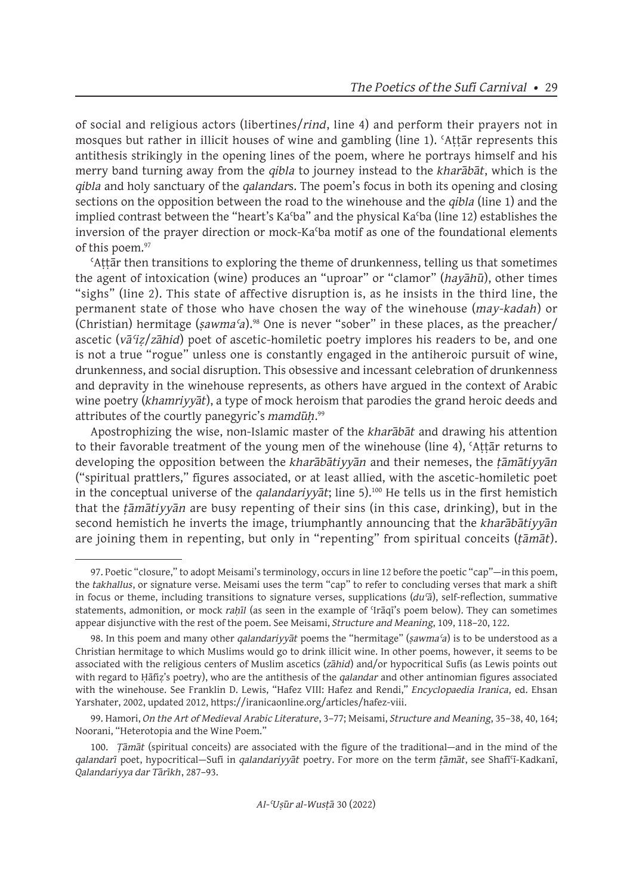of social and religious actors (libertines/*rind*, line 4) and perform their prayers not in mosques but rather in illicit houses of wine and gambling (line 1). ʿAṭṭār represents this antithesis strikingly in the opening lines of the poem, where he portrays himself and his merry band turning away from the *qibla* to journey instead to the *kharābāt*, which is the *qibla* and holy sanctuary of the *qalandar*s. The poem's focus in both its opening and closing sections on the opposition between the road to the winehouse and the *qibla* (line 1) and the implied contrast between the "heart's Kaʿba" and the physical Kaʿba (line 12) establishes the inversion of the prayer direction or mock-Kaʿba motif as one of the foundational elements of this poem.[97]

ʿAṭṭār then transitions to exploring the theme of drunkenness, telling us that sometimes the agent of intoxication (wine) produces an "uproar" or "clamor" (*hayāhū*), other times "sighs" (line 2). This state of affective disruption is, as he insists in the third line, the permanent state of those who have chosen the way of the winehouse (*may-kadah*) or (Christian) hermitage (*ṣawmaʿa*).[98] One is never "sober" in these places, as the preacher/ascetic (*vāʿiẓ*/*zāhid*) poet of ascetic-homiletic poetry implores his readers to be, and one is not a true "rogue" unless one is constantly engaged in the antiheroic pursuit of wine, drunkenness, and social disruption. This obsessive and incessant celebration of drunkenness and depravity in the winehouse represents, as others have argued in the context of Arabic wine poetry (*khamriyyāt*), a type of mock heroism that parodies the grand heroic deeds and attributes of the courtly panegyric's *mamdūḥ*.[99]

Apostrophizing the wise, non-Islamic master of the *kharābāt* and drawing his attention to their favorable treatment of the young men of the winehouse (line 4), ʿAṭṭār returns to developing the opposition between the *kharābātiyyān* and their nemeses, the *ṭāmātiyyān* ("spiritual prattlers," figures associated, or at least allied, with the ascetic-homiletic poet in the conceptual universe of the *qalandariyyāt*; line 5).[100] He tells us in the first hemistich that the *ṭāmātiyyān* are busy repenting of their sins (in this case, drinking), but in the second hemistich he inverts the image, triumphantly announcing that the *kharābātiyyān* are joining them in repenting, but only in "repenting" from spiritual conceits (*ṭāmāt*).

---

97. Poetic "closure," to adopt Meisami's terminology, occurs in line 12 before the poetic "cap"—in this poem, the *takhallus*, or signature verse. Meisami uses the term "cap" to refer to concluding verses that mark a shift in focus or theme, including transitions to signature verses, supplications (*duʿā*), self-reflection, summative statements, admonition, or mock *raḥīl* (as seen in the example of ʿIrāqī's poem below). They can sometimes appear disjunctive with the rest of the poem. See Meisami, *Structure and Meaning*, 109, 118–20, 122.

98. In this poem and many other *qalandariyyāt* poems the "hermitage" (*ṣawmaʿa*) is to be understood as a Christian hermitage to which Muslims would go to drink illicit wine. In other poems, however, it seems to be associated with the religious centers of Muslim ascetics (*zāhid*) and/or hypocritical Sufis (as Lewis points out with regard to Ḥāfiẓ's poetry), who are the antithesis of the *qalandar* and other antinomian figures associated with the winehouse. See Franklin D. Lewis, "Hafez VIII: Hafez and Rendi," *Encyclopaedia Iranica*, ed. Ehsan Yarshater, 2002, updated 2012, https://iranicaonline.org/articles/hafez-viii.

99. Hamori, *On the Art of Medieval Arabic Literature*, 3–77; Meisami, *Structure and Meaning*, 35–38, 40, 164; Noorani, "Heterotopia and the Wine Poem."

100. *Ṭāmāt* (spiritual conceits) are associated with the figure of the traditional—and in the mind of the *qalandarī* poet, hypocritical—Sufi in *qalandariyyāt* poetry. For more on the term *ṭāmāt*, see Shafīʿī-Kadkanī, *Qalandariyya dar Tārīkh*, 287–93.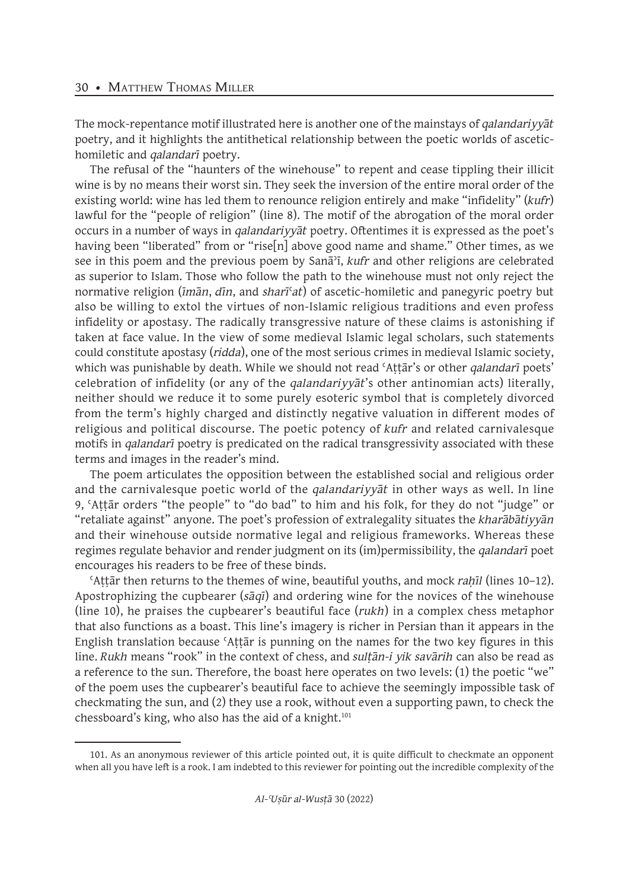The mock-repentance motif illustrated here is another one of the mainstays of *qalandariyyāt* poetry, and it highlights the antithetical relationship between the poetic worlds of ascetic-homiletic and *qalandarī* poetry.

The refusal of the "haunters of the winehouse" to repent and cease tippling their illicit wine is by no means their worst sin. They seek the inversion of the entire moral order of the existing world: wine has led them to renounce religion entirely and make "infidelity" (*kufr*) lawful for the "people of religion" (line 8). The motif of the abrogation of the moral order occurs in a number of ways in *qalandariyyāt* poetry. Oftentimes it is expressed as the poet's having been "liberated" from or "rise[n] above good name and shame." Other times, as we see in this poem and the previous poem by Sanāʾī, *kufr* and other religions are celebrated as superior to Islam. Those who follow the path to the winehouse must not only reject the normative religion (*īmān*, *dīn*, and *sharīʿat*) of ascetic-homiletic and panegyric poetry but also be willing to extol the virtues of non-Islamic religious traditions and even profess infidelity or apostasy. The radically transgressive nature of these claims is astonishing if taken at face value. In the view of some medieval Islamic legal scholars, such statements could constitute apostasy (*ridda*), one of the most serious crimes in medieval Islamic society, which was punishable by death. While we should not read ʿAṭṭār's or other *qalandarī* poets' celebration of infidelity (or any of the *qalandariyyāt*'s other antinomian acts) literally, neither should we reduce it to some purely esoteric symbol that is completely divorced from the term's highly charged and distinctly negative valuation in different modes of religious and political discourse. The poetic potency of *kufr* and related carnivalesque motifs in *qalandarī* poetry is predicated on the radical transgressivity associated with these terms and images in the reader's mind.

The poem articulates the opposition between the established social and religious order and the carnivalesque poetic world of the *qalandariyyāt* in other ways as well. In line 9, ʿAṭṭār orders "the people" to "do bad" to him and his folk, for they do not "judge" or "retaliate against" anyone. The poet's profession of extralegality situates the *kharābātiyyān* and their winehouse outside normative legal and religious frameworks. Whereas these regimes regulate behavior and render judgment on its (im)permissibility, the *qalandarī* poet encourages his readers to be free of these binds.

ʿAṭṭār then returns to the themes of wine, beautiful youths, and mock *raḥīl* (lines 10–12). Apostrophizing the cupbearer (*sāqī*) and ordering wine for the novices of the winehouse (line 10), he praises the cupbearer's beautiful face (*rukh*) in a complex chess metaphor that also functions as a boast. This line's imagery is richer in Persian than it appears in the English translation because ʿAṭṭār is punning on the names for the two key figures in this line. *Rukh* means "rook" in the context of chess, and *sulṭān-i yik savārih* can also be read as a reference to the sun. Therefore, the boast here operates on two levels: (1) the poetic "we" of the poem uses the cupbearer's beautiful face to achieve the seemingly impossible task of checkmating the sun, and (2) they use a rook, without even a supporting pawn, to check the chessboard's king, who also has the aid of a knight.[101]

---

101. As an anonymous reviewer of this article pointed out, it is quite difficult to checkmate an opponent when all you have left is a rook. I am indebted to this reviewer for pointing out the incredible complexity of the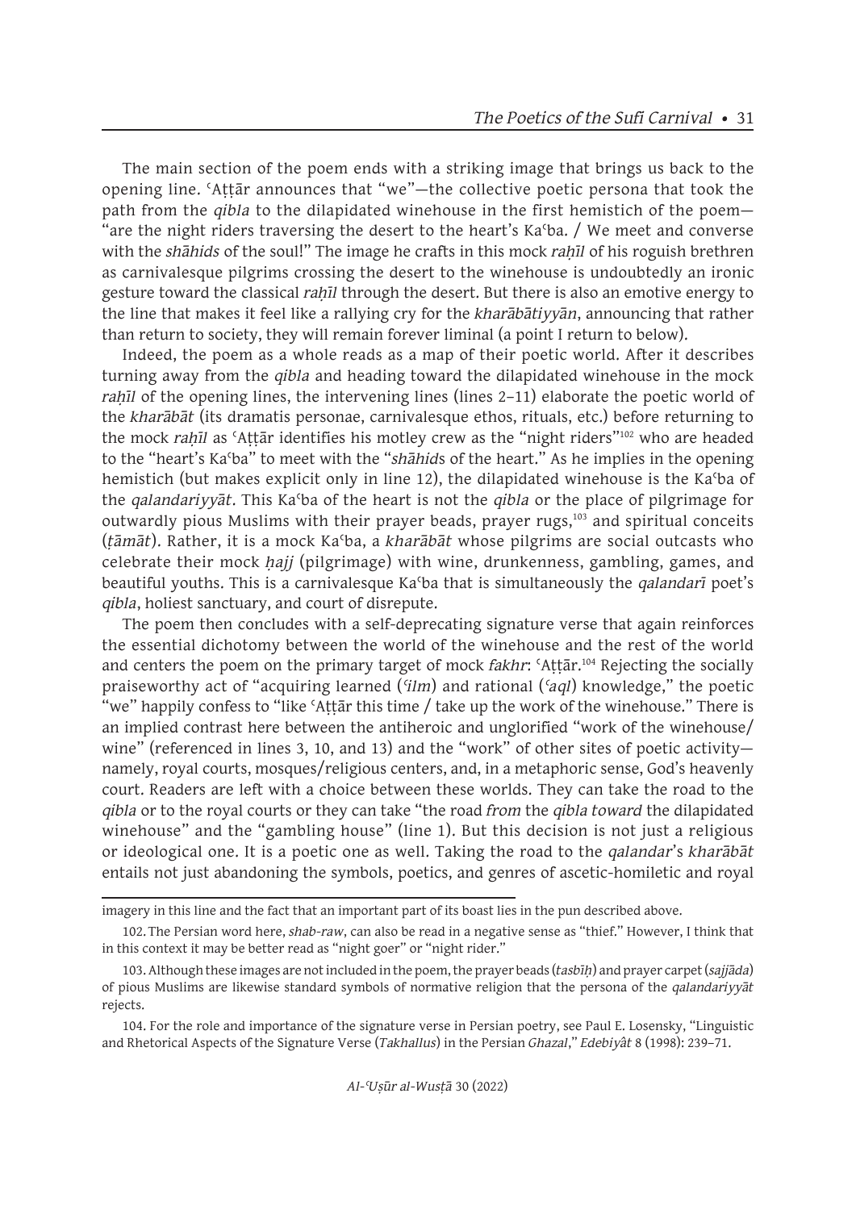The main section of the poem ends with a striking image that brings us back to the opening line. ʿAṭṭār announces that "we"—the collective poetic persona that took the path from the *qibla* to the dilapidated winehouse in the first hemistich of the poem—"are the night riders traversing the desert to the heart's Kaʿba. / We meet and converse with the *shāhids* of the soul!" The image he crafts in this mock *raḥīl* of his roguish brethren as carnivalesque pilgrims crossing the desert to the winehouse is undoubtedly an ironic gesture toward the classical *raḥīl* through the desert. But there is also an emotive energy to the line that makes it feel like a rallying cry for the *kharābātiyyān*, announcing that rather than return to society, they will remain forever liminal (a point I return to below).

Indeed, the poem as a whole reads as a map of their poetic world. After it describes turning away from the *qibla* and heading toward the dilapidated winehouse in the mock *raḥīl* of the opening lines, the intervening lines (lines 2–11) elaborate the poetic world of the *kharābāt* (its dramatis personae, carnivalesque ethos, rituals, etc.) before returning to the mock *raḥīl* as ʿAṭṭār identifies his motley crew as the "night riders"[102] who are headed to the "heart's Kaʿba" to meet with the "*shāhid*s of the heart." As he implies in the opening hemistich (but makes explicit only in line 12), the dilapidated winehouse is the Kaʿba of the *qalandariyyāt*. This Kaʿba of the heart is not the *qibla* or the place of pilgrimage for outwardly pious Muslims with their prayer beads, prayer rugs,[103] and spiritual conceits (*ṭāmāt*). Rather, it is a mock Kaʿba, a *kharābāt* whose pilgrims are social outcasts who celebrate their mock *ḥajj* (pilgrimage) with wine, drunkenness, gambling, games, and beautiful youths. This is a carnivalesque Kaʿba that is simultaneously the *qalandarī* poet's *qibla*, holiest sanctuary, and court of disrepute.

The poem then concludes with a self-deprecating signature verse that again reinforces the essential dichotomy between the world of the winehouse and the rest of the world and centers the poem on the primary target of mock *fakhr*: ʿAṭṭār.[104] Rejecting the socially praiseworthy act of "acquiring learned (*ʿilm*) and rational (*ʿaql*) knowledge," the poetic "we" happily confess to "like ʿAṭṭār this time / take up the work of the winehouse." There is an implied contrast here between the antiheroic and unglorified "work of the winehouse/wine" (referenced in lines 3, 10, and 13) and the "work" of other sites of poetic activity—namely, royal courts, mosques/religious centers, and, in a metaphoric sense, God's heavenly court. Readers are left with a choice between these worlds. They can take the road to the *qibla* or to the royal courts or they can take "the road *from* the *qibla toward* the dilapidated winehouse" and the "gambling house" (line 1). But this decision is not just a religious or ideological one. It is a poetic one as well. Taking the road to the *qalandar*'s *kharābāt* entails not just abandoning the symbols, poetics, and genres of ascetic-homiletic and royal

---

imagery in this line and the fact that an important part of its boast lies in the pun described above.

102. The Persian word here, *shab-raw*, can also be read in a negative sense as "thief." However, I think that in this context it may be better read as "night goer" or "night rider."

103. Although these images are not included in the poem, the prayer beads (*tasbīḥ*) and prayer carpet (*sajjāda*) of pious Muslims are likewise standard symbols of normative religion that the persona of the *qalandariyyāt* rejects.

104. For the role and importance of the signature verse in Persian poetry, see Paul E. Losensky, "Linguistic and Rhetorical Aspects of the Signature Verse (*Takhallus*) in the Persian *Ghazal*," *Edebiyât* 8 (1998): 239–71.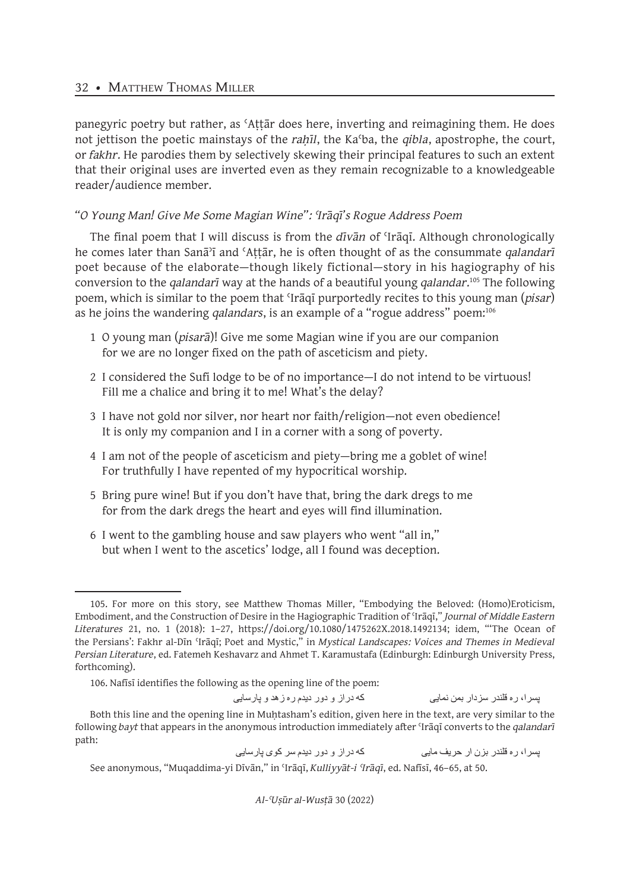panegyric poetry but rather, as ʿAṭṭār does here, inverting and reimagining them. He does not jettison the poetic mainstays of the *raḥīl*, the Kaʿba, the *qibla*, apostrophe, the court, or *fakhr*. He parodies them by selectively skewing their principal features to such an extent that their original uses are inverted even as they remain recognizable to a knowledgeable reader/audience member.

### *"O Young Man! Give Me Some Magian Wine": ʿIrāqī's Rogue Address Poem*

The final poem that I will discuss is from the *dīvān* of ʿIrāqī. Although chronologically he comes later than Sanāʾī and ʿAṭṭār, he is often thought of as the consummate *qalandarī* poet because of the elaborate—though likely fictional—story in his hagiography of his conversion to the *qalandarī* way at the hands of a beautiful young *qalandar*.[105] The following poem, which is similar to the poem that ʿIrāqī purportedly recites to this young man (*pisar*) as he joins the wandering *qalandars*, is an example of a "rogue address" poem:[106]

1 O young man (*pisarā*)! Give me some Magian wine if you are our companion
for we are no longer fixed on the path of asceticism and piety.

2 I considered the Sufi lodge to be of no importance—I do not intend to be virtuous!
Fill me a chalice and bring it to me! What's the delay?

3 I have not gold nor silver, nor heart nor faith/religion—not even obedience!
It is only my companion and I in a corner with a song of poverty.

4 I am not of the people of asceticism and piety—bring me a goblet of wine!
For truthfully I have repented of my hypocritical worship.

5 Bring pure wine! But if you don't have that, bring the dark dregs to me
for from the dark dregs the heart and eyes will find illumination.

6 I went to the gambling house and saw players who went "all in,"
but when I went to the ascetics' lodge, all I found was deception.

---

105. For more on this story, see Matthew Thomas Miller, "Embodying the Beloved: (Homo)Eroticism, Embodiment, and the Construction of Desire in the Hagiographic Tradition of ʿIrāqī," *Journal of Middle Eastern Literatures* 21, no. 1 (2018): 1–27, https://doi.org/10.1080/1475262X.2018.1492134; idem, "'The Ocean of the Persians': Fakhr al-Dīn ʿIrāqī; Poet and Mystic," in *Mystical Landscapes: Voices and Themes in Medieval Persian Literature*, ed. Fatemeh Keshavarz and Ahmet T. Karamustafa (Edinburgh: Edinburgh University Press, forthcoming).

106. Nafīsī identifies the following as the opening line of the poem:

پسرا، ره قلندر سزدار بمن نمایی　　　که دراز و دور دیدم ره زهد و پارسایی

Both this line and the opening line in Muḥtasham's edition, given here in the text, are very similar to the following *bayt* that appears in the anonymous introduction immediately after ʿIrāqī converts to the *qalandarī* path:

پسرا، ره قلندر بزن ار حریف مایی　　　که دراز و دور دیدم سر کوی پارسایی

See anonymous, "Muqaddima-yi Dīvān," in ʿIrāqī, *Kulliyyāt-i ʿIrāqī*, ed. Nafīsī, 46–65, at 50.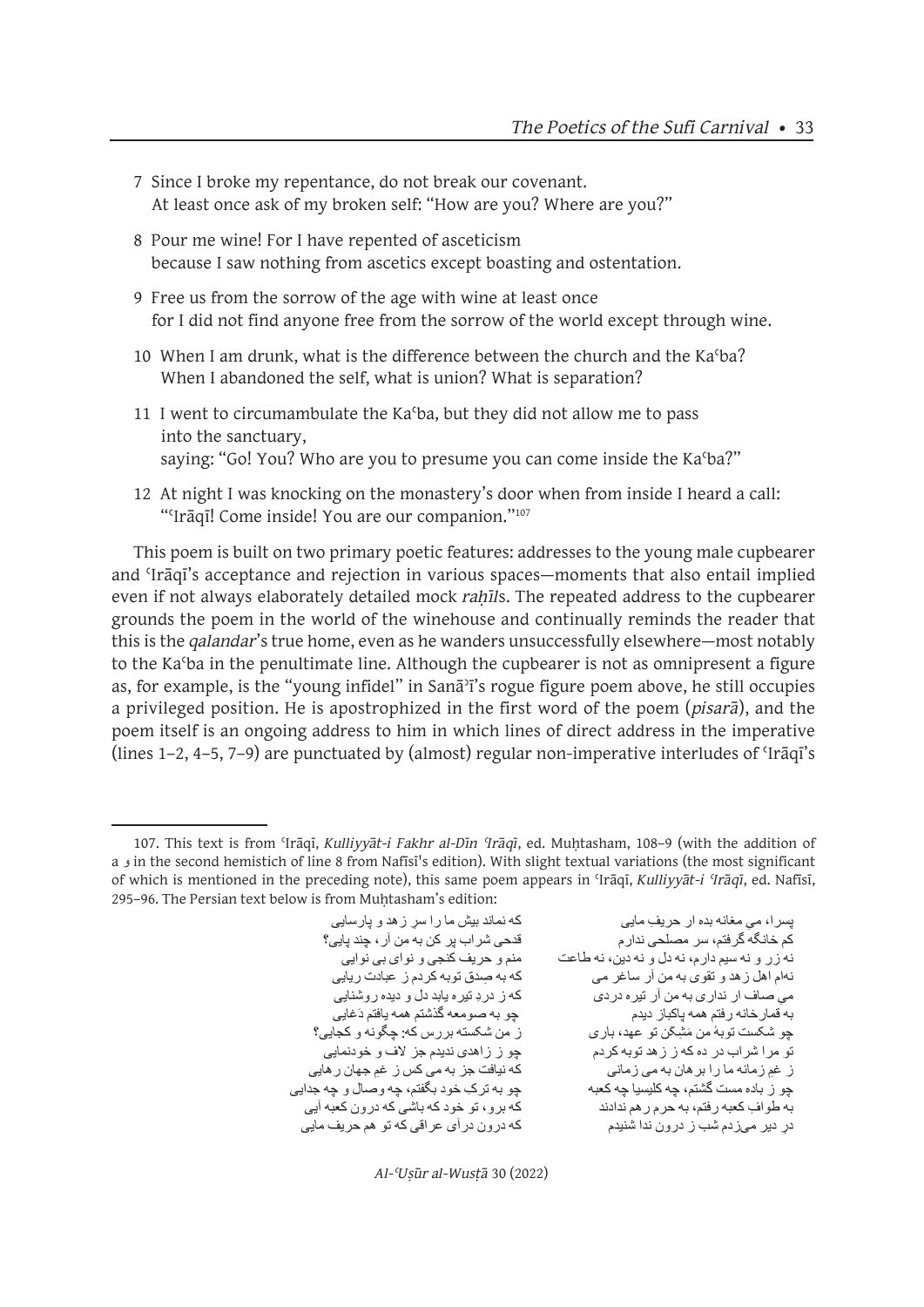7 Since I broke my repentance, do not break our covenant.
  At least once ask of my broken self: "How are you? Where are you?"

8 Pour me wine! For I have repented of asceticism
  because I saw nothing from ascetics except boasting and ostentation.

9 Free us from the sorrow of the age with wine at least once
  for I did not find anyone free from the sorrow of the world except through wine.

10 When I am drunk, what is the difference between the church and the Kaʿba?
   When I abandoned the self, what is union? What is separation?

11 I went to circumambulate the Kaʿba, but they did not allow me to pass into the sanctuary,
   saying: "Go! You? Who are you to presume you can come inside the Kaʿba?"

12 At night I was knocking on the monastery's door when from inside I heard a call:
   "ʿIrāqī! Come inside! You are our companion."[107]

This poem is built on two primary poetic features: addresses to the young male cupbearer and ʿIrāqī's acceptance and rejection in various spaces—moments that also entail implied even if not always elaborately detailed mock *raḥīl*s. The repeated address to the cupbearer grounds the poem in the world of the winehouse and continually reminds the reader that this is the *qalandar*'s true home, even as he wanders unsuccessfully elsewhere—most notably to the Kaʿba in the penultimate line. Although the cupbearer is not as omnipresent a figure as, for example, is the "young infidel" in Sanāʾī's rogue figure poem above, he still occupies a privileged position. He is apostrophized in the first word of the poem (*pisarā*), and the poem itself is an ongoing address to him in which lines of direct address in the imperative (lines 1–2, 4–5, 7–9) are punctuated by (almost) regular non-imperative interludes of ʿIrāqī's

---

107. This text is from ʿIrāqī, *Kulliyyāt-i Fakhr al-Dīn ʿIrāqī*, ed. Muḥtasham, 108–9 (with the addition of a و in the second hemistich of line 8 from Nafīsī's edition). With slight textual variations (the most significant of which is mentioned in the preceding note), this same poem appears in ʿIrāqī, *Kulliyyāt-i ʿIrāqī*, ed. Nafīsī, 295–96. The Persian text below is from Muḥtasham's edition:

پسرا، می مغانه بده ار حریفِ مایی — که نماند بیش ما را سر زهد و پارسایی
کم خانگه گرفتم، سر مصلحی ندارم — قدحی شراب پر کن به من آر، چند پایی؟
نه زر و نه سیم دارم، نه دل و نه دین، نه طاعت — منم و حریف کنجی و نوای بی نوایی
نه‌ام اهل زهد و تقوی به من آر ساغر می — که به صِدق توبه کردم ز عبادت ریایی
می صاف ار نداری به من آر تیره دردی — که ز دردِ تیره یابد دل و دیده روشنایی
به قمارخانه رفتم همه پاکباز دیدم — چو به صومعه گذشتم همه یافتم دَغایی
چو شکست توبهٔ من مَشِکن تو عهد، باری — ز من شکسته بررس که: چگونه و کجایی؟
تو مرا شراب در ده که ز زهد توبه کردم — چو ز زاهدی ندیدم جز لاف و خودنمایی
ز غم زمانه ما را برهان به می زمانی — که نیافت جز به می کس ز غم جهان رهایی
چو ز باده مست گشتم، چه کلیسیا چه کعبه — چو به ترکِ خود بگفتم، چه وصال و چه جدایی
به طوافِ کعبه رفتم، به حرم رهم ندادند — که برو، تو خود که باشی که درون کعبه آیی
درِ دیر می‌زدم شب ز درون ندا شنیدم — که درون درآی عراقی که تو هم حریف مایی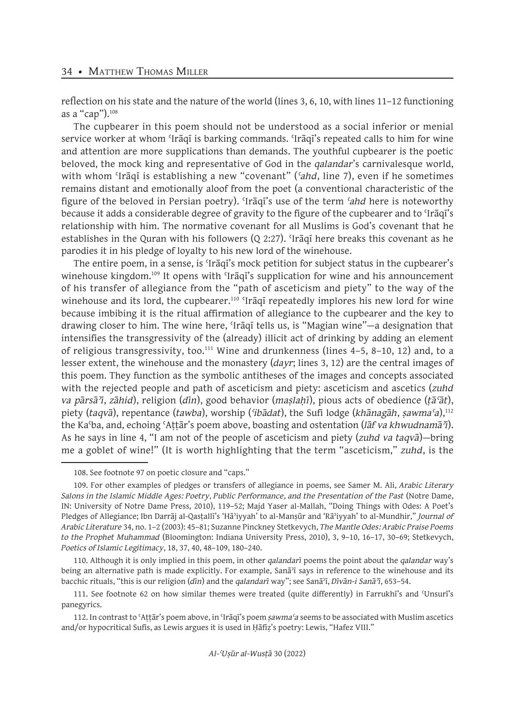reflection on his state and the nature of the world (lines 3, 6, 10, with lines 11–12 functioning as a "cap").[108]

The cupbearer in this poem should not be understood as a social inferior or menial service worker at whom ʿIrāqī is barking commands. ʿIrāqī's repeated calls to him for wine and attention are more supplications than demands. The youthful cupbearer is the poetic beloved, the mock king and representative of God in the *qalandar*'s carnivalesque world, with whom ʿIrāqī is establishing a new "covenant" (*ʿahd*, line 7), even if he sometimes remains distant and emotionally aloof from the poet (a conventional characteristic of the figure of the beloved in Persian poetry). ʿIrāqī's use of the term *ʿahd* here is noteworthy because it adds a considerable degree of gravity to the figure of the cupbearer and to ʿIrāqī's relationship with him. The normative covenant for all Muslims is God's covenant that he establishes in the Quran with his followers (Q 2:27). ʿIrāqī here breaks this covenant as he parodies it in his pledge of loyalty to his new lord of the winehouse.

The entire poem, in a sense, is ʿIrāqī's mock petition for subject status in the cupbearer's winehouse kingdom.[109] It opens with ʿIrāqī's supplication for wine and his announcement of his transfer of allegiance from the "path of asceticism and piety" to the way of the winehouse and its lord, the cupbearer.[110] ʿIrāqī repeatedly implores his new lord for wine because imbibing it is the ritual affirmation of allegiance to the cupbearer and the key to drawing closer to him. The wine here, ʿIrāqī tells us, is "Magian wine"—a designation that intensifies the transgressivity of the (already) illicit act of drinking by adding an element of religious transgressivity, too.[111] Wine and drunkenness (lines 4–5, 8–10, 12) and, to a lesser extent, the winehouse and the monastery (*dayr*; lines 3, 12) are the central images of this poem. They function as the symbolic antitheses of the images and concepts associated with the rejected people and path of asceticism and piety: asceticism and ascetics (*zuhd va pārsāʾī*, *zāhid*), religion (*dīn*), good behavior (*maṣlaḥī*), pious acts of obedience (*ṭāʿāt*), piety (*taqvā*), repentance (*tawba*), worship (*ʿibādat*), the Sufi lodge (*khānagāh*, *ṣawmaʿa*),[112] the Kaʿba, and, echoing ʿAṭṭār's poem above, boasting and ostentation (*lāf va khwudnamāʾī*). As he says in line 4, "I am not of the people of asceticism and piety (*zuhd va taqvā*)—bring me a goblet of wine!" (It is worth highlighting that the term "asceticism," *zuhd*, is the

---

108. See footnote 97 on poetic closure and "caps."

109. For other examples of pledges or transfers of allegiance in poems, see Samer M. Ali, *Arabic Literary Salons in the Islamic Middle Ages: Poetry, Public Performance, and the Presentation of the Past* (Notre Dame, IN: University of Notre Dame Press, 2010), 119–52; Majd Yaser al-Mallah, "Doing Things with Odes: A Poet's Pledges of Allegiance; Ibn Darrāj al-Qasṭallī's 'Hāʾiyyah' to al-Manṣūr and 'Rāʾiyyah' to al-Mundhir," *Journal of Arabic Literature* 34, no. 1–2 (2003): 45–81; Suzanne Pinckney Stetkevych, *The Mantle Odes: Arabic Praise Poems to the Prophet Muhammad* (Bloomington: Indiana University Press, 2010), 3, 9–10, 16–17, 30–69; Stetkevych, *Poetics of Islamic Legitimacy*, 18, 37, 40, 48–109, 180–240.

110. Although it is only implied in this poem, in other *qalandarī* poems the point about the *qalandar* way's being an alternative path is made explicitly. For example, Sanāʾī says in reference to the winehouse and its bacchic rituals, "this is our religion (*dīn*) and the *qalandarī* way"; see Sanāʾī, *Dīvān-i Sanāʾī*, 653–54.

111. See footnote 62 on how similar themes were treated (quite differently) in Farrukhī's and ʿUnsurī's panegyrics.

112. In contrast to ʿAṭṭār's poem above, in ʿIrāqī's poem *ṣawmaʿa* seems to be associated with Muslim ascetics and/or hypocritical Sufis, as Lewis argues it is used in Ḥāfiẓ's poetry: Lewis, "Hafez VIII."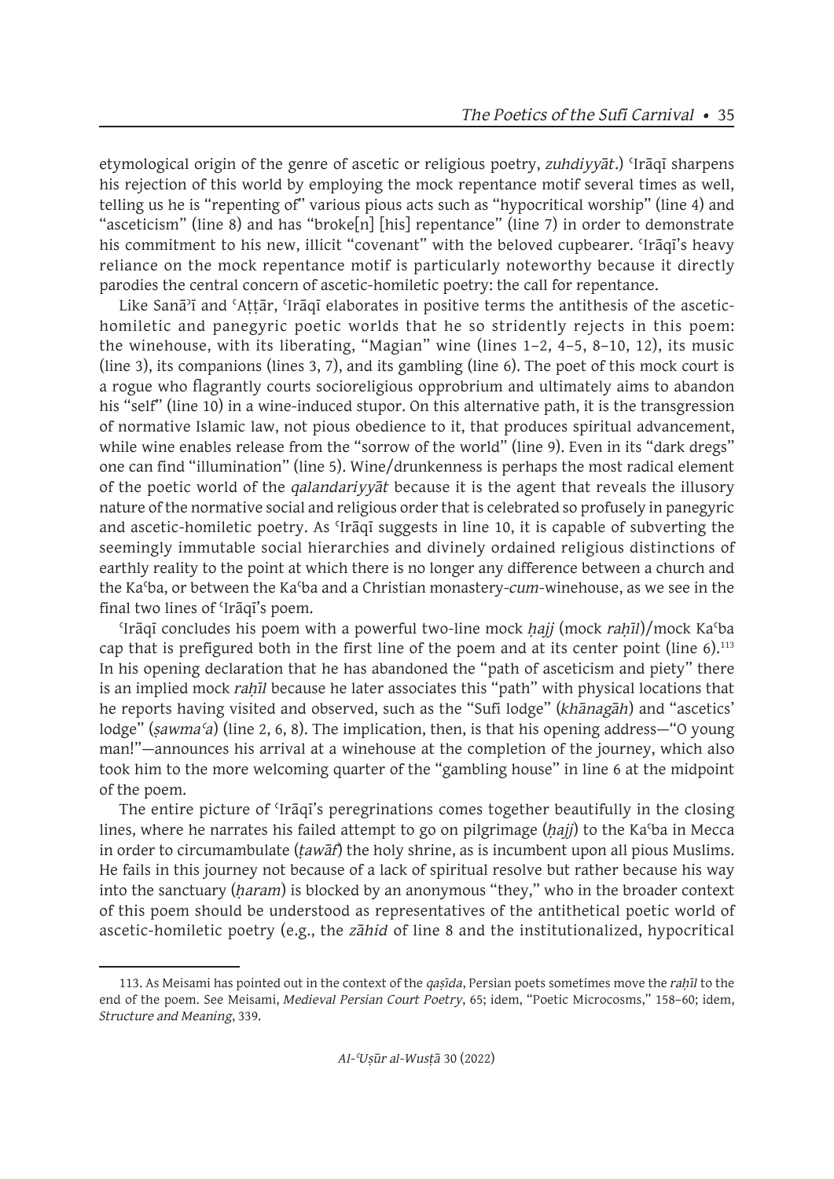etymological origin of the genre of ascetic or religious poetry, *zuhdiyyāt*.) ʿIrāqī sharpens his rejection of this world by employing the mock repentance motif several times as well, telling us he is "repenting of" various pious acts such as "hypocritical worship" (line 4) and "asceticism" (line 8) and has "broke[n] [his] repentance" (line 7) in order to demonstrate his commitment to his new, illicit "covenant" with the beloved cupbearer. ʿIrāqī's heavy reliance on the mock repentance motif is particularly noteworthy because it directly parodies the central concern of ascetic-homiletic poetry: the call for repentance.

Like Sanāʾī and ʿAṭṭār, ʿIrāqī elaborates in positive terms the antithesis of the ascetic-homiletic and panegyric poetic worlds that he so stridently rejects in this poem: the winehouse, with its liberating, "Magian" wine (lines 1–2, 4–5, 8–10, 12), its music (line 3), its companions (lines 3, 7), and its gambling (line 6). The poet of this mock court is a rogue who flagrantly courts socioreligious opprobrium and ultimately aims to abandon his "self" (line 10) in a wine-induced stupor. On this alternative path, it is the transgression of normative Islamic law, not pious obedience to it, that produces spiritual advancement, while wine enables release from the "sorrow of the world" (line 9). Even in its "dark dregs" one can find "illumination" (line 5). Wine/drunkenness is perhaps the most radical element of the poetic world of the *qalandariyyāt* because it is the agent that reveals the illusory nature of the normative social and religious order that is celebrated so profusely in panegyric and ascetic-homiletic poetry. As ʿIrāqī suggests in line 10, it is capable of subverting the seemingly immutable social hierarchies and divinely ordained religious distinctions of earthly reality to the point at which there is no longer any difference between a church and the Kaʿba, or between the Kaʿba and a Christian monastery-*cum*-winehouse, as we see in the final two lines of ʿIrāqī's poem.

ʿIrāqī concludes his poem with a powerful two-line mock *ḥajj* (mock *raḥīl*)/mock Kaʿba cap that is prefigured both in the first line of the poem and at its center point (line 6).[113] In his opening declaration that he has abandoned the "path of asceticism and piety" there is an implied mock *raḥīl* because he later associates this "path" with physical locations that he reports having visited and observed, such as the "Sufi lodge" (*khānagāh*) and "ascetics' lodge" (*ṣawmaʿa*) (line 2, 6, 8). The implication, then, is that his opening address—"O young man!"—announces his arrival at a winehouse at the completion of the journey, which also took him to the more welcoming quarter of the "gambling house" in line 6 at the midpoint of the poem.

The entire picture of ʿIrāqī's peregrinations comes together beautifully in the closing lines, where he narrates his failed attempt to go on pilgrimage (*ḥajj*) to the Kaʿba in Mecca in order to circumambulate (*ṭawāf*) the holy shrine, as is incumbent upon all pious Muslims. He fails in this journey not because of a lack of spiritual resolve but rather because his way into the sanctuary (*ḥaram*) is blocked by an anonymous "they," who in the broader context of this poem should be understood as representatives of the antithetical poetic world of ascetic-homiletic poetry (e.g., the *zāhid* of line 8 and the institutionalized, hypocritical

---

113. As Meisami has pointed out in the context of the *qaṣīda*, Persian poets sometimes move the *raḥīl* to the end of the poem. See Meisami, *Medieval Persian Court Poetry*, 65; idem, "Poetic Microcosms," 158–60; idem, *Structure and Meaning*, 339.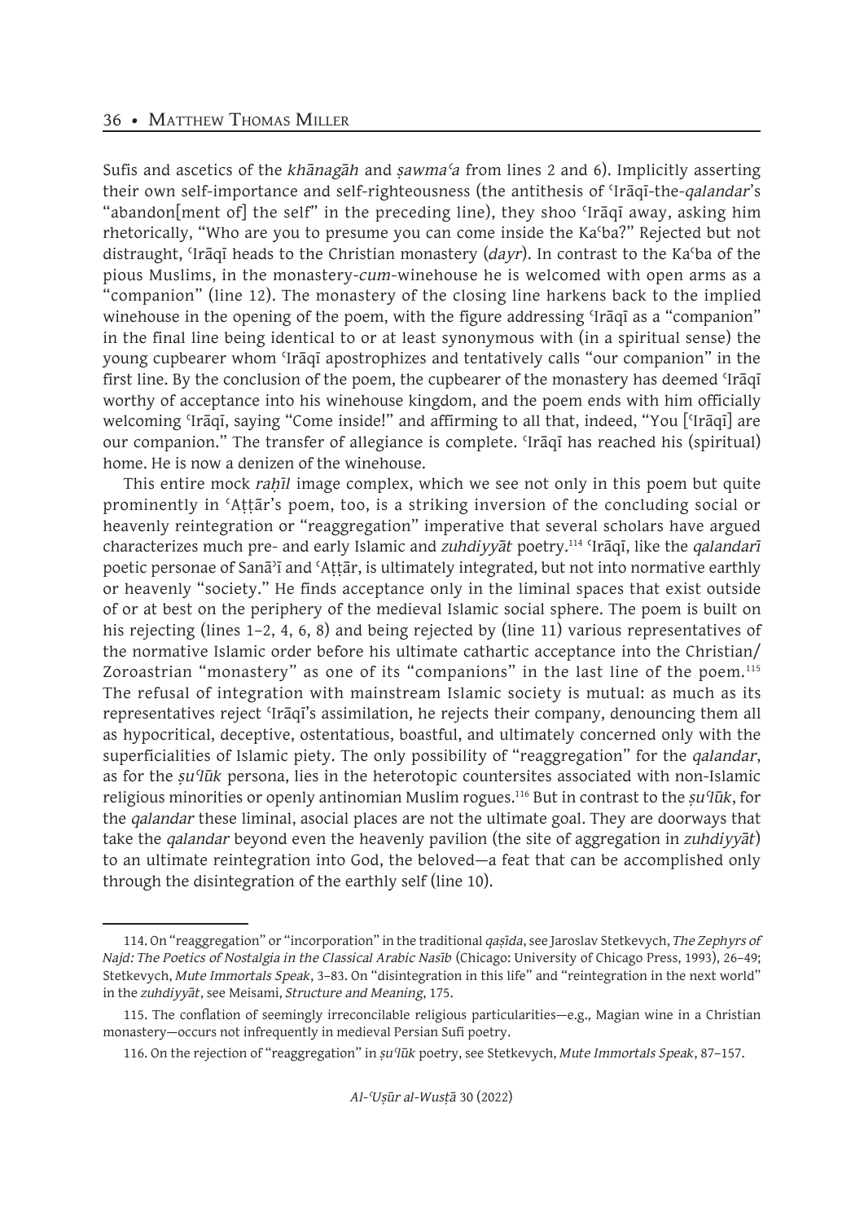Sufis and ascetics of the *khānagāh* and *ṣawmaʿa* from lines 2 and 6). Implicitly asserting their own self-importance and self-righteousness (the antithesis of ʿIrāqī-the-*qalandar*'s "abandon[ment of] the self" in the preceding line), they shoo ʿIrāqī away, asking him rhetorically, "Who are you to presume you can come inside the Kaʿba?" Rejected but not distraught, ʿIrāqī heads to the Christian monastery (*dayr*). In contrast to the Kaʿba of the pious Muslims, in the monastery-*cum*-winehouse he is welcomed with open arms as a "companion" (line 12). The monastery of the closing line harkens back to the implied winehouse in the opening of the poem, with the figure addressing ʿIrāqī as a "companion" in the final line being identical to or at least synonymous with (in a spiritual sense) the young cupbearer whom ʿIrāqī apostrophizes and tentatively calls "our companion" in the first line. By the conclusion of the poem, the cupbearer of the monastery has deemed ʿIrāqī worthy of acceptance into his winehouse kingdom, and the poem ends with him officially welcoming ʿIrāqī, saying "Come inside!" and affirming to all that, indeed, "You [ʿIrāqī] are our companion." The transfer of allegiance is complete. ʿIrāqī has reached his (spiritual) home. He is now a denizen of the winehouse.

This entire mock *raḥīl* image complex, which we see not only in this poem but quite prominently in ʿAṭṭār's poem, too, is a striking inversion of the concluding social or heavenly reintegration or "reaggregation" imperative that several scholars have argued characterizes much pre- and early Islamic and *zuhdiyyāt* poetry.[114] ʿIrāqī, like the *qalandarī* poetic personae of Sanāʾī and ʿAṭṭār, is ultimately integrated, but not into normative earthly or heavenly "society." He finds acceptance only in the liminal spaces that exist outside of or at best on the periphery of the medieval Islamic social sphere. The poem is built on his rejecting (lines 1–2, 4, 6, 8) and being rejected by (line 11) various representatives of the normative Islamic order before his ultimate cathartic acceptance into the Christian/ Zoroastrian "monastery" as one of its "companions" in the last line of the poem.[115] The refusal of integration with mainstream Islamic society is mutual: as much as its representatives reject ʿIrāqī's assimilation, he rejects their company, denouncing them all as hypocritical, deceptive, ostentatious, boastful, and ultimately concerned only with the superficialities of Islamic piety. The only possibility of "reaggregation" for the *qalandar*, as for the *ṣuʿlūk* persona, lies in the heterotopic countersites associated with non-Islamic religious minorities or openly antinomian Muslim rogues.[116] But in contrast to the *ṣuʿlūk*, for the *qalandar* these liminal, asocial places are not the ultimate goal. They are doorways that take the *qalandar* beyond even the heavenly pavilion (the site of aggregation in *zuhdiyyāt*) to an ultimate reintegration into God, the beloved—a feat that can be accomplished only through the disintegration of the earthly self (line 10).

---

114. On "reaggregation" or "incorporation" in the traditional *qaṣīda*, see Jaroslav Stetkevych, *The Zephyrs of Najd: The Poetics of Nostalgia in the Classical Arabic Nasīb* (Chicago: University of Chicago Press, 1993), 26–49; Stetkevych, *Mute Immortals Speak*, 3–83. On "disintegration in this life" and "reintegration in the next world" in the *zuhdiyyāt*, see Meisami, *Structure and Meaning*, 175.

115. The conflation of seemingly irreconcilable religious particularities—e.g., Magian wine in a Christian monastery—occurs not infrequently in medieval Persian Sufi poetry.

116. On the rejection of "reaggregation" in *ṣuʿlūk* poetry, see Stetkevych, *Mute Immortals Speak*, 87–157.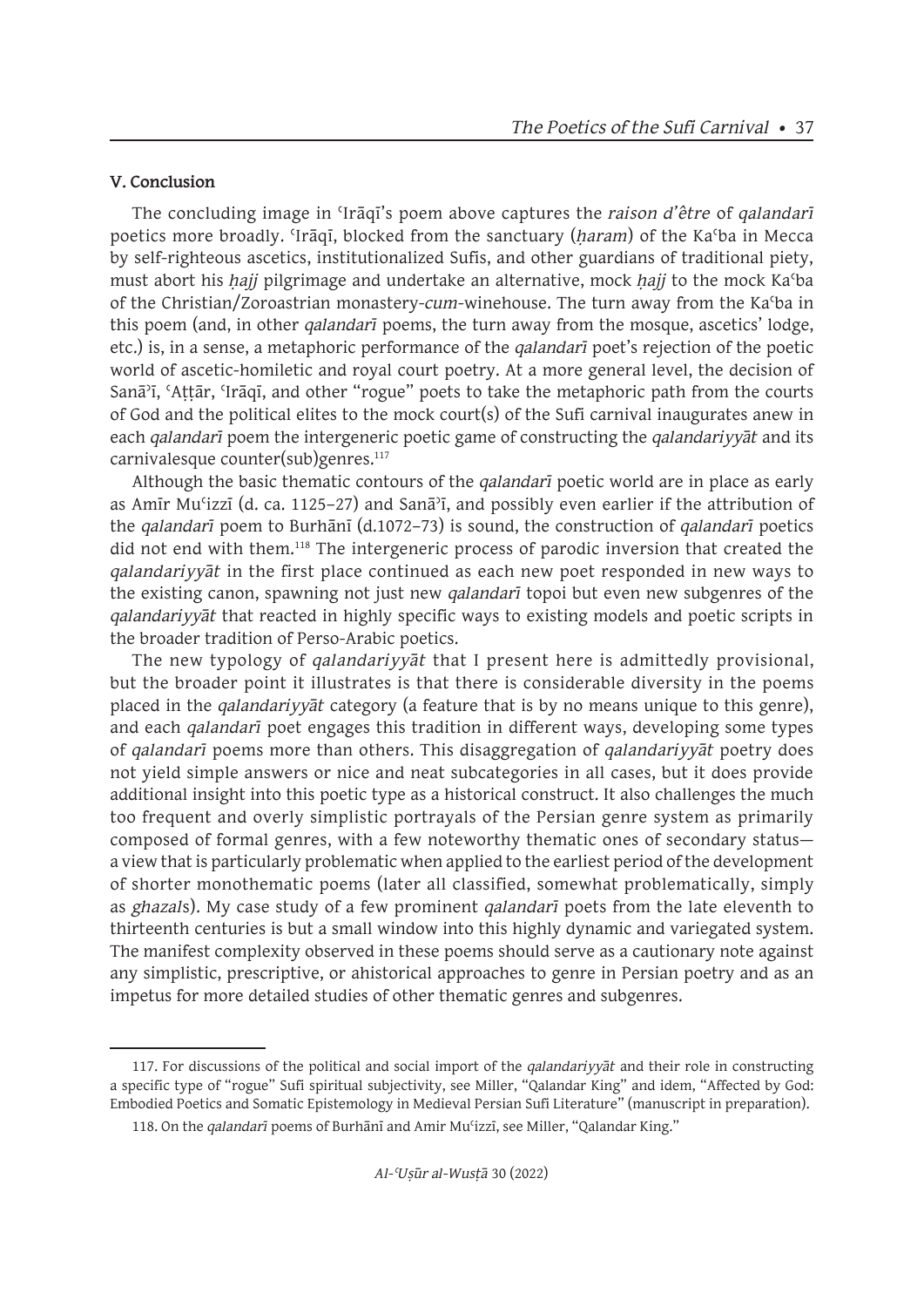**V. Conclusion**

The concluding image in ʿIrāqī's poem above captures the *raison d'être* of *qalandarī* poetics more broadly. ʿIrāqī, blocked from the sanctuary (*ḥaram*) of the Kaʿba in Mecca by self-righteous ascetics, institutionalized Sufis, and other guardians of traditional piety, must abort his *ḥajj* pilgrimage and undertake an alternative, mock *ḥajj* to the mock Kaʿba of the Christian/Zoroastrian monastery-*cum*-winehouse. The turn away from the Kaʿba in this poem (and, in other *qalandarī* poems, the turn away from the mosque, ascetics' lodge, etc.) is, in a sense, a metaphoric performance of the *qalandarī* poet's rejection of the poetic world of ascetic-homiletic and royal court poetry. At a more general level, the decision of Sanāʾī, ʿAṭṭār, ʿIrāqī, and other "rogue" poets to take the metaphoric path from the courts of God and the political elites to the mock court(s) of the Sufi carnival inaugurates anew in each *qalandarī* poem the intergeneric poetic game of constructing the *qalandariyyāt* and its carnivalesque counter(sub)genres.[117]

Although the basic thematic contours of the *qalandarī* poetic world are in place as early as Amīr Muʿizzī (d. ca. 1125–27) and Sanāʾī, and possibly even earlier if the attribution of the *qalandarī* poem to Burhānī (d.1072–73) is sound, the construction of *qalandarī* poetics did not end with them.[118] The intergeneric process of parodic inversion that created the *qalandariyyāt* in the first place continued as each new poet responded in new ways to the existing canon, spawning not just new *qalandarī* topoi but even new subgenres of the *qalandariyyāt* that reacted in highly specific ways to existing models and poetic scripts in the broader tradition of Perso-Arabic poetics.

The new typology of *qalandariyyāt* that I present here is admittedly provisional, but the broader point it illustrates is that there is considerable diversity in the poems placed in the *qalandariyyāt* category (a feature that is by no means unique to this genre), and each *qalandarī* poet engages this tradition in different ways, developing some types of *qalandarī* poems more than others. This disaggregation of *qalandariyyāt* poetry does not yield simple answers or nice and neat subcategories in all cases, but it does provide additional insight into this poetic type as a historical construct. It also challenges the much too frequent and overly simplistic portrayals of the Persian genre system as primarily composed of formal genres, with a few noteworthy thematic ones of secondary status—a view that is particularly problematic when applied to the earliest period of the development of shorter monothematic poems (later all classified, somewhat problematically, simply as *ghazal*s). My case study of a few prominent *qalandarī* poets from the late eleventh to thirteenth centuries is but a small window into this highly dynamic and variegated system. The manifest complexity observed in these poems should serve as a cautionary note against any simplistic, prescriptive, or ahistorical approaches to genre in Persian poetry and as an impetus for more detailed studies of other thematic genres and subgenres.

---

117. For discussions of the political and social import of the *qalandariyyāt* and their role in constructing a specific type of "rogue" Sufi spiritual subjectivity, see Miller, "Qalandar King" and idem, "Affected by God: Embodied Poetics and Somatic Epistemology in Medieval Persian Sufi Literature" (manuscript in preparation).

118. On the *qalandarī* poems of Burhānī and Amir Muʿizzī, see Miller, "Qalandar King."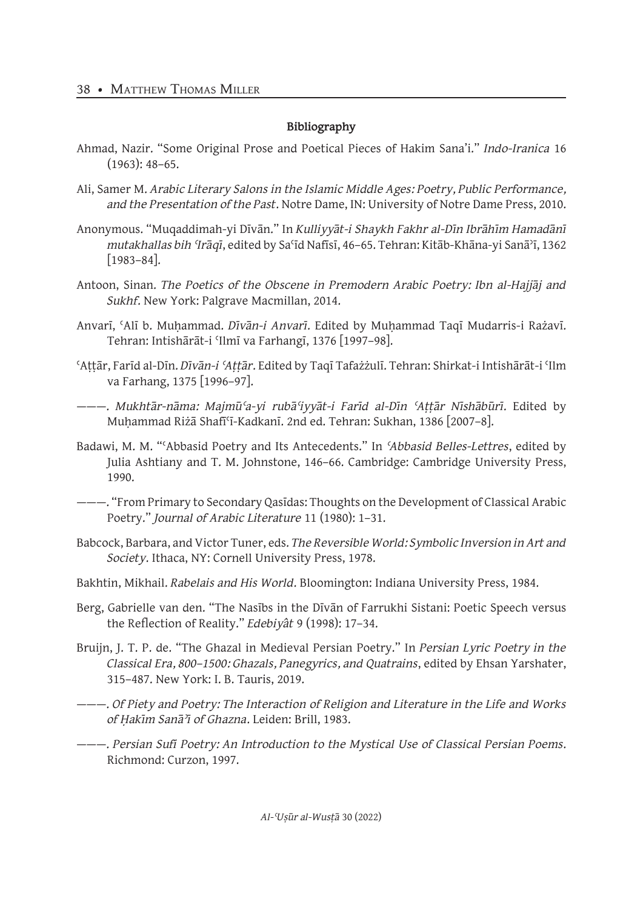**Bibliography**

Ahmad, Nazir. "Some Original Prose and Poetical Pieces of Hakim Sana'i." *Indo-Iranica* 16 (1963): 48–65.

Ali, Samer M. *Arabic Literary Salons in the Islamic Middle Ages: Poetry, Public Performance, and the Presentation of the Past*. Notre Dame, IN: University of Notre Dame Press, 2010.

Anonymous. "Muqaddimah-yi Dīvān." In *Kulliyyāt-i Shaykh Fakhr al-Dīn Ibrāhīm Hamadānī mutakhallas bih ʿIrāqī*, edited by Saʿīd Nafīsī, 46–65. Tehran: Kitāb-Khāna-yi Sanāʾī, 1362 [1983–84].

Antoon, Sinan. *The Poetics of the Obscene in Premodern Arabic Poetry: Ibn al-Hajjāj and Sukhf*. New York: Palgrave Macmillan, 2014.

Anvarī, ʿAlī b. Muḥammad. *Dīvān-i Anvarī*. Edited by Muḥammad Taqī Mudarris-i Rażavī. Tehran: Intishārāt-i ʿIlmī va Farhangī, 1376 [1997–98].

ʿAṭṭār, Farīd al-Dīn. *Dīvān-i ʿAṭṭār*. Edited by Taqī Tafażżulī. Tehran: Shirkat-i Intishārāt-i ʿIlm va Farhang, 1375 [1996–97].

———. *Mukhtār-nāma: Majmūʿa-yi rubāʿiyyāt-i Farīd al-Dīn ʿAṭṭār Nīshābūrī*. Edited by Muḥammad Rižā Shafīʿī-Kadkanī. 2nd ed. Tehran: Sukhan, 1386 [2007–8].

Badawi, M. M. "ʿAbbasid Poetry and Its Antecedents." In *ʿAbbasid Belles-Lettres*, edited by Julia Ashtiany and T. M. Johnstone, 146–66. Cambridge: Cambridge University Press, 1990.

———. "From Primary to Secondary Qasīdas: Thoughts on the Development of Classical Arabic Poetry." *Journal of Arabic Literature* 11 (1980): 1–31.

Babcock, Barbara, and Victor Tuner, eds. *The Reversible World: Symbolic Inversion in Art and Society*. Ithaca, NY: Cornell University Press, 1978.

Bakhtin, Mikhail. *Rabelais and His World*. Bloomington: Indiana University Press, 1984.

Berg, Gabrielle van den. "The Nasībs in the Dīvān of Farrukhi Sistani: Poetic Speech versus the Reflection of Reality." *Edebiyât* 9 (1998): 17–34.

Bruijn, J. T. P. de. "The Ghazal in Medieval Persian Poetry." In *Persian Lyric Poetry in the Classical Era, 800–1500: Ghazals, Panegyrics, and Quatrains*, edited by Ehsan Yarshater, 315–487. New York: I. B. Tauris, 2019.

———. *Of Piety and Poetry: The Interaction of Religion and Literature in the Life and Works of Ḥakīm Sanāʾī of Ghazna*. Leiden: Brill, 1983.

———. *Persian Sufi Poetry: An Introduction to the Mystical Use of Classical Persian Poems*. Richmond: Curzon, 1997.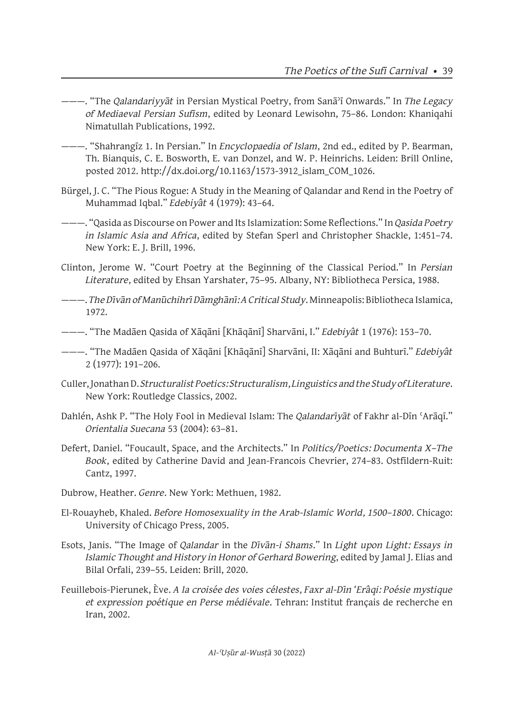———. "The *Qalandariyyāt* in Persian Mystical Poetry, from Sanāʾī Onwards." In *The Legacy of Mediaeval Persian Sufism*, edited by Leonard Lewisohn, 75–86. London: Khaniqahi Nimatullah Publications, 1992.

———. "Shahrangīz 1. In Persian." In *Encyclopaedia of Islam*, 2nd ed., edited by P. Bearman, Th. Bianquis, C. E. Bosworth, E. van Donzel, and W. P. Heinrichs. Leiden: Brill Online, posted 2012. http://dx.doi.org/10.1163/1573-3912_islam_COM_1026.

Bürgel, J. C. "The Pious Rogue: A Study in the Meaning of Qalandar and Rend in the Poetry of Muhammad Iqbal." *Edebiyât* 4 (1979): 43–64.

———. "Qasida as Discourse on Power and Its Islamization: Some Reflections." In *Qasida Poetry in Islamic Asia and Africa*, edited by Stefan Sperl and Christopher Shackle, 1:451–74. New York: E. J. Brill, 1996.

Clinton, Jerome W. "Court Poetry at the Beginning of the Classical Period." In *Persian Literature*, edited by Ehsan Yarshater, 75–95. Albany, NY: Bibliotheca Persica, 1988.

———. *The Dīvān of Manūchihrī Dāmghānī: A Critical Study*. Minneapolis: Bibliotheca Islamica, 1972.

———. "The Madāen Qasida of Xāqāni [Khāqānī] Sharvāni, I." *Edebiyât* 1 (1976): 153–70.

———. "The Madāen Qasida of Xāqāni [Khāqānī] Sharvāni, II: Xāqāni and Buhturī." *Edebiyât* 2 (1977): 191–206.

Culler, Jonathan D. *Structuralist Poetics: Structuralism, Linguistics and the Study of Literature*. New York: Routledge Classics, 2002.

Dahlén, Ashk P. "The Holy Fool in Medieval Islam: The *Qalandarīyāt* of Fakhr al-Dīn ʿArāqī." *Orientalia Suecana* 53 (2004): 63–81.

Defert, Daniel. "Foucault, Space, and the Architects." In *Politics/Poetics: Documenta X–The Book*, edited by Catherine David and Jean-Francois Chevrier, 274–83. Ostfildern-Ruit: Cantz, 1997.

Dubrow, Heather. *Genre*. New York: Methuen, 1982.

El-Rouayheb, Khaled. *Before Homosexuality in the Arab-Islamic World, 1500–1800*. Chicago: University of Chicago Press, 2005.

Esots, Janis. "The Image of *Qalandar* in the *Dīvān-i Shams*." In *Light upon Light: Essays in Islamic Thought and History in Honor of Gerhard Bowering*, edited by Jamal J. Elias and Bilal Orfali, 239–55. Leiden: Brill, 2020.

Feuillebois-Pierunek, Ève. *A la croisée des voies célestes, Faxr al-Dīn ʿErâqi: Poésie mystique et expression poétique en Perse médiévale*. Tehran: Institut français de recherche en Iran, 2002.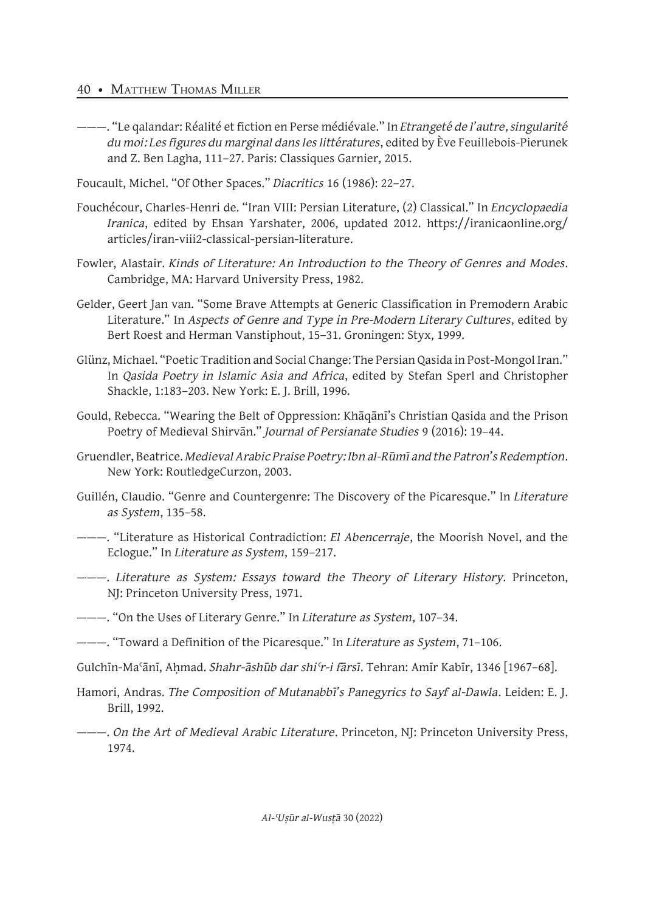———. "Le qalandar: Réalité et fiction en Perse médiévale." In *Etrangeté de l'autre, singularité du moi: Les figures du marginal dans les littératures*, edited by Ève Feuillebois-Pierunek and Z. Ben Lagha, 111–27. Paris: Classiques Garnier, 2015.

Foucault, Michel. "Of Other Spaces." *Diacritics* 16 (1986): 22–27.

Fouchécour, Charles-Henri de. "Iran VIII: Persian Literature, (2) Classical." In *Encyclopaedia Iranica*, edited by Ehsan Yarshater, 2006, updated 2012. https://iranicaonline.org/articles/iran-viii2-classical-persian-literature.

Fowler, Alastair. *Kinds of Literature: An Introduction to the Theory of Genres and Modes*. Cambridge, MA: Harvard University Press, 1982.

Gelder, Geert Jan van. "Some Brave Attempts at Generic Classification in Premodern Arabic Literature." In *Aspects of Genre and Type in Pre-Modern Literary Cultures*, edited by Bert Roest and Herman Vanstiphout, 15–31. Groningen: Styx, 1999.

Glünz, Michael. "Poetic Tradition and Social Change: The Persian Qasida in Post-Mongol Iran." In *Qasida Poetry in Islamic Asia and Africa*, edited by Stefan Sperl and Christopher Shackle, 1:183–203. New York: E. J. Brill, 1996.

Gould, Rebecca. "Wearing the Belt of Oppression: Khāqānī's Christian Qasida and the Prison Poetry of Medieval Shirvān." *Journal of Persianate Studies* 9 (2016): 19–44.

Gruendler, Beatrice. *Medieval Arabic Praise Poetry: Ibn al-Rūmī and the Patron's Redemption*. New York: RoutledgeCurzon, 2003.

Guillén, Claudio. "Genre and Countergenre: The Discovery of the Picaresque." In *Literature as System*, 135–58.

———. "Literature as Historical Contradiction: *El Abencerraje*, the Moorish Novel, and the Eclogue." In *Literature as System*, 159–217.

———. *Literature as System: Essays toward the Theory of Literary History*. Princeton, NJ: Princeton University Press, 1971.

———. "On the Uses of Literary Genre." In *Literature as System*, 107–34.

———. "Toward a Definition of the Picaresque." In *Literature as System*, 71–106.

Gulchīn-Maʿānī, Aḥmad. *Shahr-āshūb dar shiʿr-i fārsī*. Tehran: Amīr Kabīr, 1346 [1967–68].

Hamori, Andras. *The Composition of Mutanabbī's Panegyrics to Sayf al-Dawla*. Leiden: E. J. Brill, 1992.

———. *On the Art of Medieval Arabic Literature*. Princeton, NJ: Princeton University Press, 1974.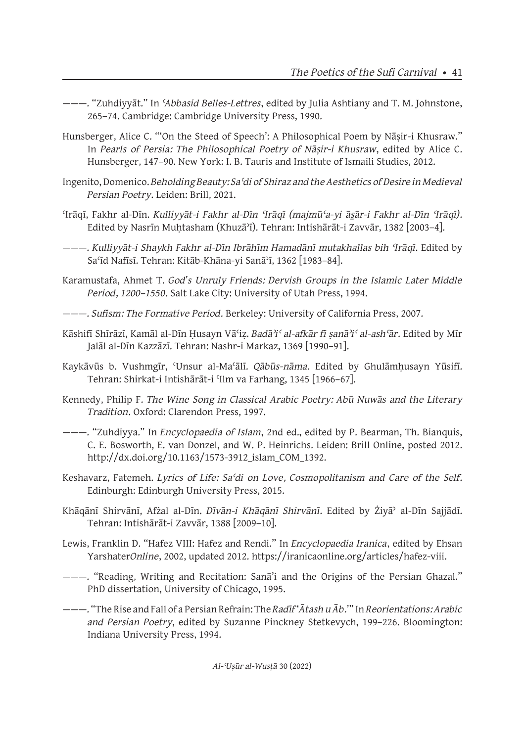———. "Zuhdiyyāt." In *ʿAbbasid Belles-Lettres*, edited by Julia Ashtiany and T. M. Johnstone, 265–74. Cambridge: Cambridge University Press, 1990.

Hunsberger, Alice C. "'On the Steed of Speech': A Philosophical Poem by Nāṣir-i Khusraw." In *Pearls of Persia: The Philosophical Poetry of Nāṣir-i Khusraw*, edited by Alice C. Hunsberger, 147–90. New York: I. B. Tauris and Institute of Ismaili Studies, 2012.

Ingenito, Domenico. *Beholding Beauty: Saʿdi of Shiraz and the Aesthetics of Desire in Medieval Persian Poetry*. Leiden: Brill, 2021.

ʿIrāqī, Fakhr al-Dīn. *Kulliyyāt-i Fakhr al-Dīn ʿIrāqī (majmūʿa-yi āṡār-i Fakhr al-Dīn ʿIrāqī)*. Edited by Nasrīn Muḥtasham (Khuzāʾī). Tehran: Intishārāt-i Zavvār, 1382 [2003–4].

———. *Kulliyyāt-i Shaykh Fakhr al-Dīn Ibrāhīm Hamadānī mutakhallas bih ʿIrāqī*. Edited by Saʿīd Nafīsī. Tehran: Kitāb-Khāna-yi Sanāʾī, 1362 [1983–84].

Karamustafa, Ahmet T. *God's Unruly Friends: Dervish Groups in the Islamic Later Middle Period, 1200–1550*. Salt Lake City: University of Utah Press, 1994.

———. *Sufism: The Formative Period*. Berkeley: University of California Press, 2007.

Kāshifī Shīrāzī, Kamāl al-Dīn Ḥusayn Vāʿiẓ. *Badāʾiʿ al-afkār fī ṣanāʾiʿ al-ashʿār*. Edited by Mīr Jalāl al-Dīn Kazzāzī. Tehran: Nashr-i Markaz, 1369 [1990–91].

Kaykāvūs b. Vushmgīr, ʿUnsur al-Maʿālī. *Qābūs-nāma*. Edited by Ghulāmḥusayn Yūsifī. Tehran: Shirkat-i Intishārāt-i ʿIlm va Farhang, 1345 [1966–67].

Kennedy, Philip F. *The Wine Song in Classical Arabic Poetry: Abū Nuwās and the Literary Tradition*. Oxford: Clarendon Press, 1997.

———. "Zuhdiyya." In *Encyclopaedia of Islam*, 2nd ed., edited by P. Bearman, Th. Bianquis, C. E. Bosworth, E. van Donzel, and W. P. Heinrichs. Leiden: Brill Online, posted 2012. http://dx.doi.org/10.1163/1573-3912_islam_COM_1392.

Keshavarz, Fatemeh. *Lyrics of Life: Saʿdi on Love, Cosmopolitanism and Care of the Self*. Edinburgh: Edinburgh University Press, 2015.

Khāqānī Shirvānī, Afżal al-Dīn. *Dīvān-i Khāqānī Shirvānī*. Edited by Żiyāʾ al-Dīn Sajjādī. Tehran: Intishārāt-i Zavvār, 1388 [2009–10].

Lewis, Franklin D. "Hafez VIII: Hafez and Rendi." In *Encyclopaedia Iranica*, edited by Ehsan Yarshater*Online*, 2002, updated 2012. https://iranicaonline.org/articles/hafez-viii.

———. "Reading, Writing and Recitation: Sanā'i and the Origins of the Persian Ghazal." PhD dissertation, University of Chicago, 1995.

———. "The Rise and Fall of a Persian Refrain: The *Radīf ʿĀtash u Āb*.'" In *Reorientations: Arabic and Persian Poetry*, edited by Suzanne Pinckney Stetkevych, 199–226. Bloomington: Indiana University Press, 1994.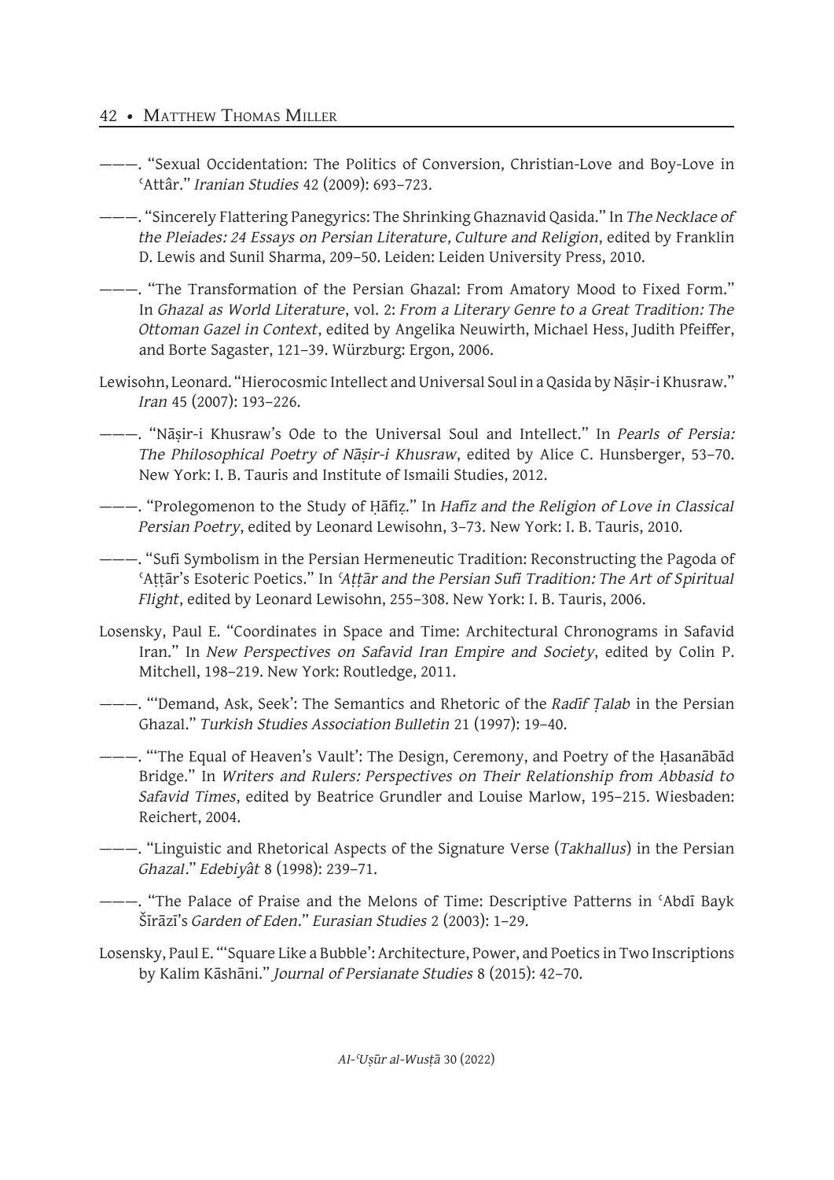———. "Sexual Occidentation: The Politics of Conversion, Christian-Love and Boy-Love in ʿAttâr." *Iranian Studies* 42 (2009): 693–723.

———. "Sincerely Flattering Panegyrics: The Shrinking Ghaznavid Qasida." In *The Necklace of the Pleiades: 24 Essays on Persian Literature, Culture and Religion*, edited by Franklin D. Lewis and Sunil Sharma, 209–50. Leiden: Leiden University Press, 2010.

———. "The Transformation of the Persian Ghazal: From Amatory Mood to Fixed Form." In *Ghazal as World Literature*, vol. 2: *From a Literary Genre to a Great Tradition: The Ottoman Gazel in Context*, edited by Angelika Neuwirth, Michael Hess, Judith Pfeiffer, and Borte Sagaster, 121–39. Würzburg: Ergon, 2006.

Lewisohn, Leonard. "Hierocosmic Intellect and Universal Soul in a Qasida by Nāṣir-i Khusraw." *Iran* 45 (2007): 193–226.

———. "Nāṣir-i Khusraw's Ode to the Universal Soul and Intellect." In *Pearls of Persia: The Philosophical Poetry of Nāṣir-i Khusraw*, edited by Alice C. Hunsberger, 53–70. New York: I. B. Tauris and Institute of Ismaili Studies, 2012.

———. "Prolegomenon to the Study of Ḥāfiẓ." In *Hafiz and the Religion of Love in Classical Persian Poetry*, edited by Leonard Lewisohn, 3–73. New York: I. B. Tauris, 2010.

———. "Sufi Symbolism in the Persian Hermeneutic Tradition: Reconstructing the Pagoda of ʿAṭṭār's Esoteric Poetics." In *ʿAṭṭār and the Persian Sufi Tradition: The Art of Spiritual Flight*, edited by Leonard Lewisohn, 255–308. New York: I. B. Tauris, 2006.

Losensky, Paul E. "Coordinates in Space and Time: Architectural Chronograms in Safavid Iran." In *New Perspectives on Safavid Iran Empire and Society*, edited by Colin P. Mitchell, 198–219. New York: Routledge, 2011.

———. "'Demand, Ask, Seek': The Semantics and Rhetoric of the *Radīf Ṭalab* in the Persian Ghazal." *Turkish Studies Association Bulletin* 21 (1997): 19–40.

———. "'The Equal of Heaven's Vault': The Design, Ceremony, and Poetry of the Ḥasanābād Bridge." In *Writers and Rulers: Perspectives on Their Relationship from Abbasid to Safavid Times*, edited by Beatrice Grundler and Louise Marlow, 195–215. Wiesbaden: Reichert, 2004.

———. "Linguistic and Rhetorical Aspects of the Signature Verse (*Takhallus*) in the Persian *Ghazal*." *Edebiyât* 8 (1998): 239–71.

———. "The Palace of Praise and the Melons of Time: Descriptive Patterns in ʿAbdī Bayk Šīrāzī's *Garden of Eden*." *Eurasian Studies* 2 (2003): 1–29.

Losensky, Paul E. "'Square Like a Bubble': Architecture, Power, and Poetics in Two Inscriptions by Kalim Kāshāni." *Journal of Persianate Studies* 8 (2015): 42–70.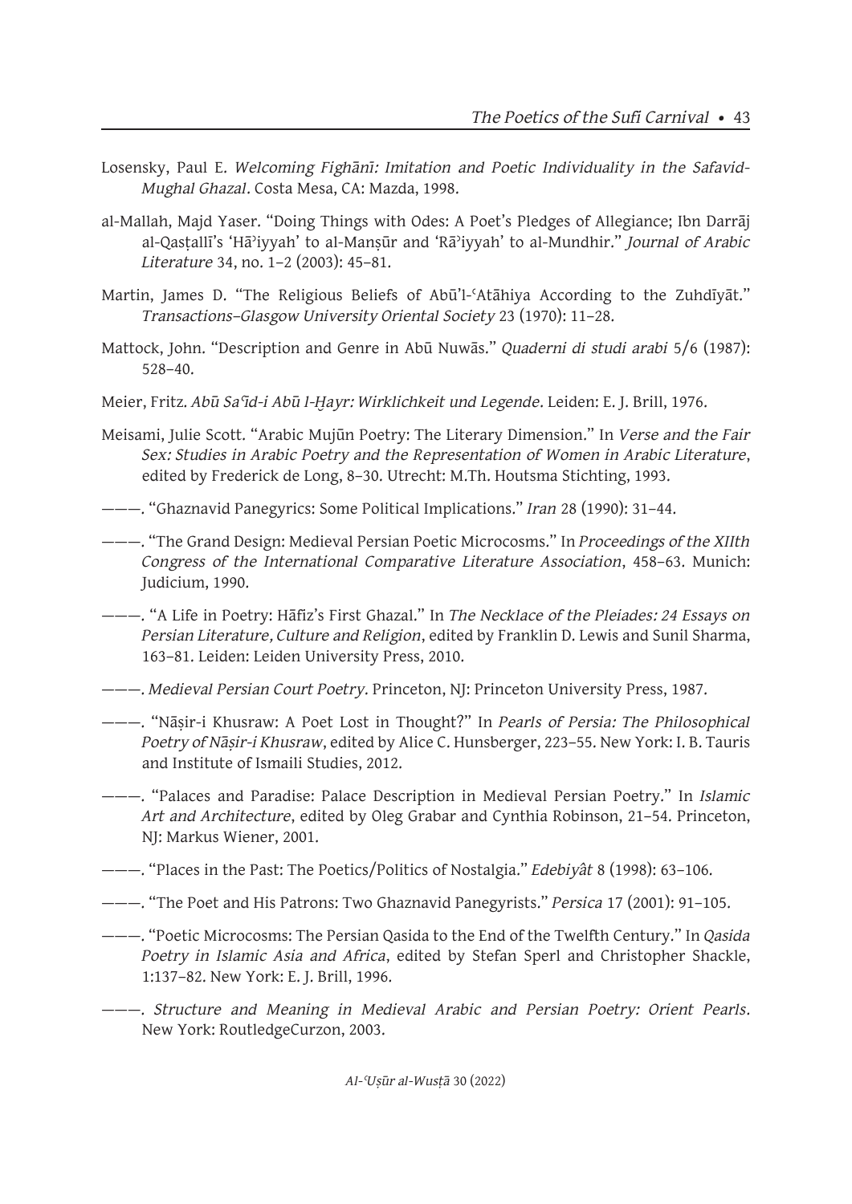Losensky, Paul E. *Welcoming Fighānī: Imitation and Poetic Individuality in the Safavid-Mughal Ghazal*. Costa Mesa, CA: Mazda, 1998.

al-Mallah, Majd Yaser. "Doing Things with Odes: A Poet's Pledges of Allegiance; Ibn Darrāj al-Qasṭallī's 'Hā'iyyah' to al-Manṣūr and 'Rā'iyyah' to al-Mundhir." *Journal of Arabic Literature* 34, no. 1–2 (2003): 45–81.

Martin, James D. "The Religious Beliefs of Abū'l-ʿAtāhiya According to the Zuhdīyāt." *Transactions–Glasgow University Oriental Society* 23 (1970): 11–28.

Mattock, John. "Description and Genre in Abū Nuwās." *Quaderni di studi arabi* 5/6 (1987): 528–40.

Meier, Fritz. *Abū Saʿīd-i Abū l-Ḫayr: Wirklichkeit und Legende*. Leiden: E. J. Brill, 1976.

Meisami, Julie Scott. "Arabic Mujūn Poetry: The Literary Dimension." In *Verse and the Fair Sex: Studies in Arabic Poetry and the Representation of Women in Arabic Literature*, edited by Frederick de Long, 8–30. Utrecht: M.Th. Houtsma Stichting, 1993.

———. "Ghaznavid Panegyrics: Some Political Implications." *Iran* 28 (1990): 31–44.

———. "The Grand Design: Medieval Persian Poetic Microcosms." In *Proceedings of the XIIth Congress of the International Comparative Literature Association*, 458–63. Munich: Judicium, 1990.

———. "A Life in Poetry: Hāfiz's First Ghazal." In *The Necklace of the Pleiades: 24 Essays on Persian Literature, Culture and Religion*, edited by Franklin D. Lewis and Sunil Sharma, 163–81. Leiden: Leiden University Press, 2010.

———. *Medieval Persian Court Poetry*. Princeton, NJ: Princeton University Press, 1987.

———. "Nāṣir-i Khusraw: A Poet Lost in Thought?" In *Pearls of Persia: The Philosophical Poetry of Nāṣir-i Khusraw*, edited by Alice C. Hunsberger, 223–55. New York: I. B. Tauris and Institute of Ismaili Studies, 2012.

———. "Palaces and Paradise: Palace Description in Medieval Persian Poetry." In *Islamic Art and Architecture*, edited by Oleg Grabar and Cynthia Robinson, 21–54. Princeton, NJ: Markus Wiener, 2001.

———. "Places in the Past: The Poetics/Politics of Nostalgia." *Edebiyât* 8 (1998): 63–106.

———. "The Poet and His Patrons: Two Ghaznavid Panegyrists." *Persica* 17 (2001): 91–105.

———. "Poetic Microcosms: The Persian Qasida to the End of the Twelfth Century." In *Qasida Poetry in Islamic Asia and Africa*, edited by Stefan Sperl and Christopher Shackle, 1:137–82. New York: E. J. Brill, 1996.

———. *Structure and Meaning in Medieval Arabic and Persian Poetry: Orient Pearls*. New York: RoutledgeCurzon, 2003.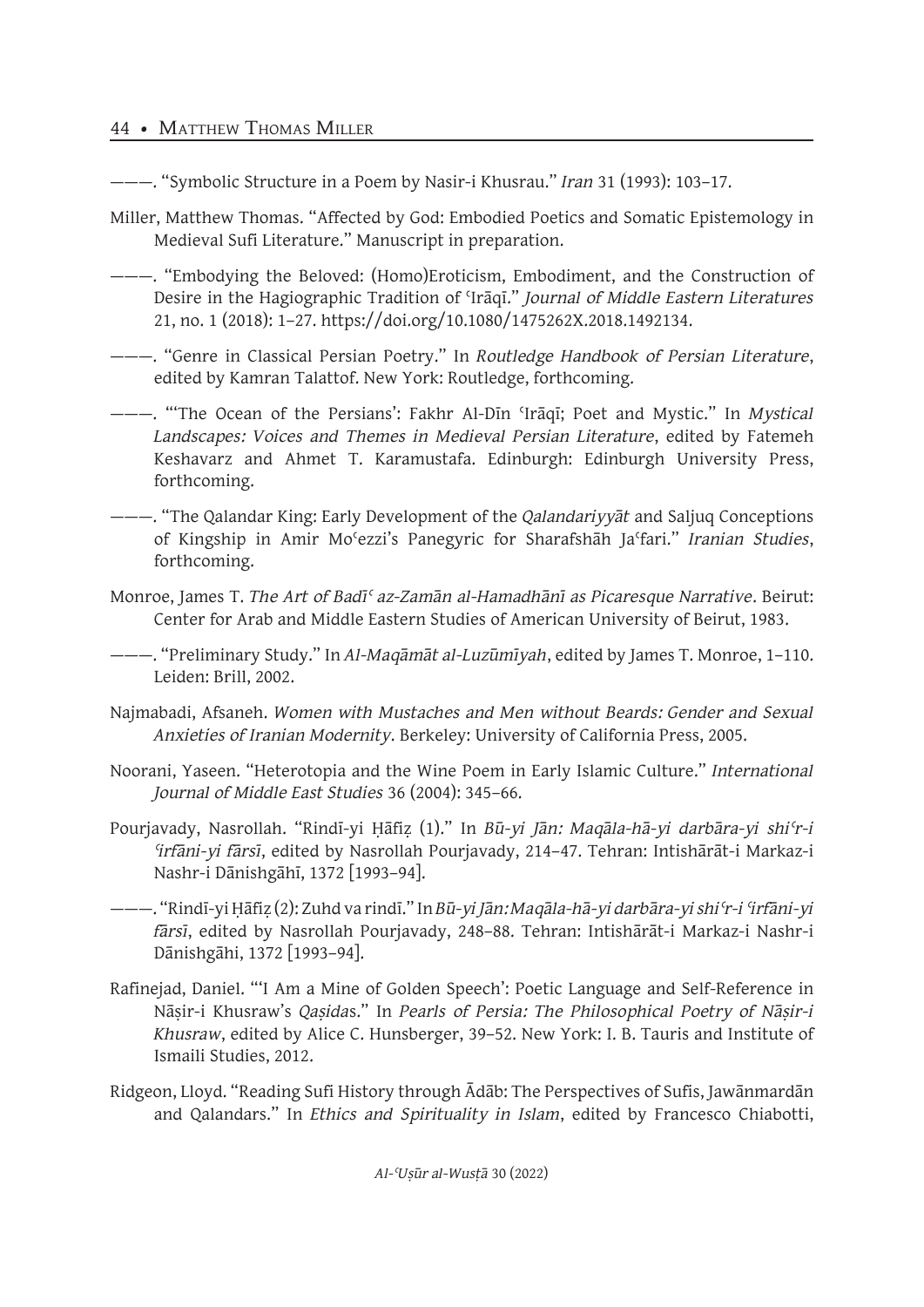———. "Symbolic Structure in a Poem by Nasir-i Khusrau." *Iran* 31 (1993): 103–17.

Miller, Matthew Thomas. "Affected by God: Embodied Poetics and Somatic Epistemology in Medieval Sufi Literature." Manuscript in preparation.

———. "Embodying the Beloved: (Homo)Eroticism, Embodiment, and the Construction of Desire in the Hagiographic Tradition of ʿIrāqī." *Journal of Middle Eastern Literatures* 21, no. 1 (2018): 1–27. https://doi.org/10.1080/1475262X.2018.1492134.

———. "Genre in Classical Persian Poetry." In *Routledge Handbook of Persian Literature*, edited by Kamran Talattof. New York: Routledge, forthcoming.

———. "'The Ocean of the Persians': Fakhr Al-Dīn ʿIrāqī; Poet and Mystic." In *Mystical Landscapes: Voices and Themes in Medieval Persian Literature*, edited by Fatemeh Keshavarz and Ahmet T. Karamustafa. Edinburgh: Edinburgh University Press, forthcoming.

———. "The Qalandar King: Early Development of the *Qalandariyyāt* and Saljuq Conceptions of Kingship in Amir Moʿezzi's Panegyric for Sharafshāh Jaʿfari." *Iranian Studies*, forthcoming.

Monroe, James T. *The Art of Badīʿ az-Zamān al-Hamadhānī as Picaresque Narrative*. Beirut: Center for Arab and Middle Eastern Studies of American University of Beirut, 1983.

———. "Preliminary Study." In *Al-Maqāmāt al-Luzūmīyah*, edited by James T. Monroe, 1–110. Leiden: Brill, 2002.

Najmabadi, Afsaneh. *Women with Mustaches and Men without Beards: Gender and Sexual Anxieties of Iranian Modernity*. Berkeley: University of California Press, 2005.

Noorani, Yaseen. "Heterotopia and the Wine Poem in Early Islamic Culture." *International Journal of Middle East Studies* 36 (2004): 345–66.

Pourjavady, Nasrollah. "Rindī-yi Ḥāfiẓ (1)." In *Bū-yi Jān: Maqāla-hā-yi darbāra-yi shiʿr-i ʿirfāni-yi fārsī*, edited by Nasrollah Pourjavady, 214–47. Tehran: Intishārāt-i Markaz-i Nashr-i Dānishgāhī, 1372 [1993–94].

———. "Rindī-yi Ḥāfiẓ (2): Zuhd va rindī." In *Bū-yi Jān: Maqāla-hā-yi darbāra-yi shiʿr-i ʿirfāni-yi fārsī*, edited by Nasrollah Pourjavady, 248–88. Tehran: Intishārāt-i Markaz-i Nashr-i Dānishgāhi, 1372 [1993–94].

Rafinejad, Daniel. "'I Am a Mine of Golden Speech': Poetic Language and Self-Reference in Nāṣir-i Khusraw's *Qaṣidas*." In *Pearls of Persia: The Philosophical Poetry of Nāṣir-i Khusraw*, edited by Alice C. Hunsberger, 39–52. New York: I. B. Tauris and Institute of Ismaili Studies, 2012.

Ridgeon, Lloyd. "Reading Sufi History through Ādāb: The Perspectives of Sufis, Jawānmardān and Qalandars." In *Ethics and Spirituality in Islam*, edited by Francesco Chiabotti,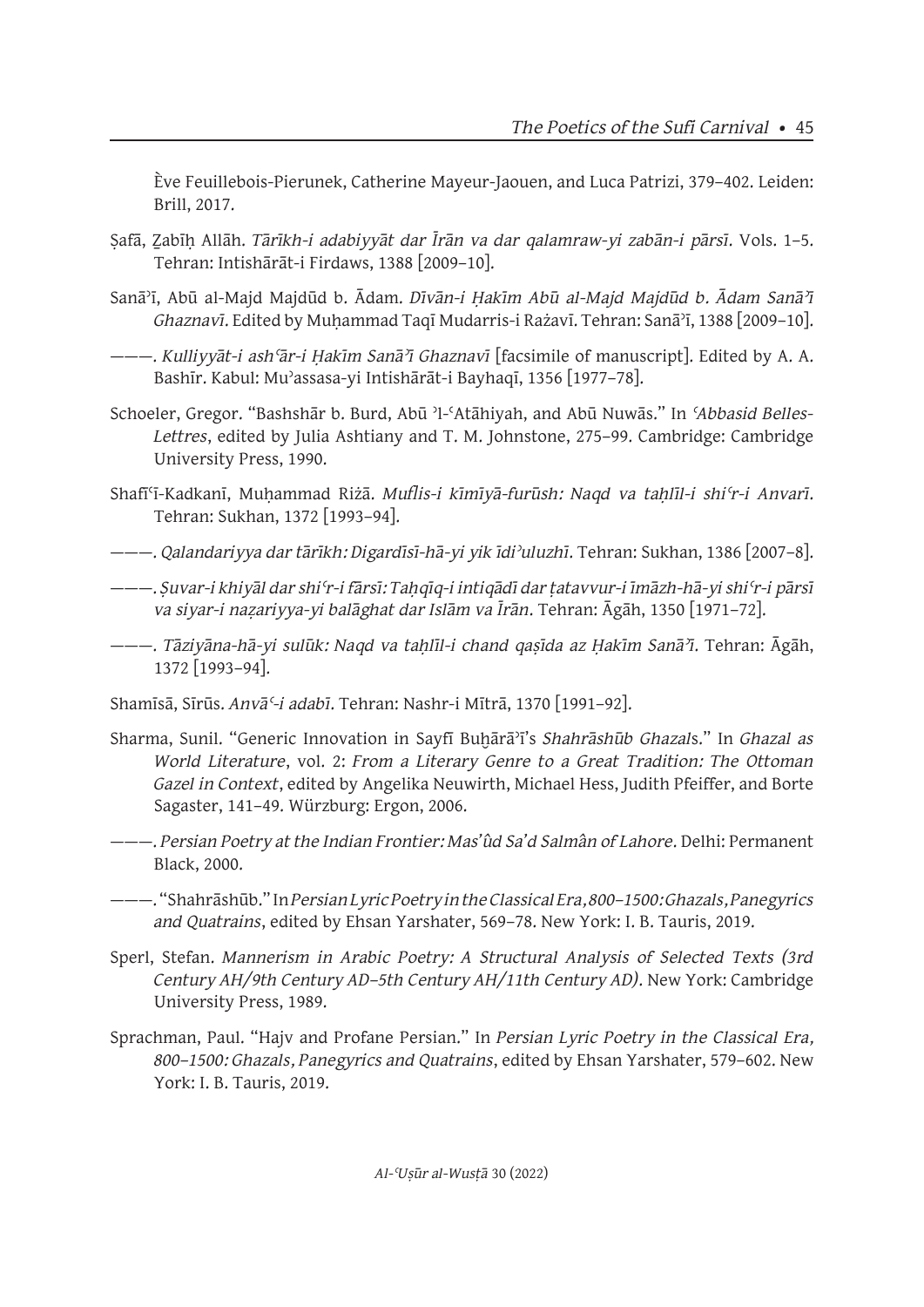Ève Feuillebois-Pierunek, Catherine Mayeur-Jaouen, and Luca Patrizi, 379–402. Leiden: Brill, 2017.

Ṣafā, Ẕabīḥ Allāh. *Tārīkh-i adabiyyāt dar Īrān va dar qalamraw-yi zabān-i pārsī*. Vols. 1–5. Tehran: Intishārāt-i Firdaws, 1388 [2009–10].

Sanāʾī, Abū al-Majd Majdūd b. Ādam. *Dīvān-i Ḥakīm Abū al-Majd Majdūd b. Ādam Sanāʾī Ghaznavī*. Edited by Muḥammad Taqī Mudarris-i Rażavī. Tehran: Sanāʾī, 1388 [2009–10].

———. *Kulliyyāt-i ashʿār-i Ḥakīm Sanāʾī Ghaznavī* [facsimile of manuscript]. Edited by A. A. Bashīr. Kabul: Muʾassasa-yi Intishārāt-i Bayhaqī, 1356 [1977–78].

Schoeler, Gregor. "Bashshār b. Burd, Abū ʾl-ʿAtāhiyah, and Abū Nuwās." In *ʿAbbasid Belles-Lettres*, edited by Julia Ashtiany and T. M. Johnstone, 275–99. Cambridge: Cambridge University Press, 1990.

Shafīʿī-Kadkanī, Muḥammad Riżā. *Muflis-i kīmīyā-furūsh: Naqd va taḥlīl-i shiʿr-i Anvarī*. Tehran: Sukhan, 1372 [1993–94].

———. *Qalandariyya dar tārīkh: Digardīsī-hā-yi yik īdiʾuluzhī*. Tehran: Sukhan, 1386 [2007–8].

———. *Ṣuvar-i khiyāl dar shiʿr-i fārsī: Taḥqīq-i intiqādī dar ṭatavvur-i īmāzh-hā-yi shiʿr-i pārsī va siyar-i naẓariyya-yi balāghat dar Islām va Īrān*. Tehran: Āgāh, 1350 [1971–72].

———. *Tāziyāna-hā-yi sulūk: Naqd va taḥlīl-i chand qaṣīda az Ḥakīm Sanāʾī*. Tehran: Āgāh, 1372 [1993–94].

Shamīsā, Sīrūs. *Anvāʿ-i adabī*. Tehran: Nashr-i Mītrā, 1370 [1991–92].

Sharma, Sunil. "Generic Innovation in Sayfī Buḫārāʾī's *Shahrāshūb Ghazal*s." In *Ghazal as World Literature*, vol. 2: *From a Literary Genre to a Great Tradition: The Ottoman Gazel in Context*, edited by Angelika Neuwirth, Michael Hess, Judith Pfeiffer, and Borte Sagaster, 141–49. Würzburg: Ergon, 2006.

———. *Persian Poetry at the Indian Frontier: Mas'ûd Sa'd Salmân of Lahore*. Delhi: Permanent Black, 2000.

———. "Shahrāshūb." In *Persian Lyric Poetry in the Classical Era, 800–1500: Ghazals, Panegyrics and Quatrains*, edited by Ehsan Yarshater, 569–78. New York: I. B. Tauris, 2019.

Sperl, Stefan. *Mannerism in Arabic Poetry: A Structural Analysis of Selected Texts (3rd Century AH/9th Century AD–5th Century AH/11th Century AD)*. New York: Cambridge University Press, 1989.

Sprachman, Paul. "Hajv and Profane Persian." In *Persian Lyric Poetry in the Classical Era, 800–1500: Ghazals, Panegyrics and Quatrains*, edited by Ehsan Yarshater, 579–602. New York: I. B. Tauris, 2019.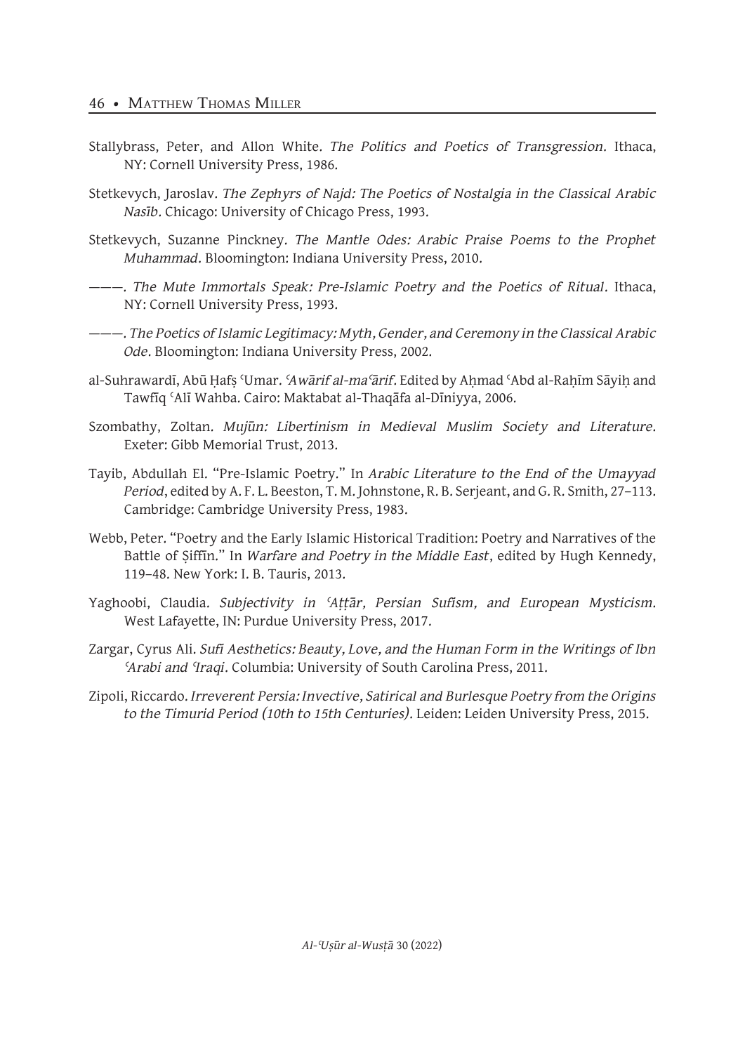Stallybrass, Peter, and Allon White. *The Politics and Poetics of Transgression.* Ithaca, NY: Cornell University Press, 1986.

Stetkevych, Jaroslav. *The Zephyrs of Najd: The Poetics of Nostalgia in the Classical Arabic Nasīb*. Chicago: University of Chicago Press, 1993.

Stetkevych, Suzanne Pinckney. *The Mantle Odes: Arabic Praise Poems to the Prophet Muhammad*. Bloomington: Indiana University Press, 2010.

———. *The Mute Immortals Speak: Pre-Islamic Poetry and the Poetics of Ritual*. Ithaca, NY: Cornell University Press, 1993.

———. *The Poetics of Islamic Legitimacy: Myth, Gender, and Ceremony in the Classical Arabic Ode*. Bloomington: Indiana University Press, 2002.

al-Suhrawardī, Abū Ḥafṣ ʿUmar. *ʿAwārif al-maʿārif*. Edited by Aḥmad ʿAbd al-Raḥīm Sāyiḥ and Tawfīq ʿAlī Wahba. Cairo: Maktabat al-Thaqāfa al-Dīniyya, 2006.

Szombathy, Zoltan. *Mujūn: Libertinism in Medieval Muslim Society and Literature.* Exeter: Gibb Memorial Trust, 2013.

Tayib, Abdullah El. "Pre-Islamic Poetry." In *Arabic Literature to the End of the Umayyad Period*, edited by A. F. L. Beeston, T. M. Johnstone, R. B. Serjeant, and G. R. Smith, 27–113. Cambridge: Cambridge University Press, 1983.

Webb, Peter. "Poetry and the Early Islamic Historical Tradition: Poetry and Narratives of the Battle of Ṣiffīn." In *Warfare and Poetry in the Middle East*, edited by Hugh Kennedy, 119–48. New York: I. B. Tauris, 2013.

Yaghoobi, Claudia. *Subjectivity in ʿAṭṭār, Persian Sufism, and European Mysticism.* West Lafayette, IN: Purdue University Press, 2017.

Zargar, Cyrus Ali. *Sufi Aesthetics: Beauty, Love, and the Human Form in the Writings of Ibn ʿArabi and ʿIraqi*. Columbia: University of South Carolina Press, 2011.

Zipoli, Riccardo. *Irreverent Persia: Invective, Satirical and Burlesque Poetry from the Origins to the Timurid Period (10th to 15th Centuries).* Leiden: Leiden University Press, 2015.